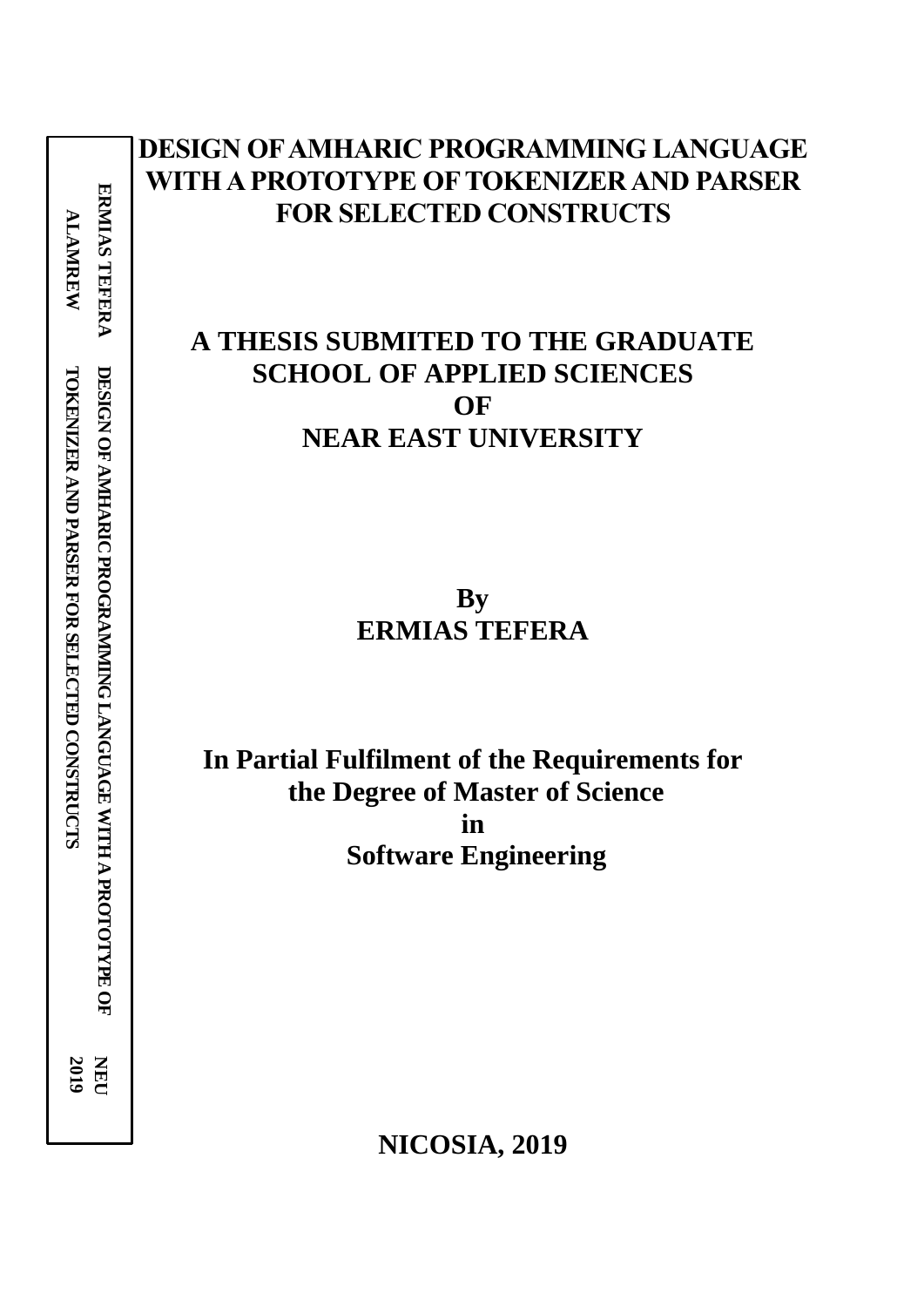# DESIGN OF AMHARIC PROGRAMMING LANGUAGE WITH A PROTOTYPE OF TOKENIZER AND PARSER FOR SELECTED CONSTRUCTS

ERMIAS TEFERA ALAMREW    DESIGN OF AMHARIC PROGRAMMING LANGUAGE WITH A PROTOTYPE OF TOKENIZER AND PARSER FOR SELECTED CONSTRUCTS    NEU 2019

## A THESIS SUBMITED TO THE GRADUATE SCHOOL OF APPLIED SCIENCES OF NEAR EAST UNIVERSITY

**By**
**ERMIAS TEFERA**

**In Partial Fulfilment of the Requirements for the Degree of Master of Science in Software Engineering**

**NICOSIA, 2019**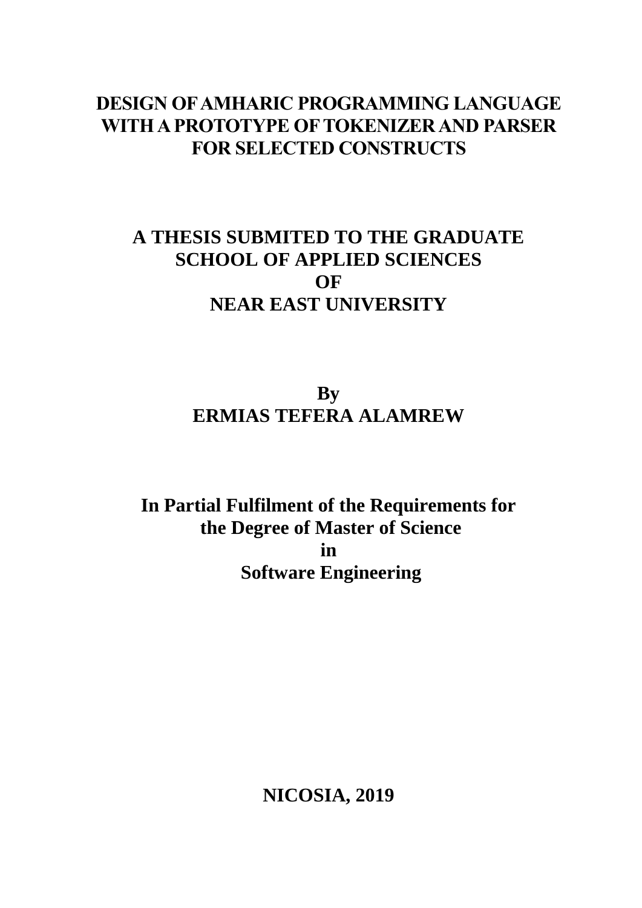# DESIGN OF AMHARIC PROGRAMMING LANGUAGE WITH A PROTOTYPE OF TOKENIZER AND PARSER FOR SELECTED CONSTRUCTS

**A THESIS SUBMITED TO THE GRADUATE SCHOOL OF APPLIED SCIENCES OF NEAR EAST UNIVERSITY**

**By**
**ERMIAS TEFERA ALAMREW**

**In Partial Fulfilment of the Requirements for the Degree of Master of Science in Software Engineering**

**NICOSIA, 2019**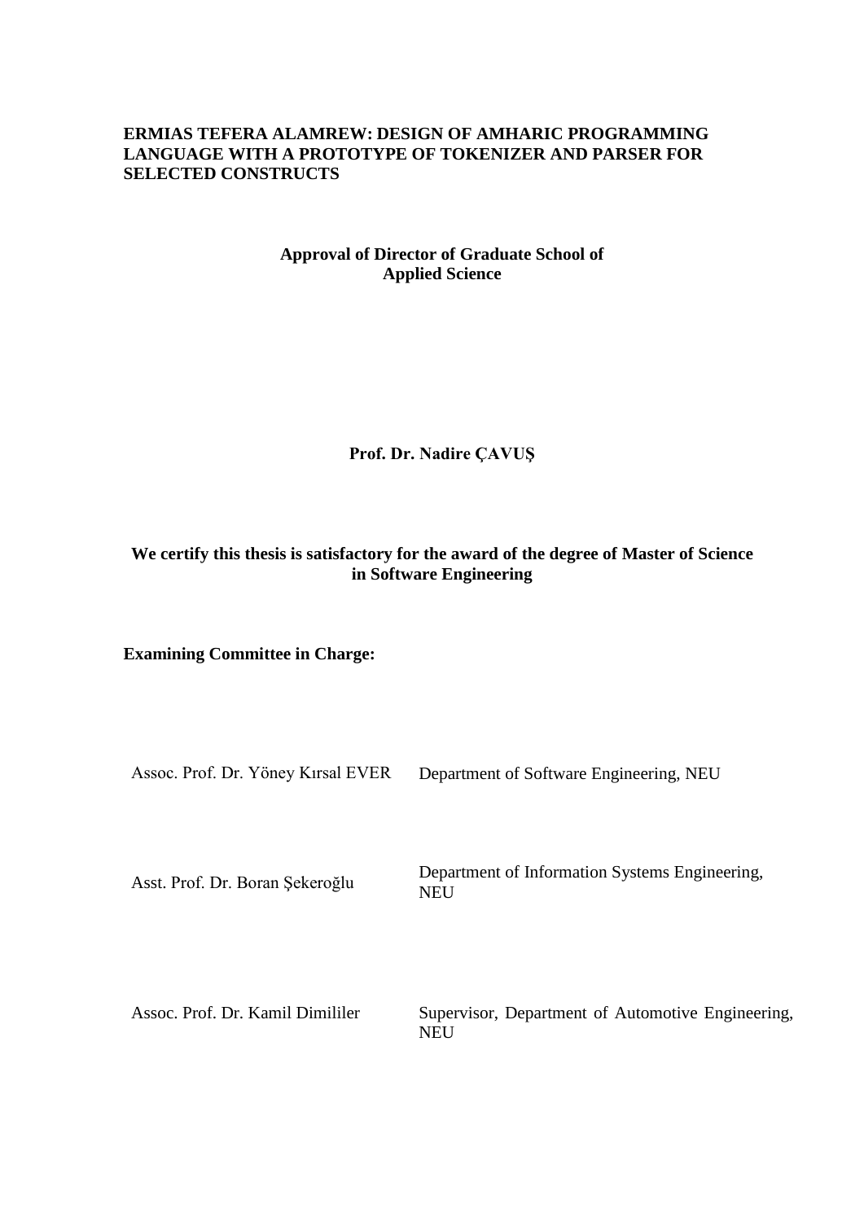**ERMIAS TEFERA ALAMREW: DESIGN OF AMHARIC PROGRAMMING LANGUAGE WITH A PROTOTYPE OF TOKENIZER AND PARSER FOR SELECTED CONSTRUCTS**

**Approval of Director of Graduate School of Applied Science**

**Prof. Dr. Nadire ÇAVUŞ**

**We certify this thesis is satisfactory for the award of the degree of Master of Science in Software Engineering**

**Examining Committee in Charge:**

| | |
|---|---|
| Assoc. Prof. Dr. Yöney Kırsal EVER | Department of Software Engineering, NEU |
| Asst. Prof. Dr. Boran Şekeroğlu | Department of Information Systems Engineering, NEU |
| Assoc. Prof. Dr. Kamil Dimililer | Supervisor, Department of Automotive Engineering, NEU |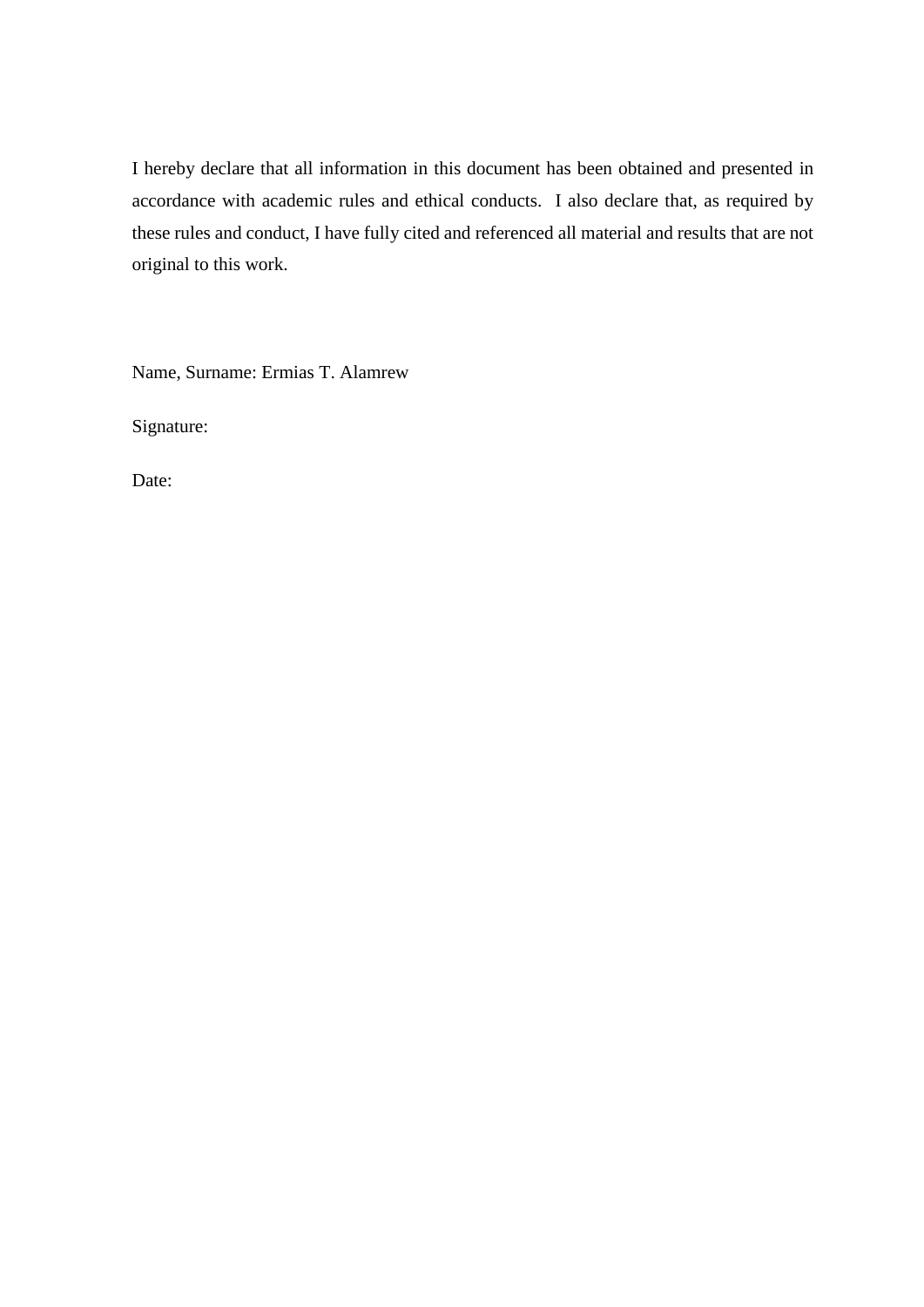I hereby declare that all information in this document has been obtained and presented in accordance with academic rules and ethical conducts.  I also declare that, as required by these rules and conduct, I have fully cited and referenced all material and results that are not original to this work.

Name, Surname: Ermias T. Alamrew

Signature:

Date: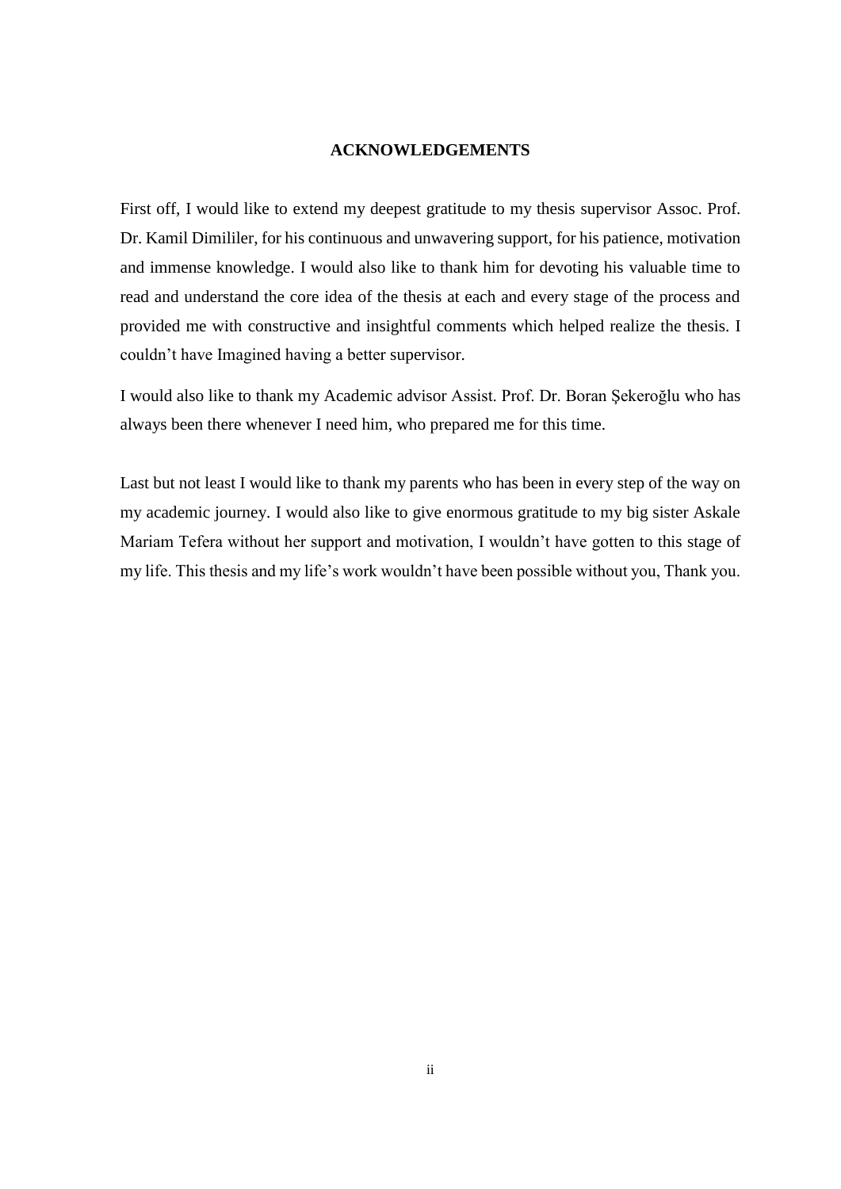# ACKNOWLEDGEMENTS

First off, I would like to extend my deepest gratitude to my thesis supervisor Assoc. Prof. Dr. Kamil Dimililer, for his continuous and unwavering support, for his patience, motivation and immense knowledge. I would also like to thank him for devoting his valuable time to read and understand the core idea of the thesis at each and every stage of the process and provided me with constructive and insightful comments which helped realize the thesis. I couldn't have Imagined having a better supervisor.

I would also like to thank my Academic advisor Assist. Prof. Dr. Boran Şekeroğlu who has always been there whenever I need him, who prepared me for this time.

Last but not least I would like to thank my parents who has been in every step of the way on my academic journey. I would also like to give enormous gratitude to my big sister Askale Mariam Tefera without her support and motivation, I wouldn't have gotten to this stage of my life. This thesis and my life's work wouldn't have been possible without you, Thank you.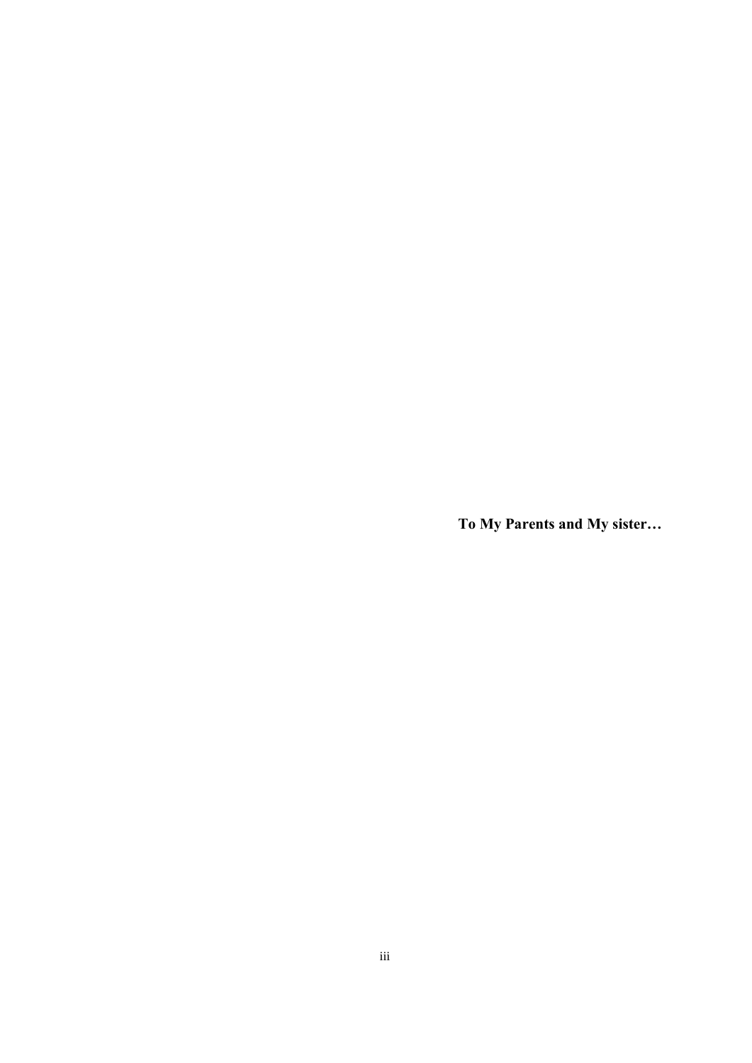**To My Parents and My sister…**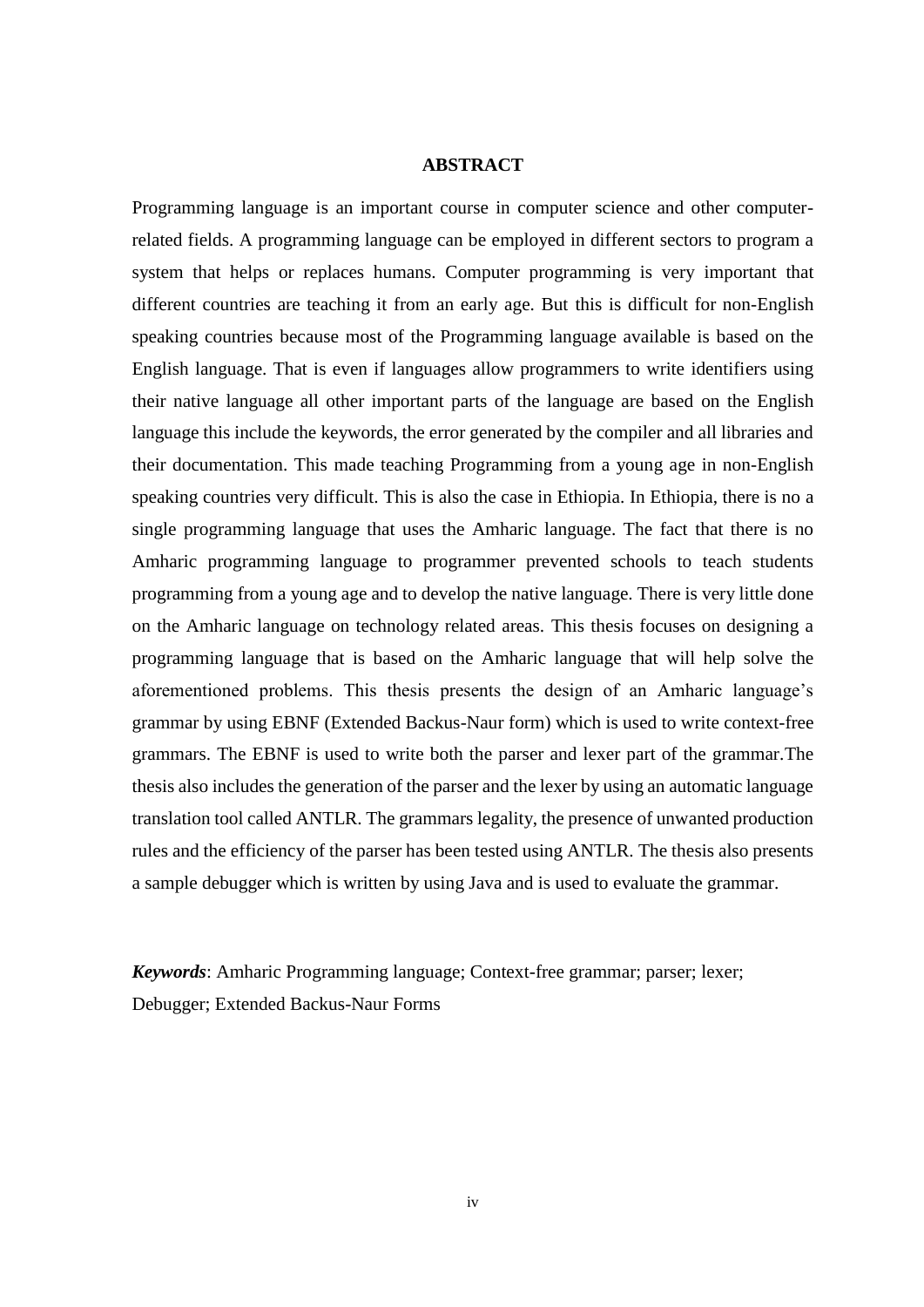# ABSTRACT

Programming language is an important course in computer science and other computer-related fields. A programming language can be employed in different sectors to program a system that helps or replaces humans. Computer programming is very important that different countries are teaching it from an early age. But this is difficult for non-English speaking countries because most of the Programming language available is based on the English language. That is even if languages allow programmers to write identifiers using their native language all other important parts of the language are based on the English language this include the keywords, the error generated by the compiler and all libraries and their documentation. This made teaching Programming from a young age in non-English speaking countries very difficult. This is also the case in Ethiopia. In Ethiopia, there is no a single programming language that uses the Amharic language. The fact that there is no Amharic programming language to programmer prevented schools to teach students programming from a young age and to develop the native language. There is very little done on the Amharic language on technology related areas. This thesis focuses on designing a programming language that is based on the Amharic language that will help solve the aforementioned problems. This thesis presents the design of an Amharic language's grammar by using EBNF (Extended Backus-Naur form) which is used to write context-free grammars. The EBNF is used to write both the parser and lexer part of the grammar.The thesis also includes the generation of the parser and the lexer by using an automatic language translation tool called ANTLR. The grammars legality, the presence of unwanted production rules and the efficiency of the parser has been tested using ANTLR. The thesis also presents a sample debugger which is written by using Java and is used to evaluate the grammar.

***Keywords***: Amharic Programming language; Context-free grammar; parser; lexer; Debugger; Extended Backus-Naur Forms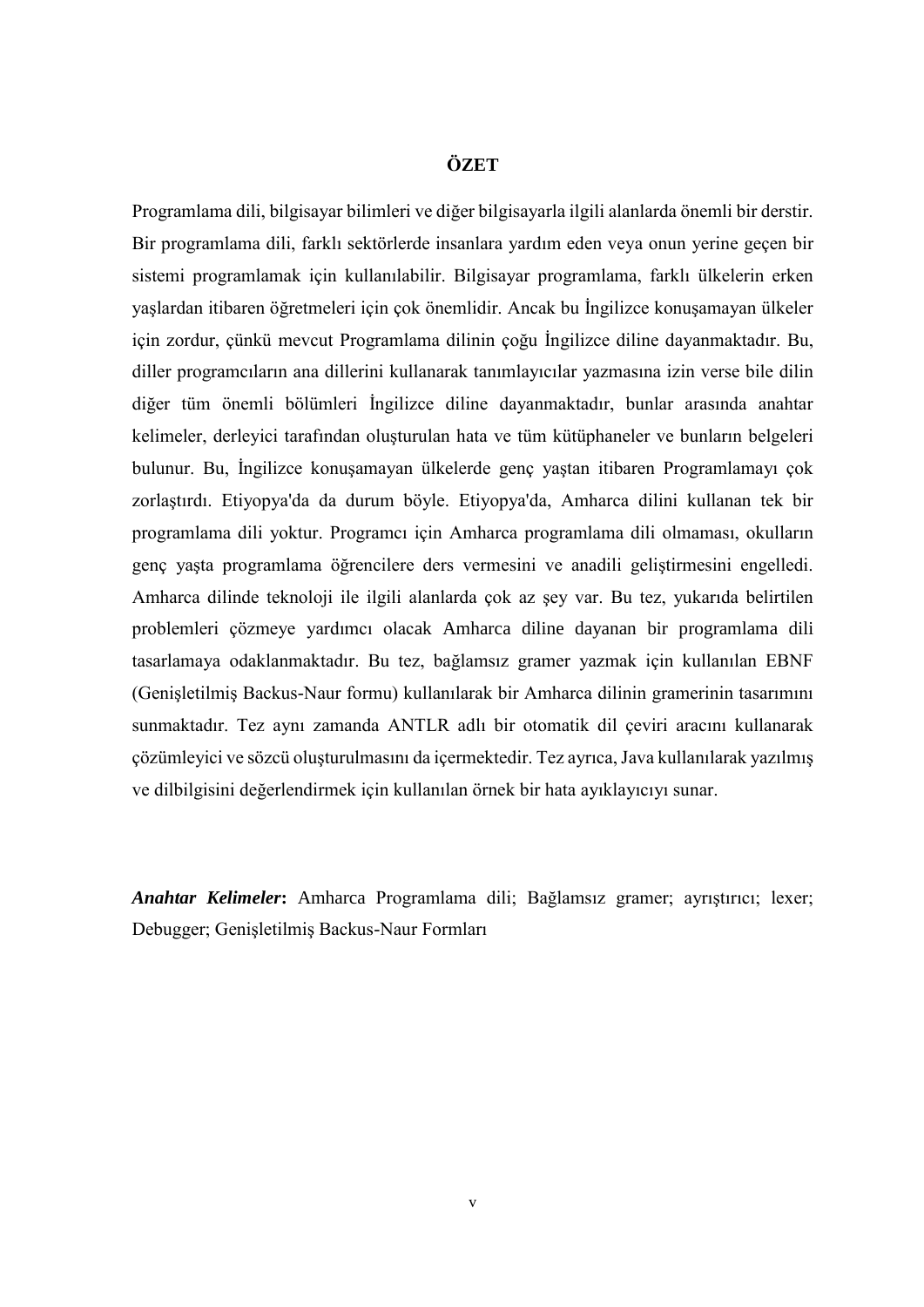# ÖZET

Programlama dili, bilgisayar bilimleri ve diğer bilgisayarla ilgili alanlarda önemli bir derstir. Bir programlama dili, farklı sektörlerde insanlara yardım eden veya onun yerine geçen bir sistemi programlamak için kullanılabilir. Bilgisayar programlama, farklı ülkelerin erken yaşlardan itibaren öğretmeleri için çok önemlidir. Ancak bu İngilizce konuşamayan ülkeler için zordur, çünkü mevcut Programlama dilinin çoğu İngilizce diline dayanmaktadır. Bu, diller programcıların ana dillerini kullanarak tanımlayıcılar yazmasına izin verse bile dilin diğer tüm önemli bölümleri İngilizce diline dayanmaktadır, bunlar arasında anahtar kelimeler, derleyici tarafından oluşturulan hata ve tüm kütüphaneler ve bunların belgeleri bulunur. Bu, İngilizce konuşamayan ülkelerde genç yaştan itibaren Programlamayı çok zorlaştırdı. Etiyopya'da da durum böyle. Etiyopya'da, Amharca dilini kullanan tek bir programlama dili yoktur. Programcı için Amharca programlama dili olmaması, okulların genç yaşta programlama öğrencilere ders vermesini ve anadili geliştirmesini engelledi. Amharca dilinde teknoloji ile ilgili alanlarda çok az şey var. Bu tez, yukarıda belirtilen problemleri çözmeye yardımcı olacak Amharca diline dayanan bir programlama dili tasarlamaya odaklanmaktadır. Bu tez, bağlamsız gramer yazmak için kullanılan EBNF (Genişletilmiş Backus-Naur formu) kullanılarak bir Amharca dilinin gramerinin tasarımını sunmaktadır. Tez aynı zamanda ANTLR adlı bir otomatik dil çeviri aracını kullanarak çözümleyici ve sözcü oluşturulmasını da içermektedir. Tez ayrıca, Java kullanılarak yazılmış ve dilbilgisini değerlendirmek için kullanılan örnek bir hata ayıklayıcıyı sunar.

***Anahtar Kelimeler*:** Amharca Programlama dili; Bağlamsız gramer; ayrıştırıcı; lexer; Debugger; Genişletilmiş Backus-Naur Formları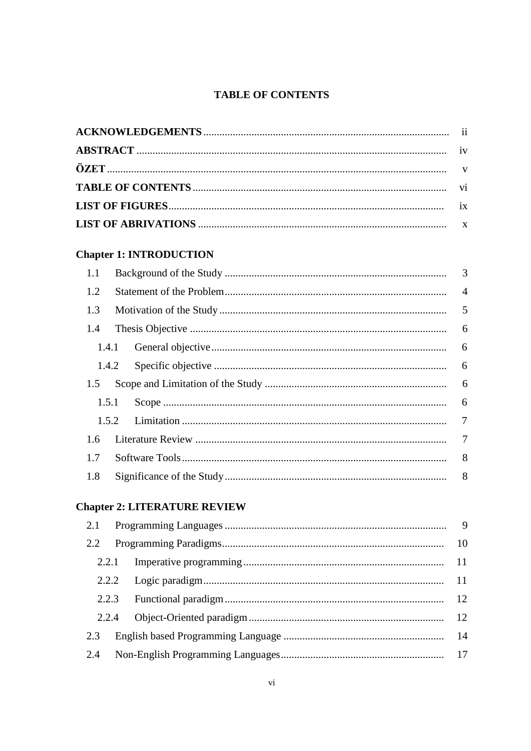# TABLE OF CONTENTS

| | |
|---|---|
| **ACKNOWLEDGEMENTS** | ii |
| **ABSTRACT** | iv |
| **ÖZET** | v |
| **TABLE OF CONTENTS** | vi |
| **LIST OF FIGURES** | ix |
| **LIST OF ABRIVATIONS** | x |

**Chapter 1: INTRODUCTION**

| | | |
|---|---|---|
| 1.1 | Background of the Study | 3 |
| 1.2 | Statement of the Problem | 4 |
| 1.3 | Motivation of the Study | 5 |
| 1.4 | Thesis Objective | 6 |
| 1.4.1 | General objective | 6 |
| 1.4.2 | Specific objective | 6 |
| 1.5 | Scope and Limitation of the Study | 6 |
| 1.5.1 | Scope | 6 |
| 1.5.2 | Limitation | 7 |
| 1.6 | Literature Review | 7 |
| 1.7 | Software Tools | 8 |
| 1.8 | Significance of the Study | 8 |

**Chapter 2: LITERATURE REVIEW**

| | | |
|---|---|---|
| 2.1 | Programming Languages | 9 |
| 2.2 | Programming Paradigms | 10 |
| 2.2.1 | Imperative programming | 11 |
| 2.2.2 | Logic paradigm | 11 |
| 2.2.3 | Functional paradigm | 12 |
| 2.2.4 | Object-Oriented paradigm | 12 |
| 2.3 | English based Programming Language | 14 |
| 2.4 | Non-English Programming Languages | 17 |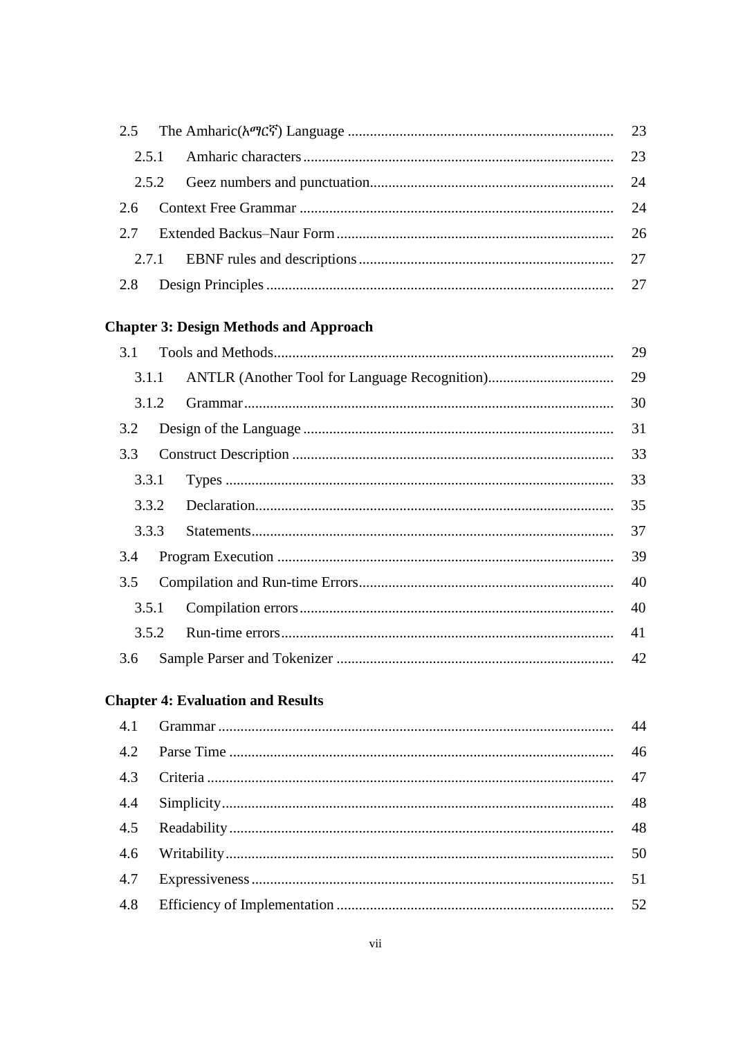| | | |
|---|---|---|
| 2.5 | The Amharic(አማርኛ) Language | 23 |
| 2.5.1 | Amharic characters | 23 |
| 2.5.2 | Geez numbers and punctuation | 24 |
| 2.6 | Context Free Grammar | 24 |
| 2.7 | Extended Backus–Naur Form | 26 |
| 2.7.1 | EBNF rules and descriptions | 27 |
| 2.8 | Design Principles | 27 |

**Chapter 3: Design Methods and Approach**

| | | |
|---|---|---|
| 3.1 | Tools and Methods | 29 |
| 3.1.1 | ANTLR (Another Tool for Language Recognition) | 29 |
| 3.1.2 | Grammar | 30 |
| 3.2 | Design of the Language | 31 |
| 3.3 | Construct Description | 33 |
| 3.3.1 | Types | 33 |
| 3.3.2 | Declaration | 35 |
| 3.3.3 | Statements | 37 |
| 3.4 | Program Execution | 39 |
| 3.5 | Compilation and Run-time Errors | 40 |
| 3.5.1 | Compilation errors | 40 |
| 3.5.2 | Run-time errors | 41 |
| 3.6 | Sample Parser and Tokenizer | 42 |

**Chapter 4: Evaluation and Results**

| | | |
|---|---|---|
| 4.1 | Grammar | 44 |
| 4.2 | Parse Time | 46 |
| 4.3 | Criteria | 47 |
| 4.4 | Simplicity | 48 |
| 4.5 | Readability | 48 |
| 4.6 | Writability | 50 |
| 4.7 | Expressiveness | 51 |
| 4.8 | Efficiency of Implementation | 52 |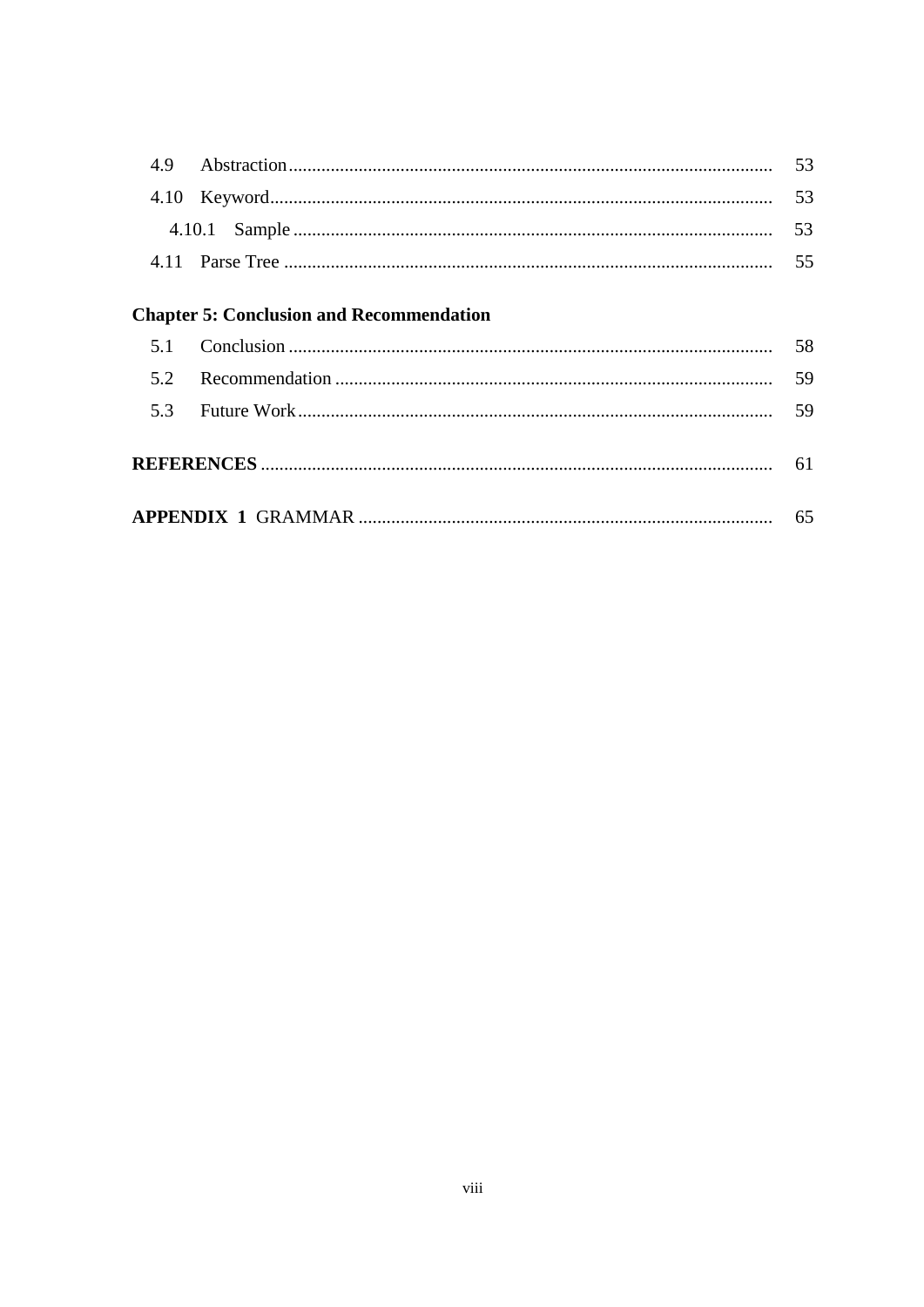4.9 Abstraction ........................................................................................................ 53

4.10 Keyword............................................................................................................ 53

4.10.1 Sample ....................................................................................................... 53

4.11 Parse Tree ......................................................................................................... 55

**Chapter 5: Conclusion and Recommendation**

5.1 Conclusion ........................................................................................................ 58

5.2 Recommendation .............................................................................................. 59

5.3 Future Work ...................................................................................................... 59

**REFERENCES** ............................................................................................................. 61

**APPENDIX 1** GRAMMAR ......................................................................................... 65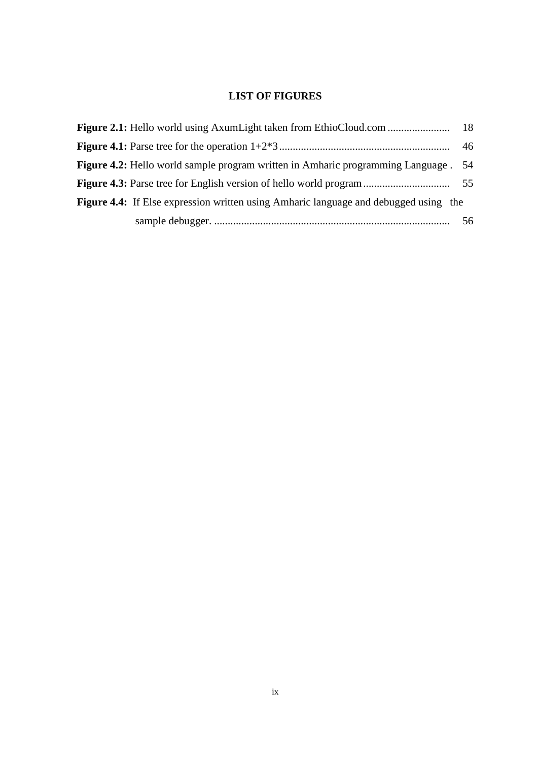# LIST OF FIGURES

**Figure 2.1:** Hello world using AxumLight taken from EthioCloud.com ....................... 18

**Figure 4.1:** Parse tree for the operation 1+2*3 ............................................................... 46

**Figure 4.2:** Hello world sample program written in Amharic programming Language . 54

**Figure 4.3:** Parse tree for English version of hello world program ................................ 55

**Figure 4.4:** If Else expression written using Amharic language and debugged using the sample debugger. ....................................................................................... 56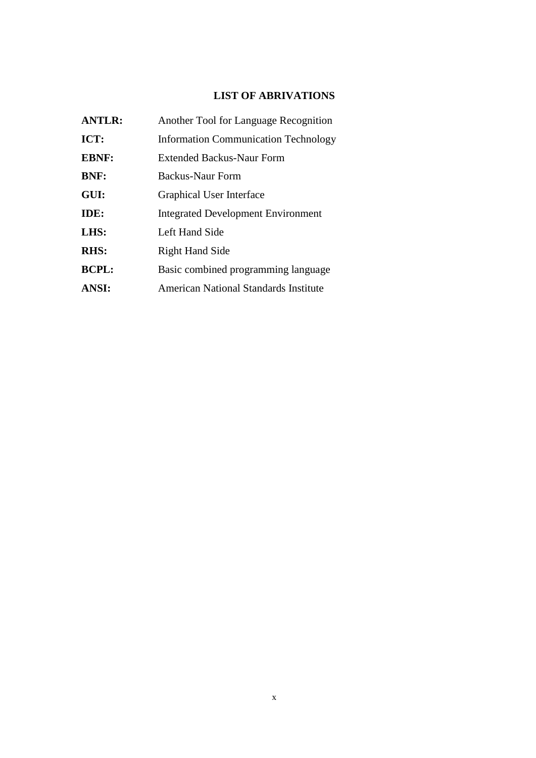# LIST OF ABRIVATIONS

| | |
|---|---|
| **ANTLR:** | Another Tool for Language Recognition |
| **ICT:** | Information Communication Technology |
| **EBNF:** | Extended Backus-Naur Form |
| **BNF:** | Backus-Naur Form |
| **GUI:** | Graphical User Interface |
| **IDE:** | Integrated Development Environment |
| **LHS:** | Left Hand Side |
| **RHS:** | Right Hand Side |
| **BCPL:** | Basic combined programming language |
| **ANSI:** | American National Standards Institute |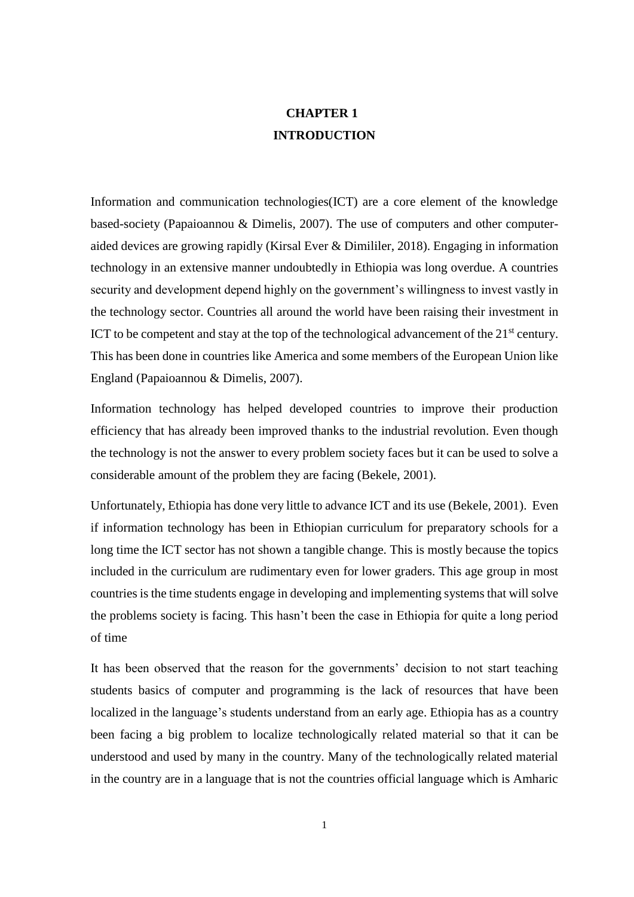# CHAPTER 1
# INTRODUCTION

Information and communication technologies(ICT) are a core element of the knowledge based-society (Papaioannou & Dimelis, 2007). The use of computers and other computer-aided devices are growing rapidly (Kirsal Ever & Dimililer, 2018). Engaging in information technology in an extensive manner undoubtedly in Ethiopia was long overdue. A countries security and development depend highly on the government's willingness to invest vastly in the technology sector. Countries all around the world have been raising their investment in ICT to be competent and stay at the top of the technological advancement of the 21st century. This has been done in countries like America and some members of the European Union like England (Papaioannou & Dimelis, 2007).

Information technology has helped developed countries to improve their production efficiency that has already been improved thanks to the industrial revolution. Even though the technology is not the answer to every problem society faces but it can be used to solve a considerable amount of the problem they are facing (Bekele, 2001).

Unfortunately, Ethiopia has done very little to advance ICT and its use (Bekele, 2001). Even if information technology has been in Ethiopian curriculum for preparatory schools for a long time the ICT sector has not shown a tangible change. This is mostly because the topics included in the curriculum are rudimentary even for lower graders. This age group in most countries is the time students engage in developing and implementing systems that will solve the problems society is facing. This hasn't been the case in Ethiopia for quite a long period of time

It has been observed that the reason for the governments' decision to not start teaching students basics of computer and programming is the lack of resources that have been localized in the language's students understand from an early age. Ethiopia has as a country been facing a big problem to localize technologically related material so that it can be understood and used by many in the country. Many of the technologically related material in the country are in a language that is not the countries official language which is Amharic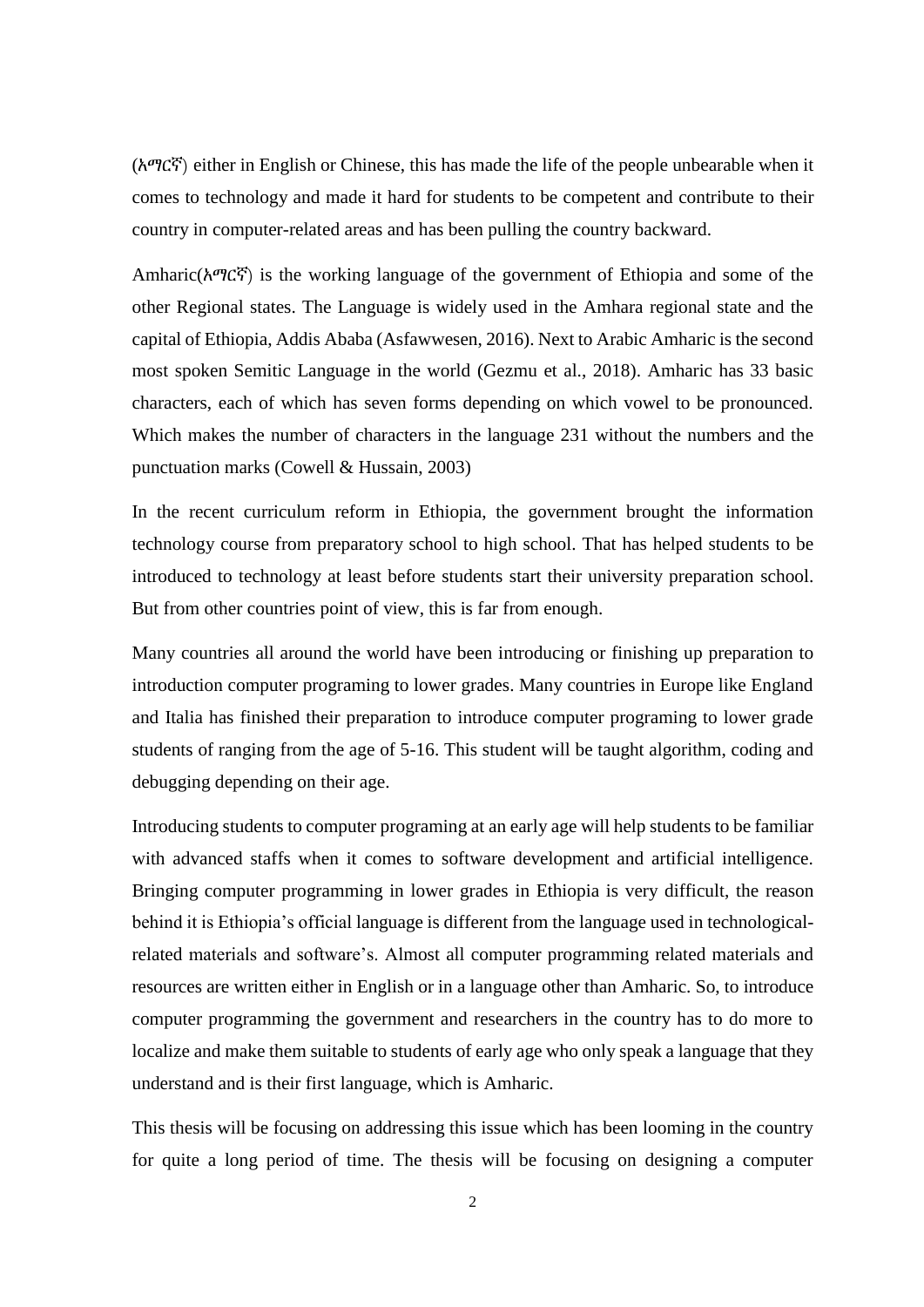(አማርኛ) either in English or Chinese, this has made the life of the people unbearable when it comes to technology and made it hard for students to be competent and contribute to their country in computer-related areas and has been pulling the country backward.

Amharic(አማርኛ) is the working language of the government of Ethiopia and some of the other Regional states. The Language is widely used in the Amhara regional state and the capital of Ethiopia, Addis Ababa (Asfawwesen, 2016). Next to Arabic Amharic is the second most spoken Semitic Language in the world (Gezmu et al., 2018). Amharic has 33 basic characters, each of which has seven forms depending on which vowel to be pronounced. Which makes the number of characters in the language 231 without the numbers and the punctuation marks (Cowell & Hussain, 2003)

In the recent curriculum reform in Ethiopia, the government brought the information technology course from preparatory school to high school. That has helped students to be introduced to technology at least before students start their university preparation school. But from other countries point of view, this is far from enough.

Many countries all around the world have been introducing or finishing up preparation to introduction computer programing to lower grades. Many countries in Europe like England and Italia has finished their preparation to introduce computer programing to lower grade students of ranging from the age of 5-16. This student will be taught algorithm, coding and debugging depending on their age.

Introducing students to computer programing at an early age will help students to be familiar with advanced staffs when it comes to software development and artificial intelligence. Bringing computer programming in lower grades in Ethiopia is very difficult, the reason behind it is Ethiopia's official language is different from the language used in technological-related materials and software's. Almost all computer programming related materials and resources are written either in English or in a language other than Amharic. So, to introduce computer programming the government and researchers in the country has to do more to localize and make them suitable to students of early age who only speak a language that they understand and is their first language, which is Amharic.

This thesis will be focusing on addressing this issue which has been looming in the country for quite a long period of time. The thesis will be focusing on designing a computer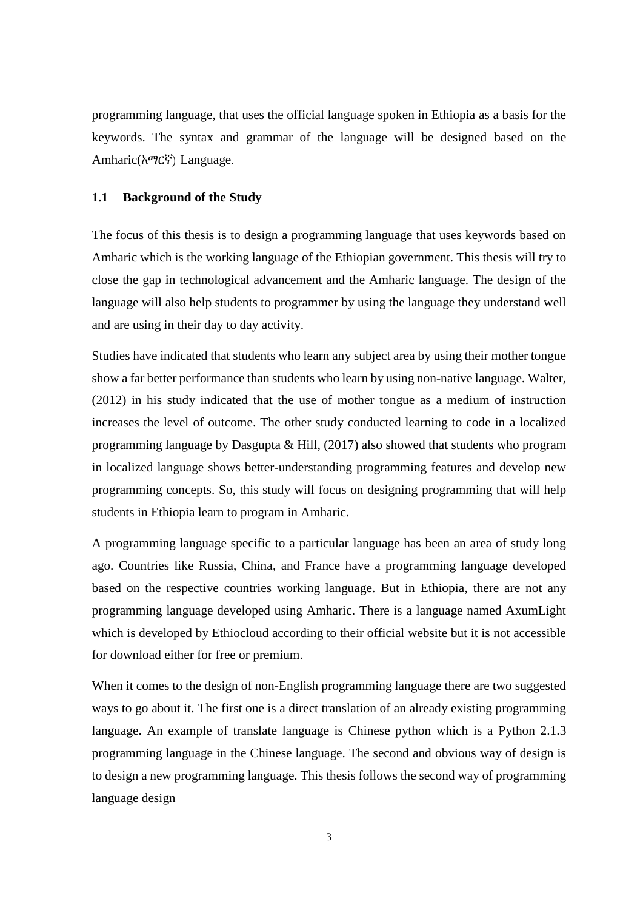programming language, that uses the official language spoken in Ethiopia as a basis for the keywords. The syntax and grammar of the language will be designed based on the Amharic(አማርኛ) Language.

## 1.1 Background of the Study

The focus of this thesis is to design a programming language that uses keywords based on Amharic which is the working language of the Ethiopian government. This thesis will try to close the gap in technological advancement and the Amharic language. The design of the language will also help students to programmer by using the language they understand well and are using in their day to day activity.

Studies have indicated that students who learn any subject area by using their mother tongue show a far better performance than students who learn by using non-native language. Walter, (2012) in his study indicated that the use of mother tongue as a medium of instruction increases the level of outcome. The other study conducted learning to code in a localized programming language by Dasgupta & Hill, (2017) also showed that students who program in localized language shows better-understanding programming features and develop new programming concepts. So, this study will focus on designing programming that will help students in Ethiopia learn to program in Amharic.

A programming language specific to a particular language has been an area of study long ago. Countries like Russia, China, and France have a programming language developed based on the respective countries working language. But in Ethiopia, there are not any programming language developed using Amharic. There is a language named AxumLight which is developed by Ethiocloud according to their official website but it is not accessible for download either for free or premium.

When it comes to the design of non-English programming language there are two suggested ways to go about it. The first one is a direct translation of an already existing programming language. An example of translate language is Chinese python which is a Python 2.1.3 programming language in the Chinese language. The second and obvious way of design is to design a new programming language. This thesis follows the second way of programming language design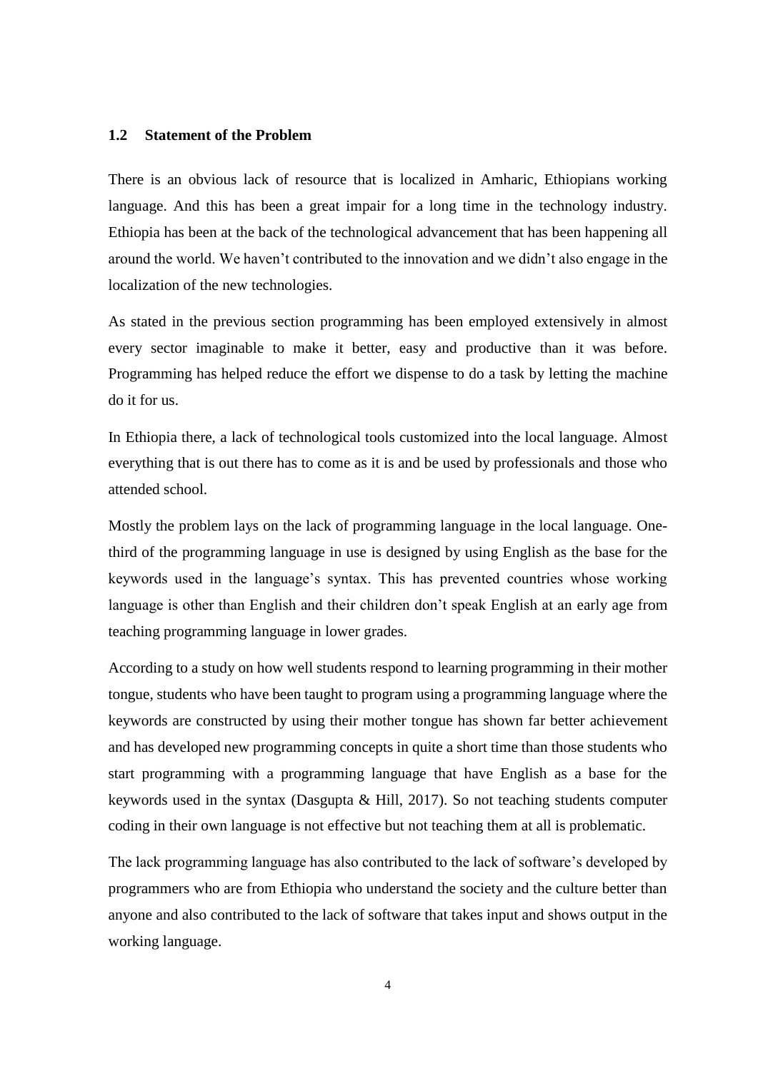## 1.2 Statement of the Problem

There is an obvious lack of resource that is localized in Amharic, Ethiopians working language. And this has been a great impair for a long time in the technology industry. Ethiopia has been at the back of the technological advancement that has been happening all around the world. We haven't contributed to the innovation and we didn't also engage in the localization of the new technologies.

As stated in the previous section programming has been employed extensively in almost every sector imaginable to make it better, easy and productive than it was before. Programming has helped reduce the effort we dispense to do a task by letting the machine do it for us.

In Ethiopia there, a lack of technological tools customized into the local language. Almost everything that is out there has to come as it is and be used by professionals and those who attended school.

Mostly the problem lays on the lack of programming language in the local language. One-third of the programming language in use is designed by using English as the base for the keywords used in the language's syntax. This has prevented countries whose working language is other than English and their children don't speak English at an early age from teaching programming language in lower grades.

According to a study on how well students respond to learning programming in their mother tongue, students who have been taught to program using a programming language where the keywords are constructed by using their mother tongue has shown far better achievement and has developed new programming concepts in quite a short time than those students who start programming with a programming language that have English as a base for the keywords used in the syntax (Dasgupta & Hill, 2017). So not teaching students computer coding in their own language is not effective but not teaching them at all is problematic.

The lack programming language has also contributed to the lack of software's developed by programmers who are from Ethiopia who understand the society and the culture better than anyone and also contributed to the lack of software that takes input and shows output in the working language.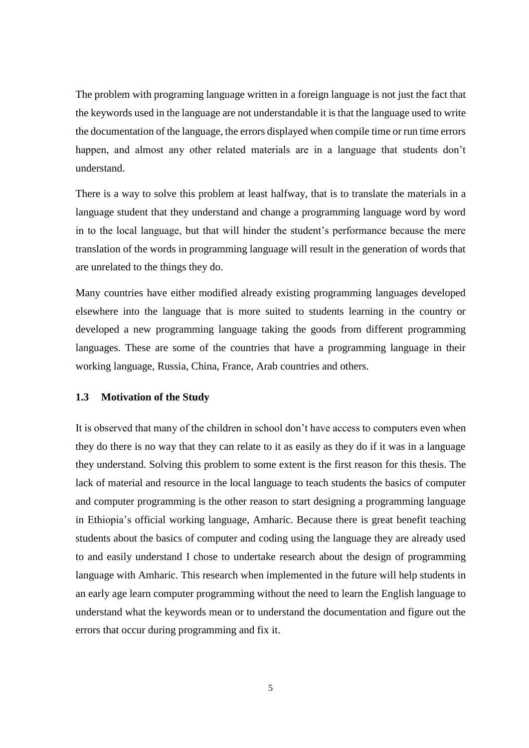The problem with programing language written in a foreign language is not just the fact that the keywords used in the language are not understandable it is that the language used to write the documentation of the language, the errors displayed when compile time or run time errors happen, and almost any other related materials are in a language that students don't understand.

There is a way to solve this problem at least halfway, that is to translate the materials in a language student that they understand and change a programming language word by word in to the local language, but that will hinder the student's performance because the mere translation of the words in programming language will result in the generation of words that are unrelated to the things they do.

Many countries have either modified already existing programming languages developed elsewhere into the language that is more suited to students learning in the country or developed a new programming language taking the goods from different programming languages. These are some of the countries that have a programming language in their working language, Russia, China, France, Arab countries and others.

### 1.3 Motivation of the Study

It is observed that many of the children in school don't have access to computers even when they do there is no way that they can relate to it as easily as they do if it was in a language they understand. Solving this problem to some extent is the first reason for this thesis. The lack of material and resource in the local language to teach students the basics of computer and computer programming is the other reason to start designing a programming language in Ethiopia's official working language, Amharic. Because there is great benefit teaching students about the basics of computer and coding using the language they are already used to and easily understand I chose to undertake research about the design of programming language with Amharic. This research when implemented in the future will help students in an early age learn computer programming without the need to learn the English language to understand what the keywords mean or to understand the documentation and figure out the errors that occur during programming and fix it.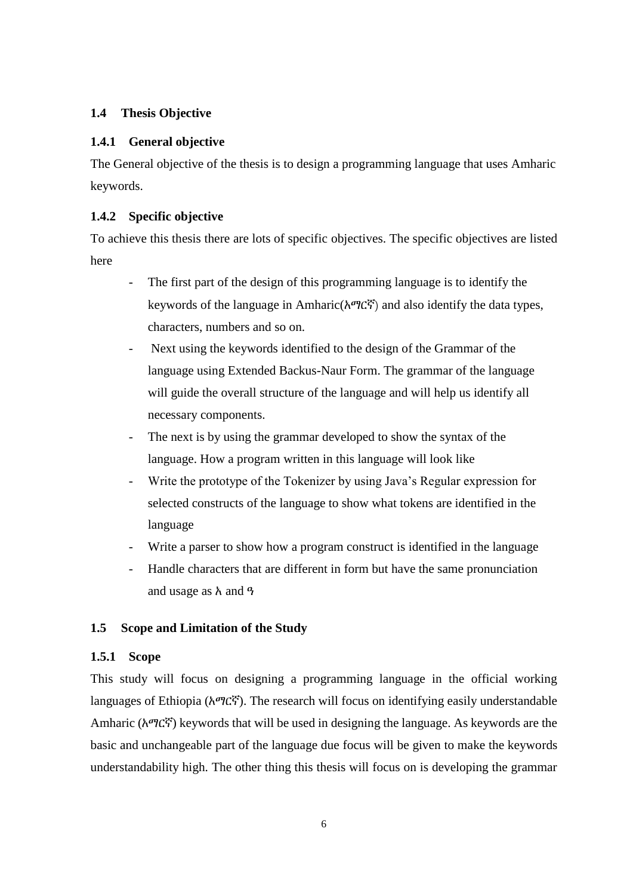### 1.4 Thesis Objective

#### 1.4.1 General objective

The General objective of the thesis is to design a programming language that uses Amharic keywords.

#### 1.4.2 Specific objective

To achieve this thesis there are lots of specific objectives. The specific objectives are listed here

- The first part of the design of this programming language is to identify the keywords of the language in Amharic(አማርኛ) and also identify the data types, characters, numbers and so on.
- Next using the keywords identified to the design of the Grammar of the language using Extended Backus-Naur Form. The grammar of the language will guide the overall structure of the language and will help us identify all necessary components.
- The next is by using the grammar developed to show the syntax of the language. How a program written in this language will look like
- Write the prototype of the Tokenizer by using Java's Regular expression for selected constructs of the language to show what tokens are identified in the language
- Write a parser to show how a program construct is identified in the language
- Handle characters that are different in form but have the same pronunciation and usage as አ and ዓ

### 1.5 Scope and Limitation of the Study

#### 1.5.1 Scope

This study will focus on designing a programming language in the official working languages of Ethiopia (አማርኛ). The research will focus on identifying easily understandable Amharic (አማርኛ) keywords that will be used in designing the language. As keywords are the basic and unchangeable part of the language due focus will be given to make the keywords understandability high. The other thing this thesis will focus on is developing the grammar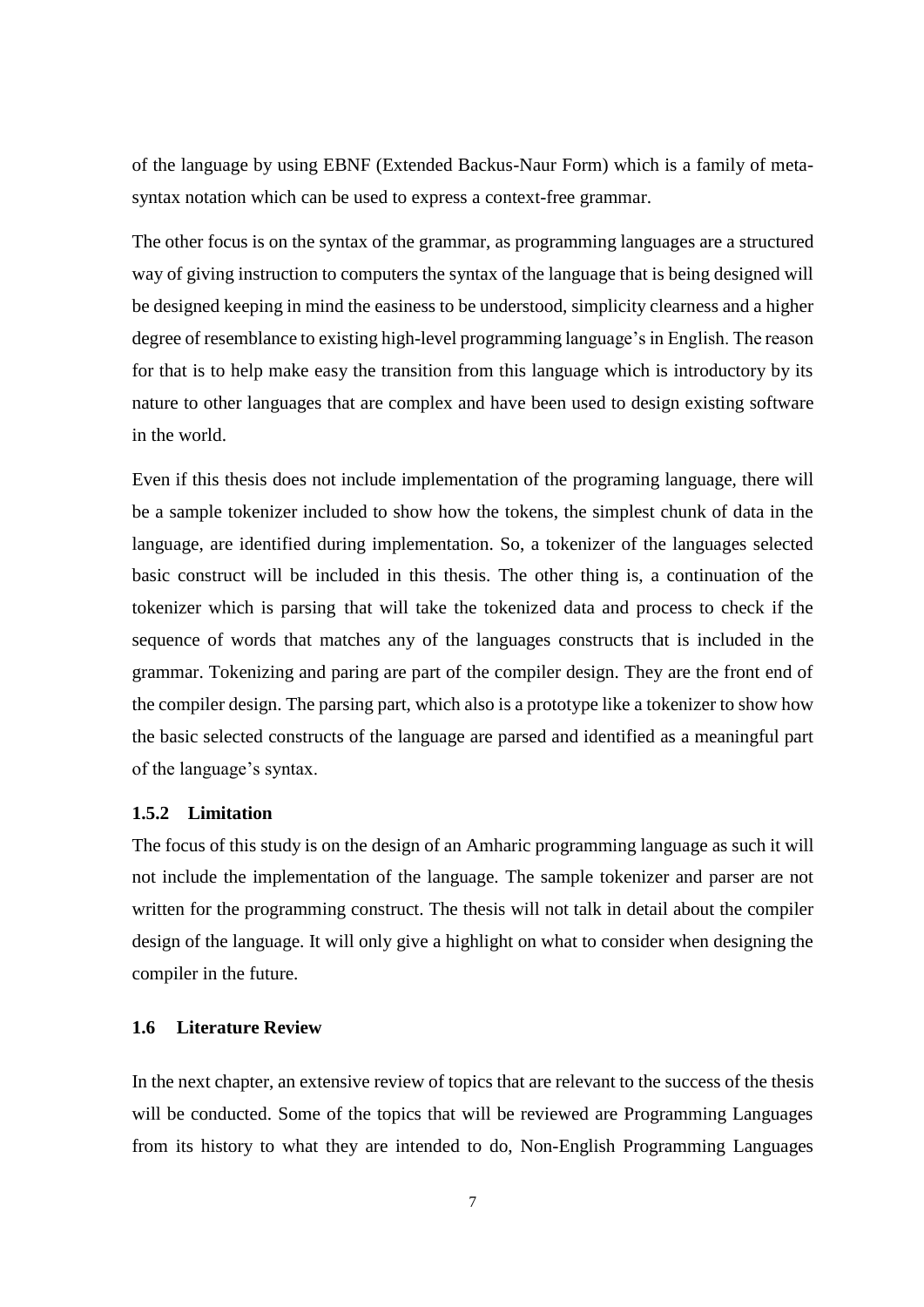of the language by using EBNF (Extended Backus-Naur Form) which is a family of meta-syntax notation which can be used to express a context-free grammar.

The other focus is on the syntax of the grammar, as programming languages are a structured way of giving instruction to computers the syntax of the language that is being designed will be designed keeping in mind the easiness to be understood, simplicity clearness and a higher degree of resemblance to existing high-level programming language's in English. The reason for that is to help make easy the transition from this language which is introductory by its nature to other languages that are complex and have been used to design existing software in the world.

Even if this thesis does not include implementation of the programing language, there will be a sample tokenizer included to show how the tokens, the simplest chunk of data in the language, are identified during implementation. So, a tokenizer of the languages selected basic construct will be included in this thesis. The other thing is, a continuation of the tokenizer which is parsing that will take the tokenized data and process to check if the sequence of words that matches any of the languages constructs that is included in the grammar. Tokenizing and paring are part of the compiler design. They are the front end of the compiler design. The parsing part, which also is a prototype like a tokenizer to show how the basic selected constructs of the language are parsed and identified as a meaningful part of the language's syntax.

### 1.5.2 Limitation

The focus of this study is on the design of an Amharic programming language as such it will not include the implementation of the language. The sample tokenizer and parser are not written for the programming construct. The thesis will not talk in detail about the compiler design of the language. It will only give a highlight on what to consider when designing the compiler in the future.

## 1.6 Literature Review

In the next chapter, an extensive review of topics that are relevant to the success of the thesis will be conducted. Some of the topics that will be reviewed are Programming Languages from its history to what they are intended to do, Non-English Programming Languages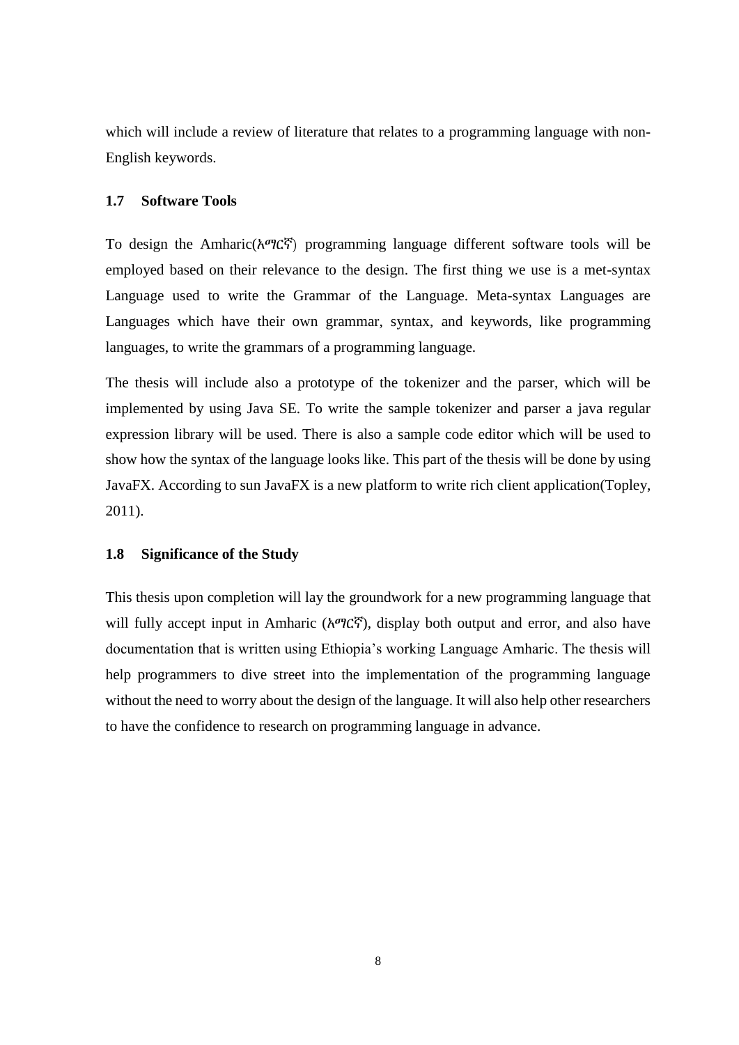which will include a review of literature that relates to a programming language with non-English keywords.

### 1.7 Software Tools

To design the Amharic(አማርኛ) programming language different software tools will be employed based on their relevance to the design. The first thing we use is a met-syntax Language used to write the Grammar of the Language. Meta-syntax Languages are Languages which have their own grammar, syntax, and keywords, like programming languages, to write the grammars of a programming language.

The thesis will include also a prototype of the tokenizer and the parser, which will be implemented by using Java SE. To write the sample tokenizer and parser a java regular expression library will be used. There is also a sample code editor which will be used to show how the syntax of the language looks like. This part of the thesis will be done by using JavaFX. According to sun JavaFX is a new platform to write rich client application(Topley, 2011).

### 1.8 Significance of the Study

This thesis upon completion will lay the groundwork for a new programming language that will fully accept input in Amharic (አማርኛ), display both output and error, and also have documentation that is written using Ethiopia's working Language Amharic. The thesis will help programmers to dive street into the implementation of the programming language without the need to worry about the design of the language. It will also help other researchers to have the confidence to research on programming language in advance.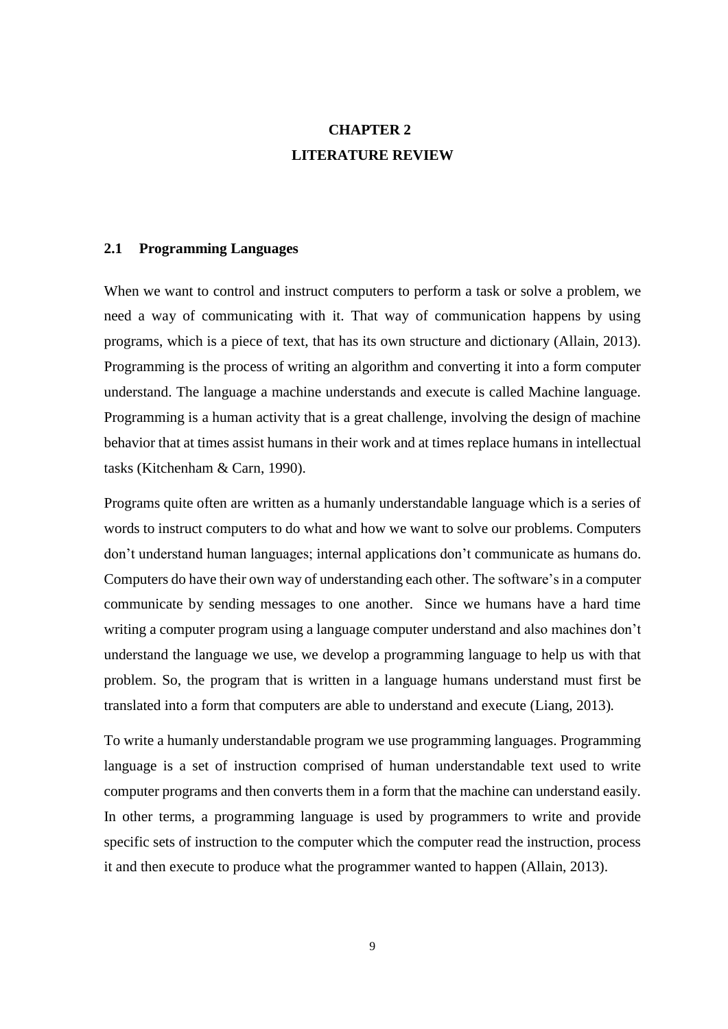# CHAPTER 2
# LITERATURE REVIEW

## 2.1 Programming Languages

When we want to control and instruct computers to perform a task or solve a problem, we need a way of communicating with it. That way of communication happens by using programs, which is a piece of text, that has its own structure and dictionary (Allain, 2013). Programming is the process of writing an algorithm and converting it into a form computer understand. The language a machine understands and execute is called Machine language. Programming is a human activity that is a great challenge, involving the design of machine behavior that at times assist humans in their work and at times replace humans in intellectual tasks (Kitchenham & Carn, 1990).

Programs quite often are written as a humanly understandable language which is a series of words to instruct computers to do what and how we want to solve our problems. Computers don't understand human languages; internal applications don't communicate as humans do. Computers do have their own way of understanding each other. The software's in a computer communicate by sending messages to one another. Since we humans have a hard time writing a computer program using a language computer understand and also machines don't understand the language we use, we develop a programming language to help us with that problem. So, the program that is written in a language humans understand must first be translated into a form that computers are able to understand and execute (Liang, 2013).

To write a humanly understandable program we use programming languages. Programming language is a set of instruction comprised of human understandable text used to write computer programs and then converts them in a form that the machine can understand easily. In other terms, a programming language is used by programmers to write and provide specific sets of instruction to the computer which the computer read the instruction, process it and then execute to produce what the programmer wanted to happen (Allain, 2013).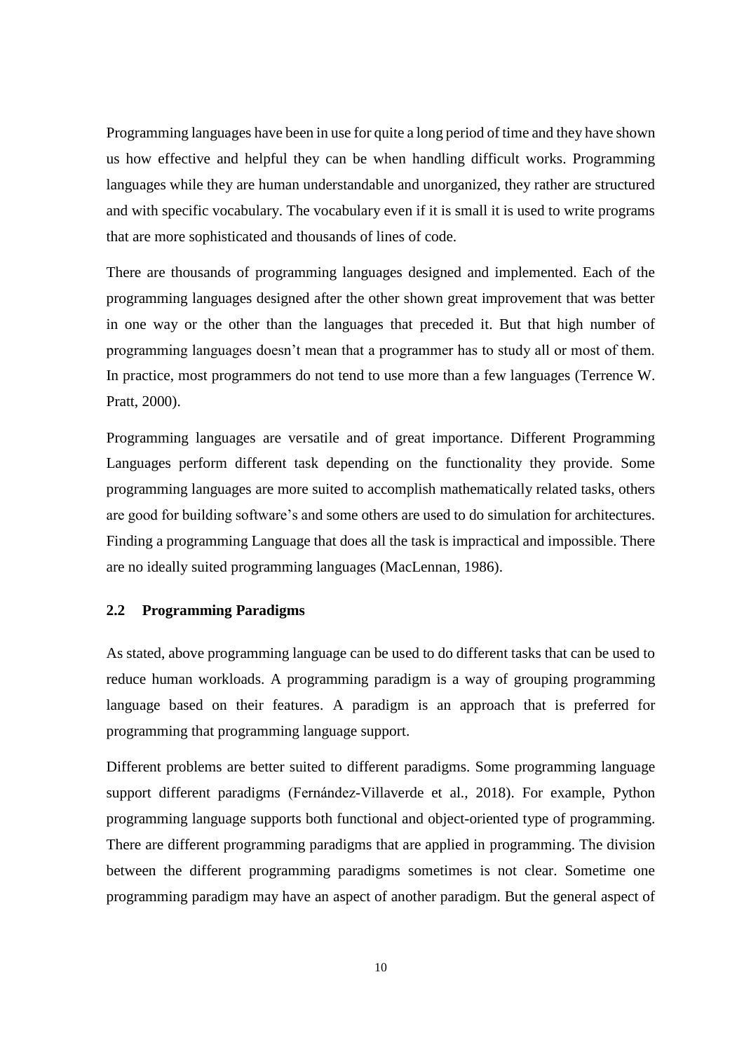Programming languages have been in use for quite a long period of time and they have shown us how effective and helpful they can be when handling difficult works. Programming languages while they are human understandable and unorganized, they rather are structured and with specific vocabulary. The vocabulary even if it is small it is used to write programs that are more sophisticated and thousands of lines of code.

There are thousands of programming languages designed and implemented. Each of the programming languages designed after the other shown great improvement that was better in one way or the other than the languages that preceded it. But that high number of programming languages doesn't mean that a programmer has to study all or most of them. In practice, most programmers do not tend to use more than a few languages (Terrence W. Pratt, 2000).

Programming languages are versatile and of great importance. Different Programming Languages perform different task depending on the functionality they provide. Some programming languages are more suited to accomplish mathematically related tasks, others are good for building software's and some others are used to do simulation for architectures. Finding a programming Language that does all the task is impractical and impossible. There are no ideally suited programming languages (MacLennan, 1986).

### 2.2 Programming Paradigms

As stated, above programming language can be used to do different tasks that can be used to reduce human workloads. A programming paradigm is a way of grouping programming language based on their features. A paradigm is an approach that is preferred for programming that programming language support.

Different problems are better suited to different paradigms. Some programming language support different paradigms (Fernández-Villaverde et al., 2018). For example, Python programming language supports both functional and object-oriented type of programming. There are different programming paradigms that are applied in programming. The division between the different programming paradigms sometimes is not clear. Sometime one programming paradigm may have an aspect of another paradigm. But the general aspect of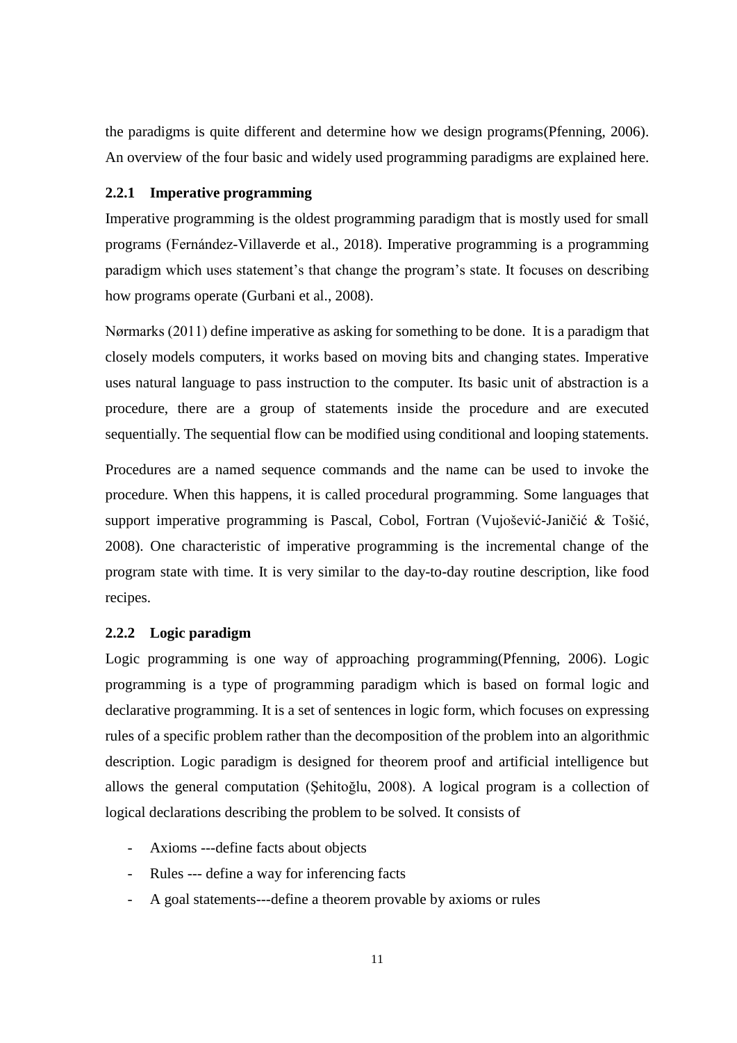the paradigms is quite different and determine how we design programs(Pfenning, 2006). An overview of the four basic and widely used programming paradigms are explained here.

### 2.2.1 Imperative programming

Imperative programming is the oldest programming paradigm that is mostly used for small programs (Fernández-Villaverde et al., 2018). Imperative programming is a programming paradigm which uses statement's that change the program's state. It focuses on describing how programs operate (Gurbani et al., 2008).

Nørmarks (2011) define imperative as asking for something to be done. It is a paradigm that closely models computers, it works based on moving bits and changing states. Imperative uses natural language to pass instruction to the computer. Its basic unit of abstraction is a procedure, there are a group of statements inside the procedure and are executed sequentially. The sequential flow can be modified using conditional and looping statements.

Procedures are a named sequence commands and the name can be used to invoke the procedure. When this happens, it is called procedural programming. Some languages that support imperative programming is Pascal, Cobol, Fortran (Vujošević-Janičić & Tošić, 2008). One characteristic of imperative programming is the incremental change of the program state with time. It is very similar to the day-to-day routine description, like food recipes.

### 2.2.2 Logic paradigm

Logic programming is one way of approaching programming(Pfenning, 2006). Logic programming is a type of programming paradigm which is based on formal logic and declarative programming. It is a set of sentences in logic form, which focuses on expressing rules of a specific problem rather than the decomposition of the problem into an algorithmic description. Logic paradigm is designed for theorem proof and artificial intelligence but allows the general computation (Şehitoğlu, 2008). A logical program is a collection of logical declarations describing the problem to be solved. It consists of

- Axioms ---define facts about objects
- Rules --- define a way for inferencing facts
- A goal statements---define a theorem provable by axioms or rules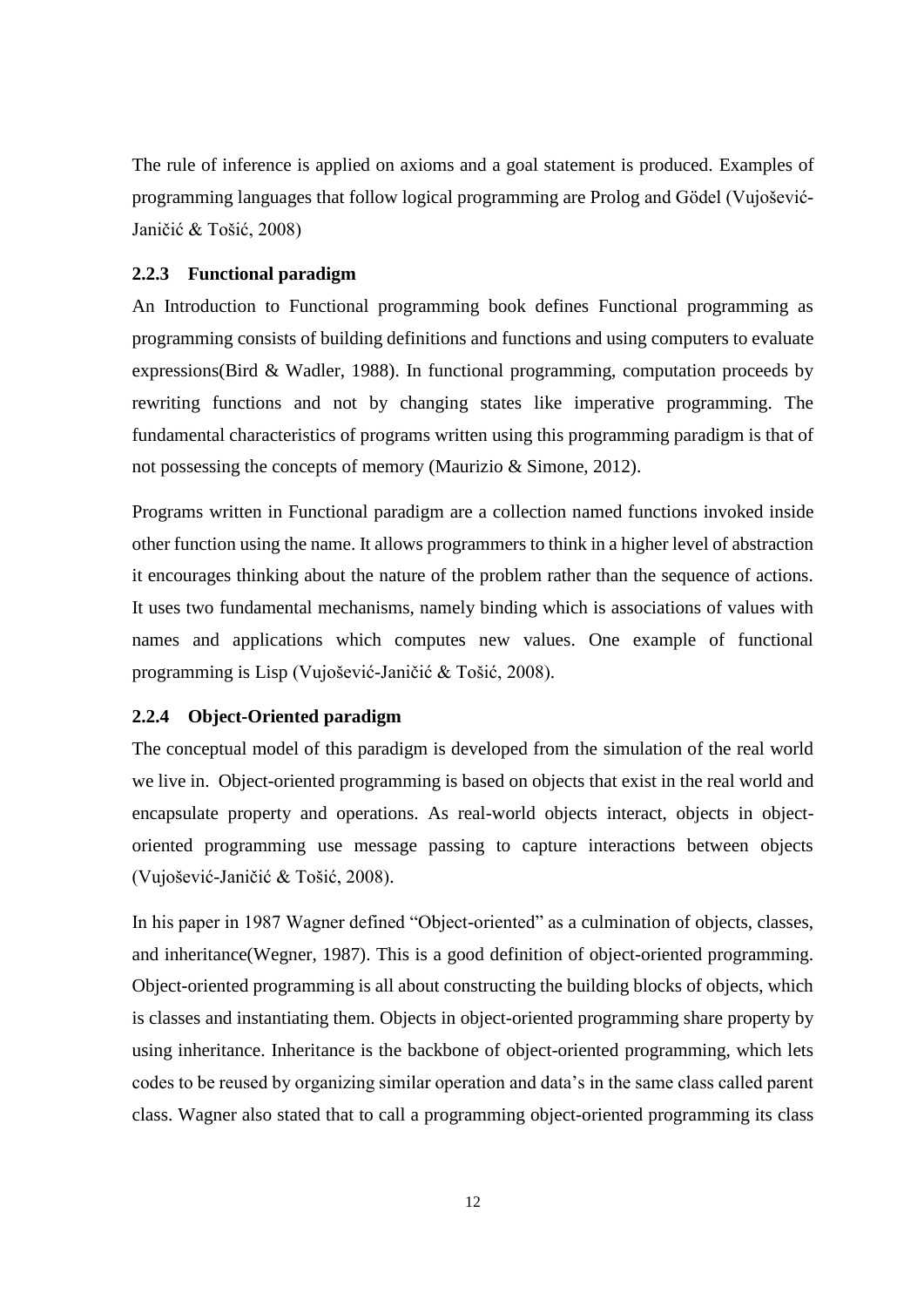The rule of inference is applied on axioms and a goal statement is produced. Examples of programming languages that follow logical programming are Prolog and Gödel (Vujošević-Janičić & Tošić, 2008)

### 2.2.3 Functional paradigm

An Introduction to Functional programming book defines Functional programming as programming consists of building definitions and functions and using computers to evaluate expressions(Bird & Wadler, 1988). In functional programming, computation proceeds by rewriting functions and not by changing states like imperative programming. The fundamental characteristics of programs written using this programming paradigm is that of not possessing the concepts of memory (Maurizio & Simone, 2012).

Programs written in Functional paradigm are a collection named functions invoked inside other function using the name. It allows programmers to think in a higher level of abstraction it encourages thinking about the nature of the problem rather than the sequence of actions. It uses two fundamental mechanisms, namely binding which is associations of values with names and applications which computes new values. One example of functional programming is Lisp (Vujošević-Janičić & Tošić, 2008).

### 2.2.4 Object-Oriented paradigm

The conceptual model of this paradigm is developed from the simulation of the real world we live in. Object-oriented programming is based on objects that exist in the real world and encapsulate property and operations. As real-world objects interact, objects in object-oriented programming use message passing to capture interactions between objects (Vujošević-Janičić & Tošić, 2008).

In his paper in 1987 Wagner defined "Object-oriented" as a culmination of objects, classes, and inheritance(Wegner, 1987). This is a good definition of object-oriented programming. Object-oriented programming is all about constructing the building blocks of objects, which is classes and instantiating them. Objects in object-oriented programming share property by using inheritance. Inheritance is the backbone of object-oriented programming, which lets codes to be reused by organizing similar operation and data's in the same class called parent class. Wagner also stated that to call a programming object-oriented programming its class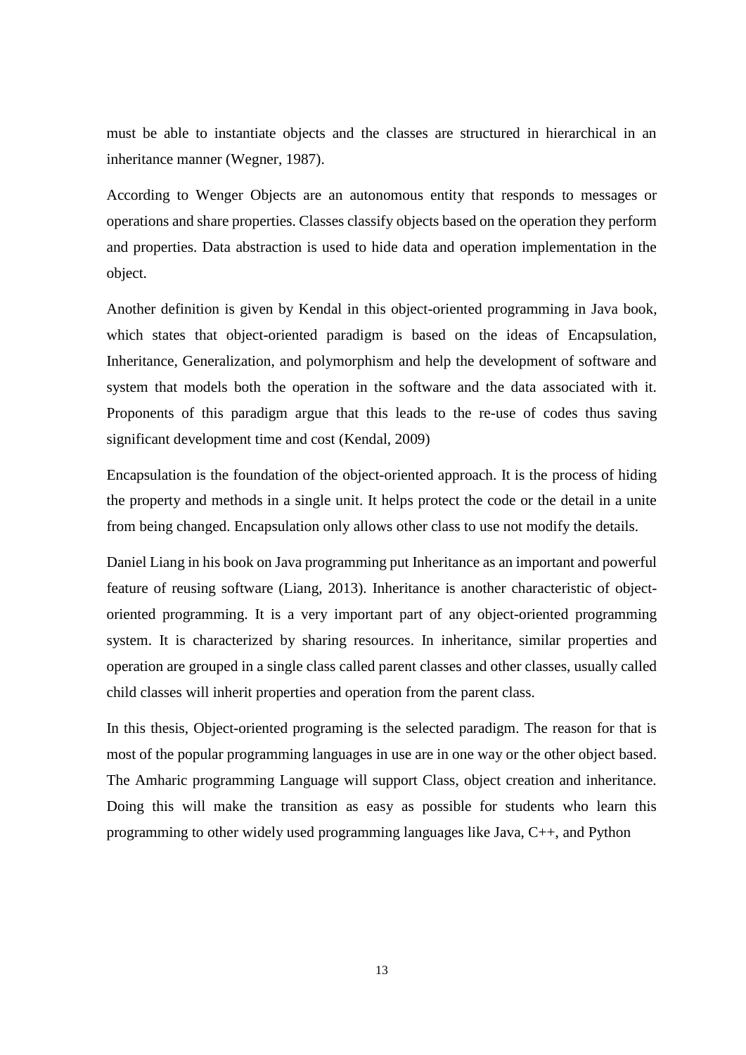must be able to instantiate objects and the classes are structured in hierarchical in an inheritance manner (Wegner, 1987).

According to Wenger Objects are an autonomous entity that responds to messages or operations and share properties. Classes classify objects based on the operation they perform and properties. Data abstraction is used to hide data and operation implementation in the object.

Another definition is given by Kendal in this object-oriented programming in Java book, which states that object-oriented paradigm is based on the ideas of Encapsulation, Inheritance, Generalization, and polymorphism and help the development of software and system that models both the operation in the software and the data associated with it. Proponents of this paradigm argue that this leads to the re-use of codes thus saving significant development time and cost (Kendal, 2009)

Encapsulation is the foundation of the object-oriented approach. It is the process of hiding the property and methods in a single unit. It helps protect the code or the detail in a unite from being changed. Encapsulation only allows other class to use not modify the details.

Daniel Liang in his book on Java programming put Inheritance as an important and powerful feature of reusing software (Liang, 2013). Inheritance is another characteristic of object-oriented programming. It is a very important part of any object-oriented programming system. It is characterized by sharing resources. In inheritance, similar properties and operation are grouped in a single class called parent classes and other classes, usually called child classes will inherit properties and operation from the parent class.

In this thesis, Object-oriented programing is the selected paradigm. The reason for that is most of the popular programming languages in use are in one way or the other object based. The Amharic programming Language will support Class, object creation and inheritance. Doing this will make the transition as easy as possible for students who learn this programming to other widely used programming languages like Java, C++, and Python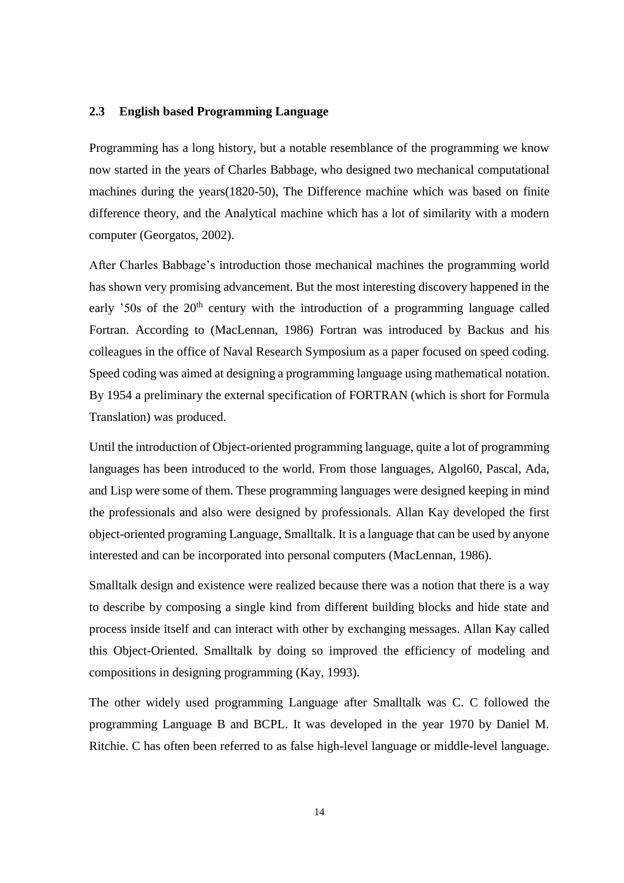### 2.3 English based Programming Language

Programming has a long history, but a notable resemblance of the programming we know now started in the years of Charles Babbage, who designed two mechanical computational machines during the years(1820-50), The Difference machine which was based on finite difference theory, and the Analytical machine which has a lot of similarity with a modern computer (Georgatos, 2002).

After Charles Babbage's introduction those mechanical machines the programming world has shown very promising advancement. But the most interesting discovery happened in the early '50s of the 20th century with the introduction of a programming language called Fortran. According to (MacLennan, 1986) Fortran was introduced by Backus and his colleagues in the office of Naval Research Symposium as a paper focused on speed coding. Speed coding was aimed at designing a programming language using mathematical notation. By 1954 a preliminary the external specification of FORTRAN (which is short for Formula Translation) was produced.

Until the introduction of Object-oriented programming language, quite a lot of programming languages has been introduced to the world. From those languages, Algol60, Pascal, Ada, and Lisp were some of them. These programming languages were designed keeping in mind the professionals and also were designed by professionals. Allan Kay developed the first object-oriented programing Language, Smalltalk. It is a language that can be used by anyone interested and can be incorporated into personal computers (MacLennan, 1986).

Smalltalk design and existence were realized because there was a notion that there is a way to describe by composing a single kind from different building blocks and hide state and process inside itself and can interact with other by exchanging messages. Allan Kay called this Object-Oriented. Smalltalk by doing so improved the efficiency of modeling and compositions in designing programming (Kay, 1993).

The other widely used programming Language after Smalltalk was C. C followed the programming Language B and BCPL. It was developed in the year 1970 by Daniel M. Ritchie. C has often been referred to as false high-level language or middle-level language.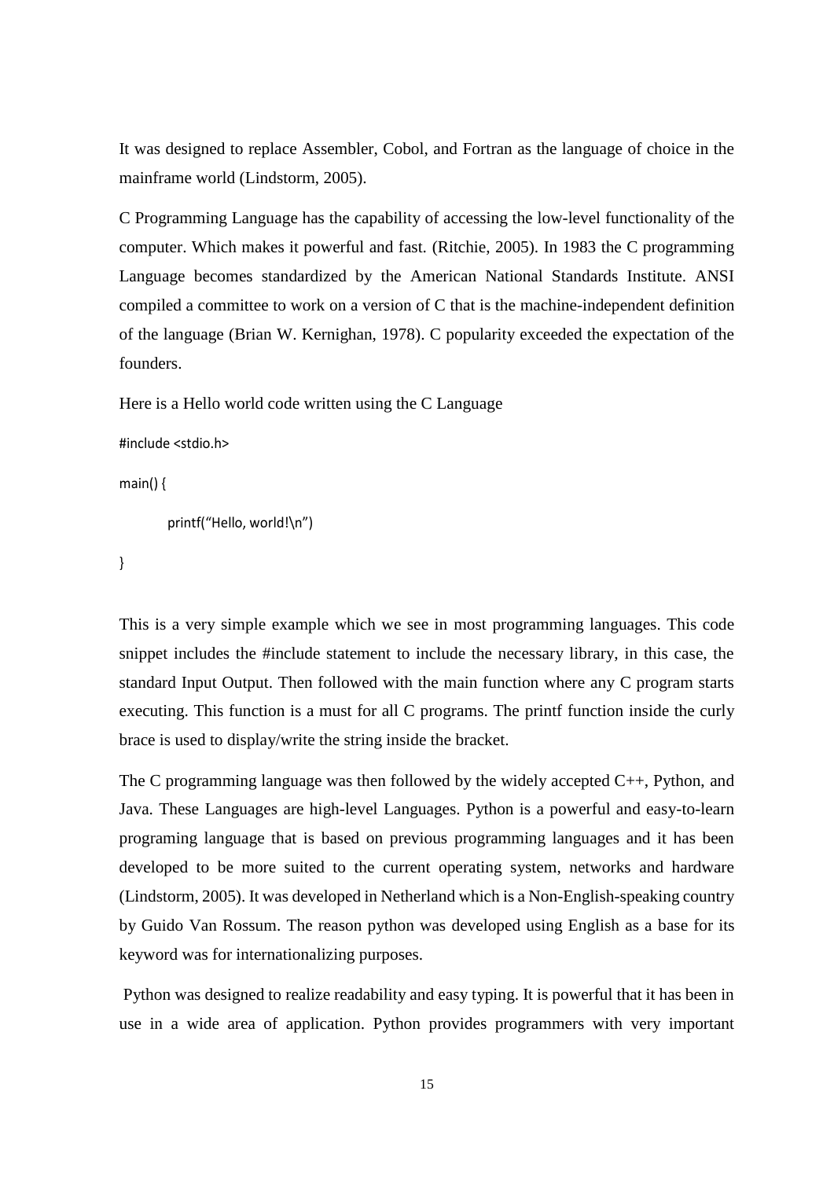It was designed to replace Assembler, Cobol, and Fortran as the language of choice in the mainframe world (Lindstorm, 2005).

C Programming Language has the capability of accessing the low-level functionality of the computer. Which makes it powerful and fast. (Ritchie, 2005). In 1983 the C programming Language becomes standardized by the American National Standards Institute. ANSI compiled a committee to work on a version of C that is the machine-independent definition of the language (Brian W. Kernighan, 1978). C popularity exceeded the expectation of the founders.

Here is a Hello world code written using the C Language

```
#include <stdio.h>
main() {
        printf("Hello, world!\n")
}
```

This is a very simple example which we see in most programming languages. This code snippet includes the #include statement to include the necessary library, in this case, the standard Input Output. Then followed with the main function where any C program starts executing. This function is a must for all C programs. The printf function inside the curly brace is used to display/write the string inside the bracket.

The C programming language was then followed by the widely accepted C++, Python, and Java. These Languages are high-level Languages. Python is a powerful and easy-to-learn programing language that is based on previous programming languages and it has been developed to be more suited to the current operating system, networks and hardware (Lindstorm, 2005). It was developed in Netherland which is a Non-English-speaking country by Guido Van Rossum. The reason python was developed using English as a base for its keyword was for internationalizing purposes.

Python was designed to realize readability and easy typing. It is powerful that it has been in use in a wide area of application. Python provides programmers with very important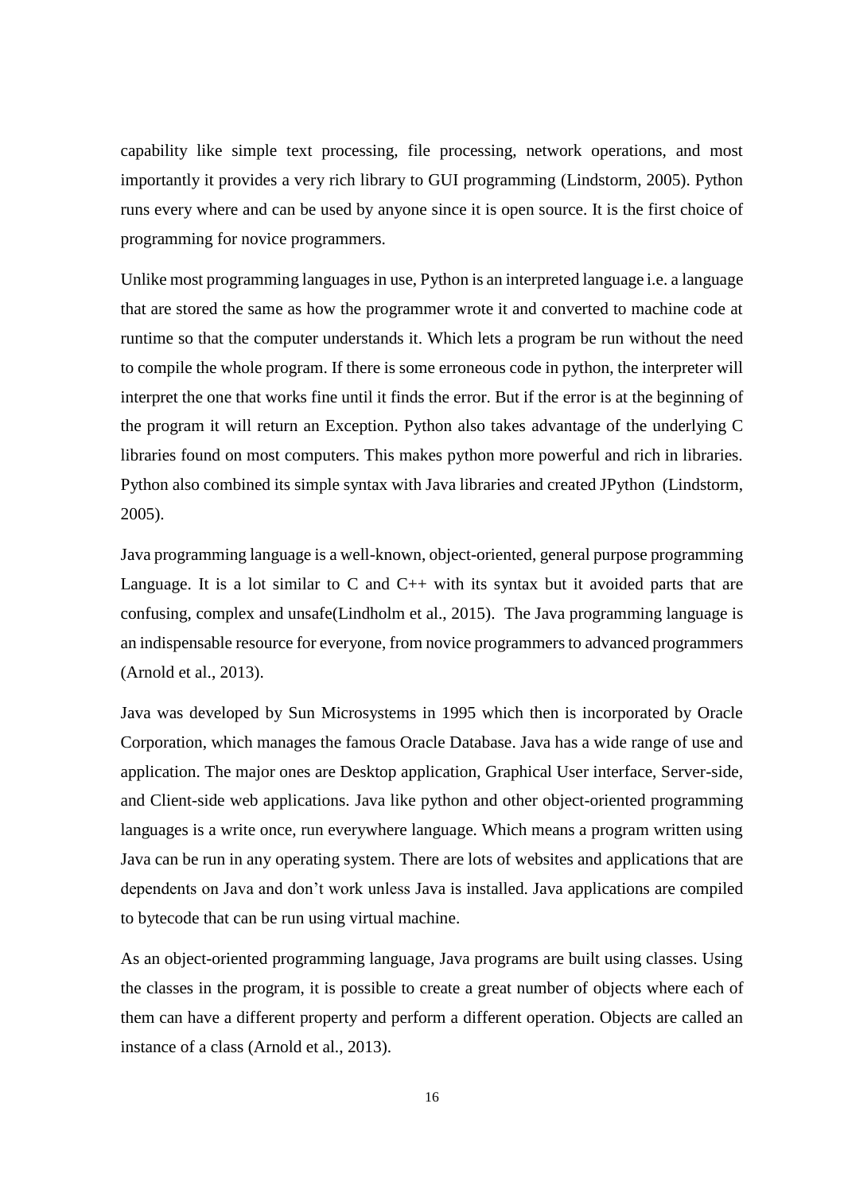capability like simple text processing, file processing, network operations, and most importantly it provides a very rich library to GUI programming (Lindstorm, 2005). Python runs every where and can be used by anyone since it is open source. It is the first choice of programming for novice programmers.

Unlike most programming languages in use, Python is an interpreted language i.e. a language that are stored the same as how the programmer wrote it and converted to machine code at runtime so that the computer understands it. Which lets a program be run without the need to compile the whole program. If there is some erroneous code in python, the interpreter will interpret the one that works fine until it finds the error. But if the error is at the beginning of the program it will return an Exception. Python also takes advantage of the underlying C libraries found on most computers. This makes python more powerful and rich in libraries. Python also combined its simple syntax with Java libraries and created JPython (Lindstorm, 2005).

Java programming language is a well-known, object-oriented, general purpose programming Language. It is a lot similar to C and C++ with its syntax but it avoided parts that are confusing, complex and unsafe(Lindholm et al., 2015). The Java programming language is an indispensable resource for everyone, from novice programmers to advanced programmers (Arnold et al., 2013).

Java was developed by Sun Microsystems in 1995 which then is incorporated by Oracle Corporation, which manages the famous Oracle Database. Java has a wide range of use and application. The major ones are Desktop application, Graphical User interface, Server-side, and Client-side web applications. Java like python and other object-oriented programming languages is a write once, run everywhere language. Which means a program written using Java can be run in any operating system. There are lots of websites and applications that are dependents on Java and don't work unless Java is installed. Java applications are compiled to bytecode that can be run using virtual machine.

As an object-oriented programming language, Java programs are built using classes. Using the classes in the program, it is possible to create a great number of objects where each of them can have a different property and perform a different operation. Objects are called an instance of a class (Arnold et al., 2013).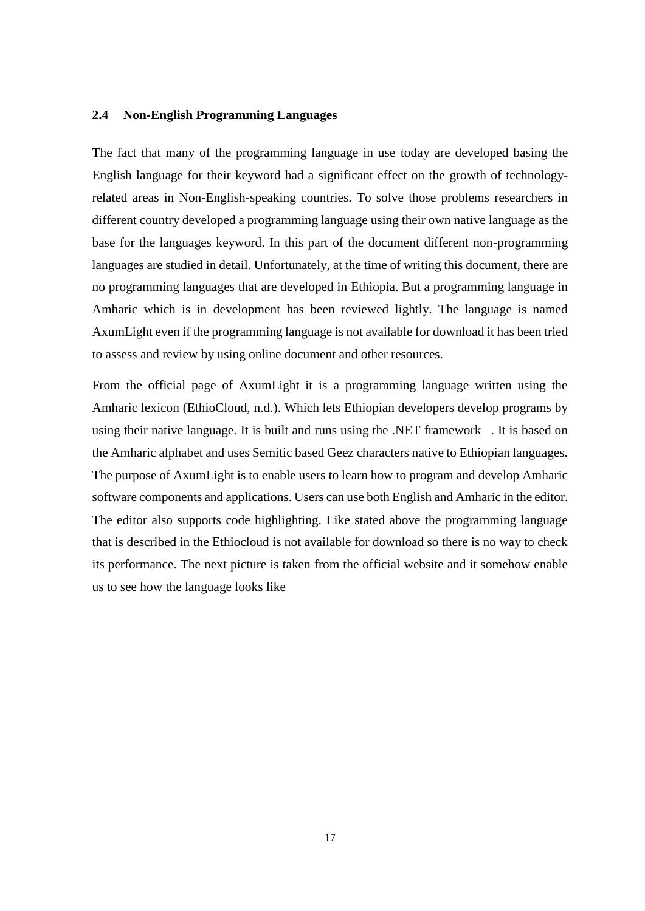## 2.4 Non-English Programming Languages

The fact that many of the programming language in use today are developed basing the English language for their keyword had a significant effect on the growth of technology-related areas in Non-English-speaking countries. To solve those problems researchers in different country developed a programming language using their own native language as the base for the languages keyword. In this part of the document different non-programming languages are studied in detail. Unfortunately, at the time of writing this document, there are no programming languages that are developed in Ethiopia. But a programming language in Amharic which is in development has been reviewed lightly. The language is named AxumLight even if the programming language is not available for download it has been tried to assess and review by using online document and other resources.

From the official page of AxumLight it is a programming language written using the Amharic lexicon (EthioCloud, n.d.). Which lets Ethiopian developers develop programs by using their native language. It is built and runs using the .NET framework . It is based on the Amharic alphabet and uses Semitic based Geez characters native to Ethiopian languages. The purpose of AxumLight is to enable users to learn how to program and develop Amharic software components and applications. Users can use both English and Amharic in the editor. The editor also supports code highlighting. Like stated above the programming language that is described in the Ethiocloud is not available for download so there is no way to check its performance. The next picture is taken from the official website and it somehow enable us to see how the language looks like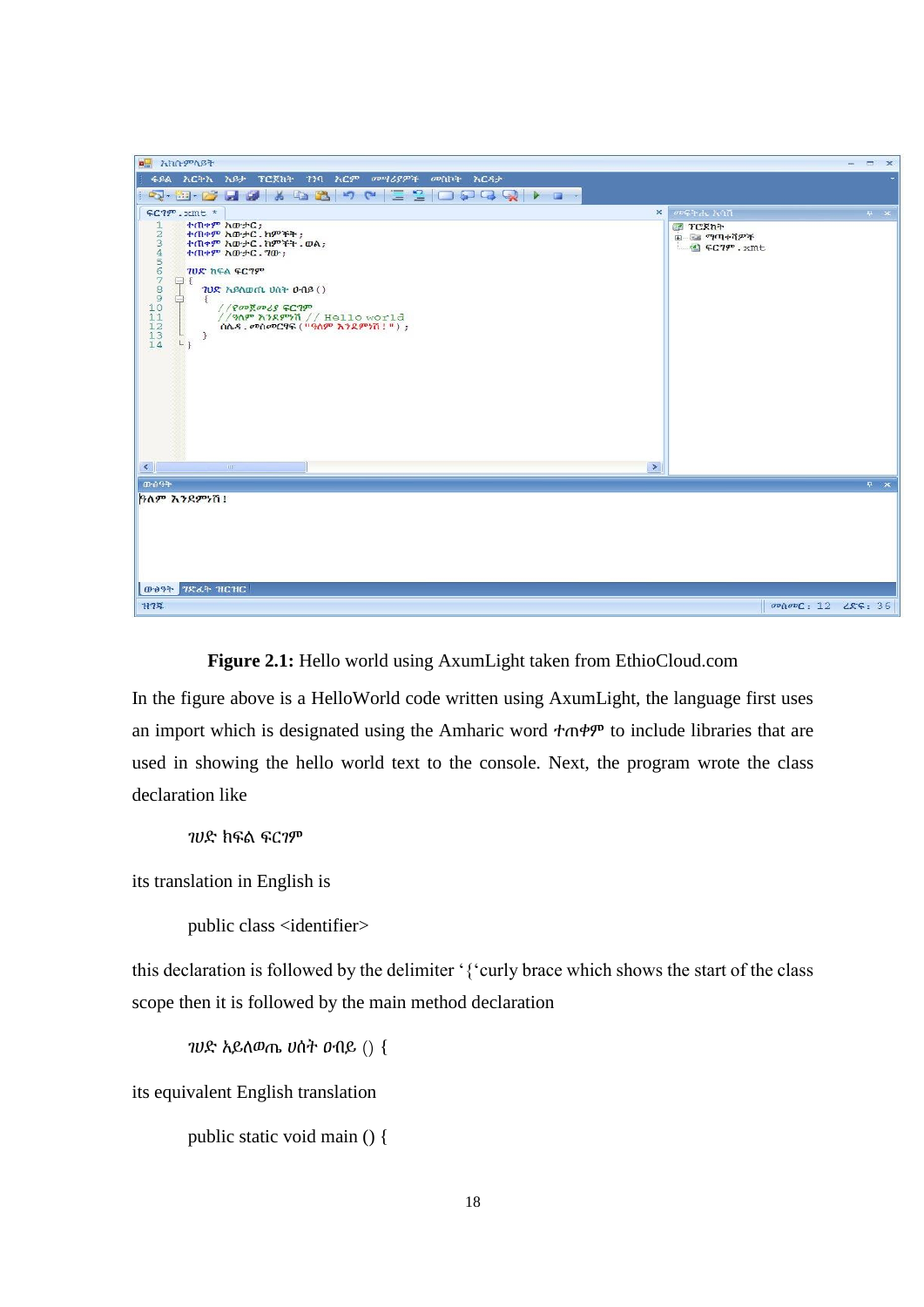**Figure 2.1:** Hello world using AxumLight taken from EthioCloud.com

In the figure above is a HelloWorld code written using AxumLight, the language first uses an import which is designated using the Amharic word ተጠቀም to include libraries that are used in showing the hello world text to the console. Next, the program wrote the class declaration like

*ገሀድ ክፍል ፍርገም*

its translation in English is

public class <identifier>

this declaration is followed by the delimiter '{'curly brace which shows the start of the class scope then it is followed by the main method declaration

*ገሀድ አይለወጤ ሀሰት ዐብይ* () {

its equivalent English translation

public static void main () {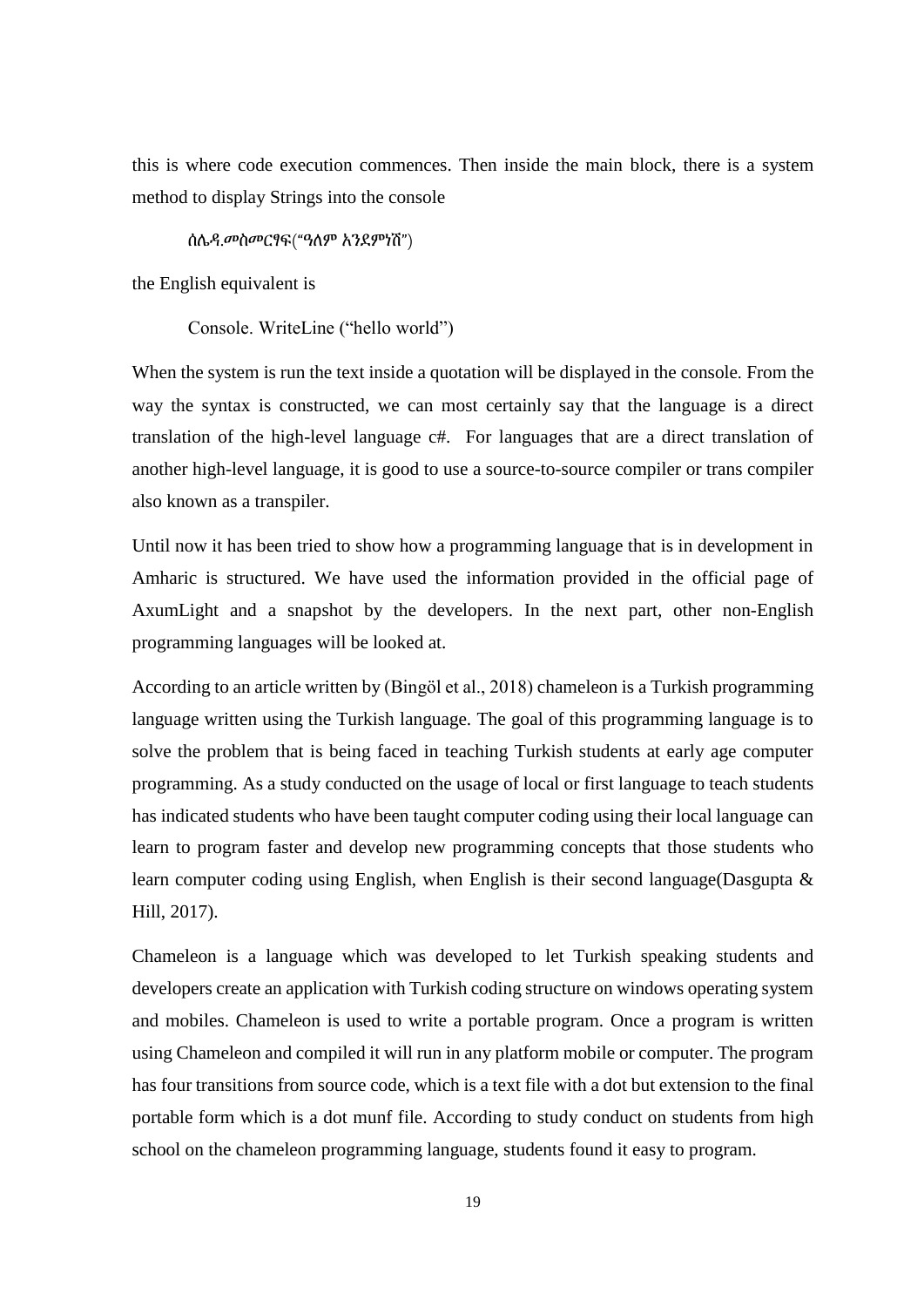this is where code execution commences. Then inside the main block, there is a system method to display Strings into the console

```
ሰሌዳ.መስመርፃፍ("ዓለም አንደምነሽ")
```

the English equivalent is

```
Console. WriteLine ("hello world")
```

When the system is run the text inside a quotation will be displayed in the console. From the way the syntax is constructed, we can most certainly say that the language is a direct translation of the high-level language c#. For languages that are a direct translation of another high-level language, it is good to use a source-to-source compiler or trans compiler also known as a transpiler.

Until now it has been tried to show how a programming language that is in development in Amharic is structured. We have used the information provided in the official page of AxumLight and a snapshot by the developers. In the next part, other non-English programming languages will be looked at.

According to an article written by (Bingöl et al., 2018) chameleon is a Turkish programming language written using the Turkish language. The goal of this programming language is to solve the problem that is being faced in teaching Turkish students at early age computer programming. As a study conducted on the usage of local or first language to teach students has indicated students who have been taught computer coding using their local language can learn to program faster and develop new programming concepts that those students who learn computer coding using English, when English is their second language(Dasgupta & Hill, 2017).

Chameleon is a language which was developed to let Turkish speaking students and developers create an application with Turkish coding structure on windows operating system and mobiles. Chameleon is used to write a portable program. Once a program is written using Chameleon and compiled it will run in any platform mobile or computer. The program has four transitions from source code, which is a text file with a dot but extension to the final portable form which is a dot munf file. According to study conduct on students from high school on the chameleon programming language, students found it easy to program.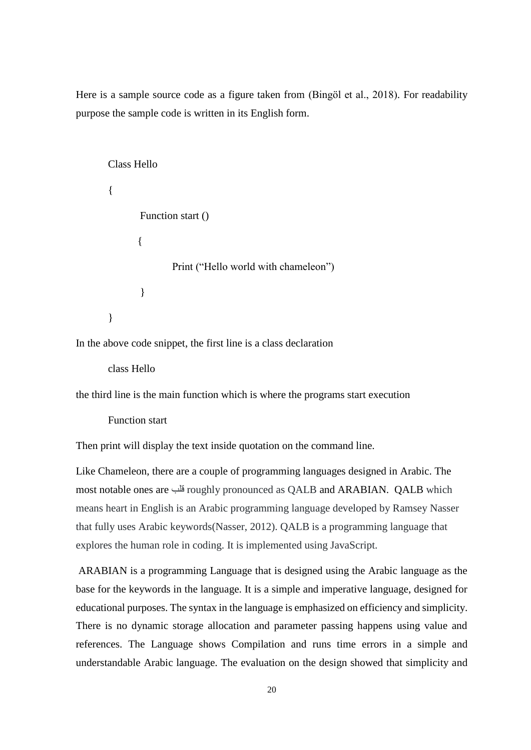Here is a sample source code as a figure taken from (Bingöl et al., 2018). For readability purpose the sample code is written in its English form.

```
Class Hello

{

        Function start ()

       {

                Print ("Hello world with chameleon")

        }

}
```

In the above code snippet, the first line is a class declaration

```
class Hello
```

the third line is the main function which is where the programs start execution

```
Function start
```

Then print will display the text inside quotation on the command line.

Like Chameleon, there are a couple of programming languages designed in Arabic. The most notable ones are قلب roughly pronounced as QALB and ARABIAN. QALB which means heart in English is an Arabic programming language developed by Ramsey Nasser that fully uses Arabic keywords(Nasser, 2012). QALB is a programming language that explores the human role in coding. It is implemented using JavaScript.

ARABIAN is a programming Language that is designed using the Arabic language as the base for the keywords in the language. It is a simple and imperative language, designed for educational purposes. The syntax in the language is emphasized on efficiency and simplicity. There is no dynamic storage allocation and parameter passing happens using value and references. The Language shows Compilation and runs time errors in a simple and understandable Arabic language. The evaluation on the design showed that simplicity and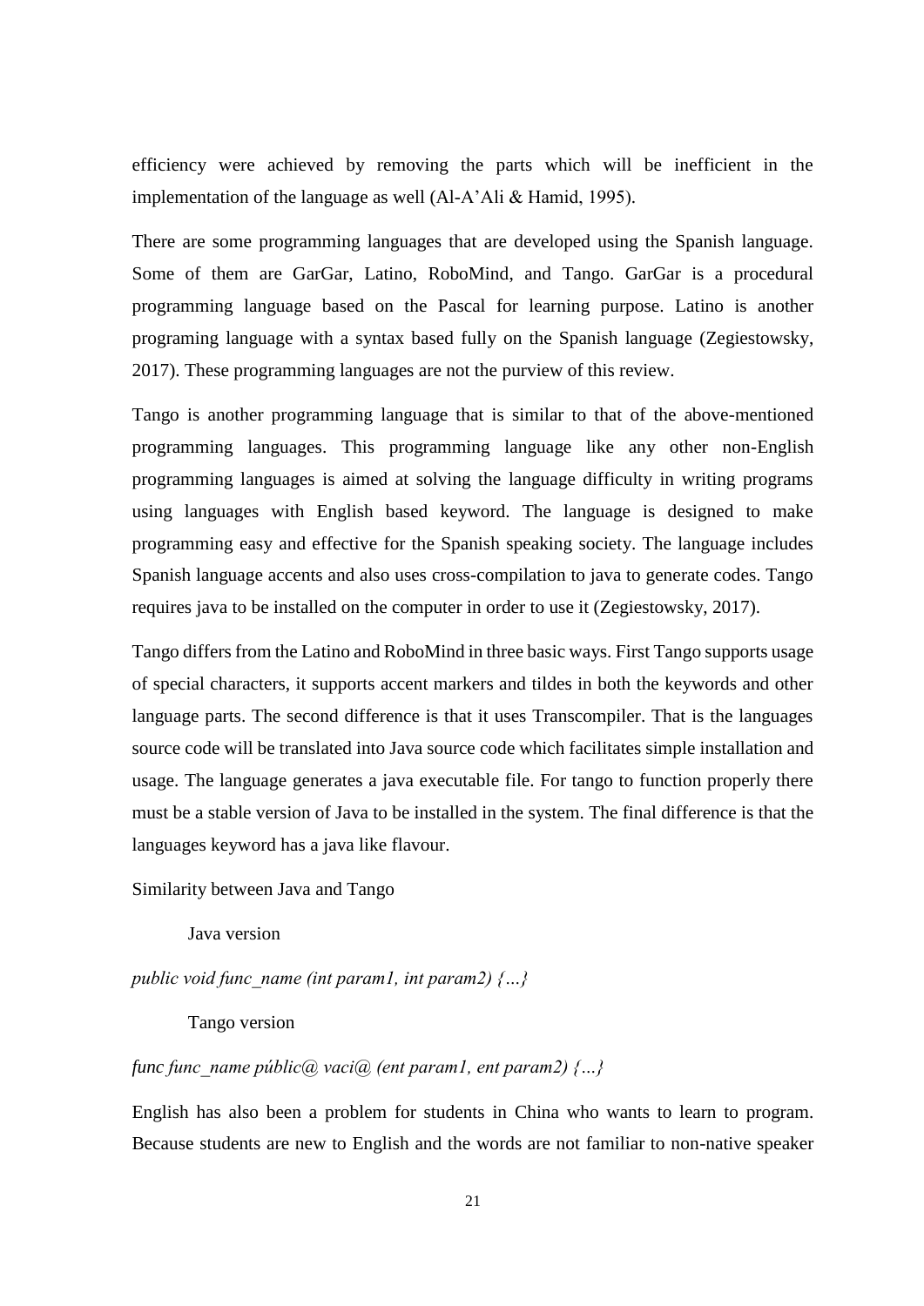efficiency were achieved by removing the parts which will be inefficient in the implementation of the language as well (Al-A'Ali & Hamid, 1995).

There are some programming languages that are developed using the Spanish language. Some of them are GarGar, Latino, RoboMind, and Tango. GarGar is a procedural programming language based on the Pascal for learning purpose. Latino is another programing language with a syntax based fully on the Spanish language (Zegiestowsky, 2017). These programming languages are not the purview of this review.

Tango is another programming language that is similar to that of the above-mentioned programming languages. This programming language like any other non-English programming languages is aimed at solving the language difficulty in writing programs using languages with English based keyword. The language is designed to make programming easy and effective for the Spanish speaking society. The language includes Spanish language accents and also uses cross-compilation to java to generate codes. Tango requires java to be installed on the computer in order to use it (Zegiestowsky, 2017).

Tango differs from the Latino and RoboMind in three basic ways. First Tango supports usage of special characters, it supports accent markers and tildes in both the keywords and other language parts. The second difference is that it uses Transcompiler. That is the languages source code will be translated into Java source code which facilitates simple installation and usage. The language generates a java executable file. For tango to function properly there must be a stable version of Java to be installed in the system. The final difference is that the languages keyword has a java like flavour.

Similarity between Java and Tango

Java version

*public void func_name (int param1, int param2) {…}*

Tango version

*func func_name públic@ vaci@ (ent param1, ent param2) {…}*

English has also been a problem for students in China who wants to learn to program. Because students are new to English and the words are not familiar to non-native speaker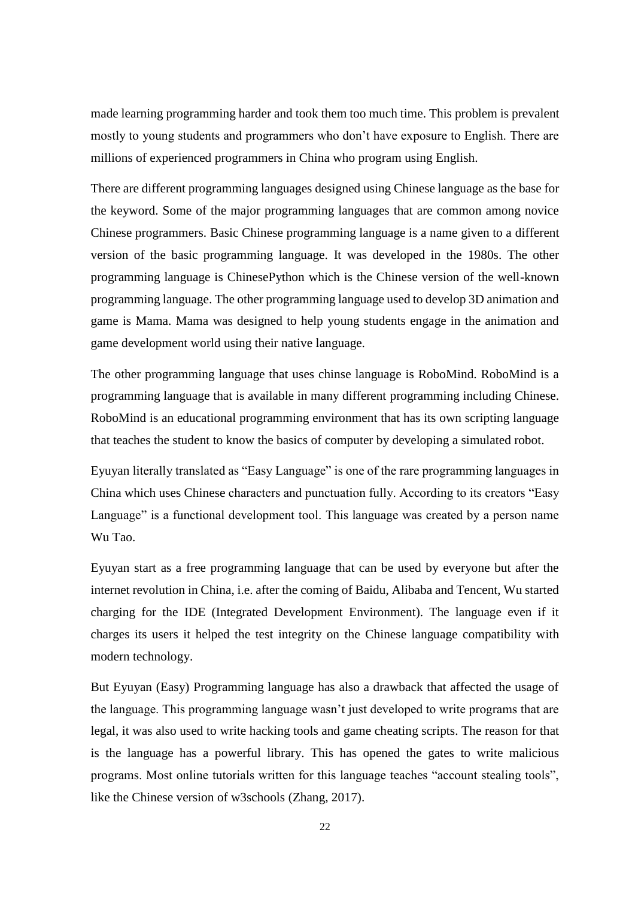made learning programming harder and took them too much time. This problem is prevalent mostly to young students and programmers who don't have exposure to English. There are millions of experienced programmers in China who program using English.

There are different programming languages designed using Chinese language as the base for the keyword. Some of the major programming languages that are common among novice Chinese programmers. Basic Chinese programming language is a name given to a different version of the basic programming language. It was developed in the 1980s. The other programming language is ChinesePython which is the Chinese version of the well-known programming language. The other programming language used to develop 3D animation and game is Mama. Mama was designed to help young students engage in the animation and game development world using their native language.

The other programming language that uses chinse language is RoboMind. RoboMind is a programming language that is available in many different programming including Chinese. RoboMind is an educational programming environment that has its own scripting language that teaches the student to know the basics of computer by developing a simulated robot.

Eyuyan literally translated as "Easy Language" is one of the rare programming languages in China which uses Chinese characters and punctuation fully. According to its creators "Easy Language" is a functional development tool. This language was created by a person name Wu Tao.

Eyuyan start as a free programming language that can be used by everyone but after the internet revolution in China, i.e. after the coming of Baidu, Alibaba and Tencent, Wu started charging for the IDE (Integrated Development Environment). The language even if it charges its users it helped the test integrity on the Chinese language compatibility with modern technology.

But Eyuyan (Easy) Programming language has also a drawback that affected the usage of the language. This programming language wasn't just developed to write programs that are legal, it was also used to write hacking tools and game cheating scripts. The reason for that is the language has a powerful library. This has opened the gates to write malicious programs. Most online tutorials written for this language teaches "account stealing tools", like the Chinese version of w3schools (Zhang, 2017).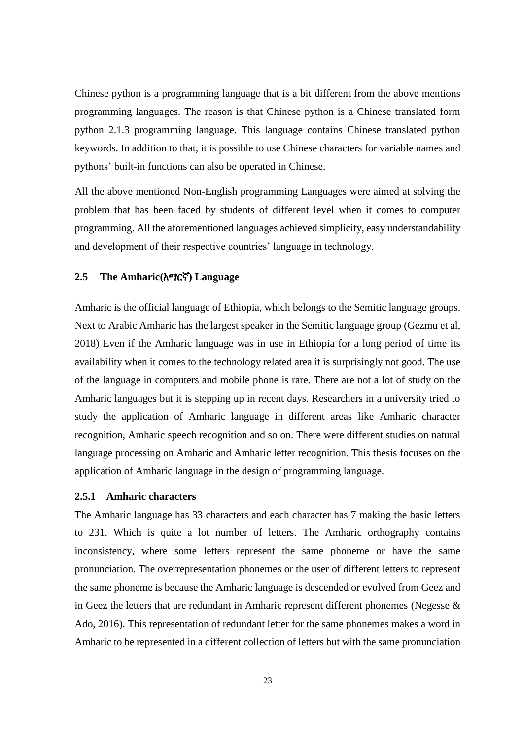Chinese python is a programming language that is a bit different from the above mentions programming languages. The reason is that Chinese python is a Chinese translated form python 2.1.3 programming language. This language contains Chinese translated python keywords. In addition to that, it is possible to use Chinese characters for variable names and pythons' built-in functions can also be operated in Chinese.

All the above mentioned Non-English programming Languages were aimed at solving the problem that has been faced by students of different level when it comes to computer programming. All the aforementioned languages achieved simplicity, easy understandability and development of their respective countries' language in technology.

## 2.5 The Amharic(አማርኛ) Language

Amharic is the official language of Ethiopia, which belongs to the Semitic language groups. Next to Arabic Amharic has the largest speaker in the Semitic language group (Gezmu et al, 2018) Even if the Amharic language was in use in Ethiopia for a long period of time its availability when it comes to the technology related area it is surprisingly not good. The use of the language in computers and mobile phone is rare. There are not a lot of study on the Amharic languages but it is stepping up in recent days. Researchers in a university tried to study the application of Amharic language in different areas like Amharic character recognition, Amharic speech recognition and so on. There were different studies on natural language processing on Amharic and Amharic letter recognition. This thesis focuses on the application of Amharic language in the design of programming language.

### 2.5.1 Amharic characters

The Amharic language has 33 characters and each character has 7 making the basic letters to 231. Which is quite a lot number of letters. The Amharic orthography contains inconsistency, where some letters represent the same phoneme or have the same pronunciation. The overrepresentation phonemes or the user of different letters to represent the same phoneme is because the Amharic language is descended or evolved from Geez and in Geez the letters that are redundant in Amharic represent different phonemes (Negesse & Ado, 2016). This representation of redundant letter for the same phonemes makes a word in Amharic to be represented in a different collection of letters but with the same pronunciation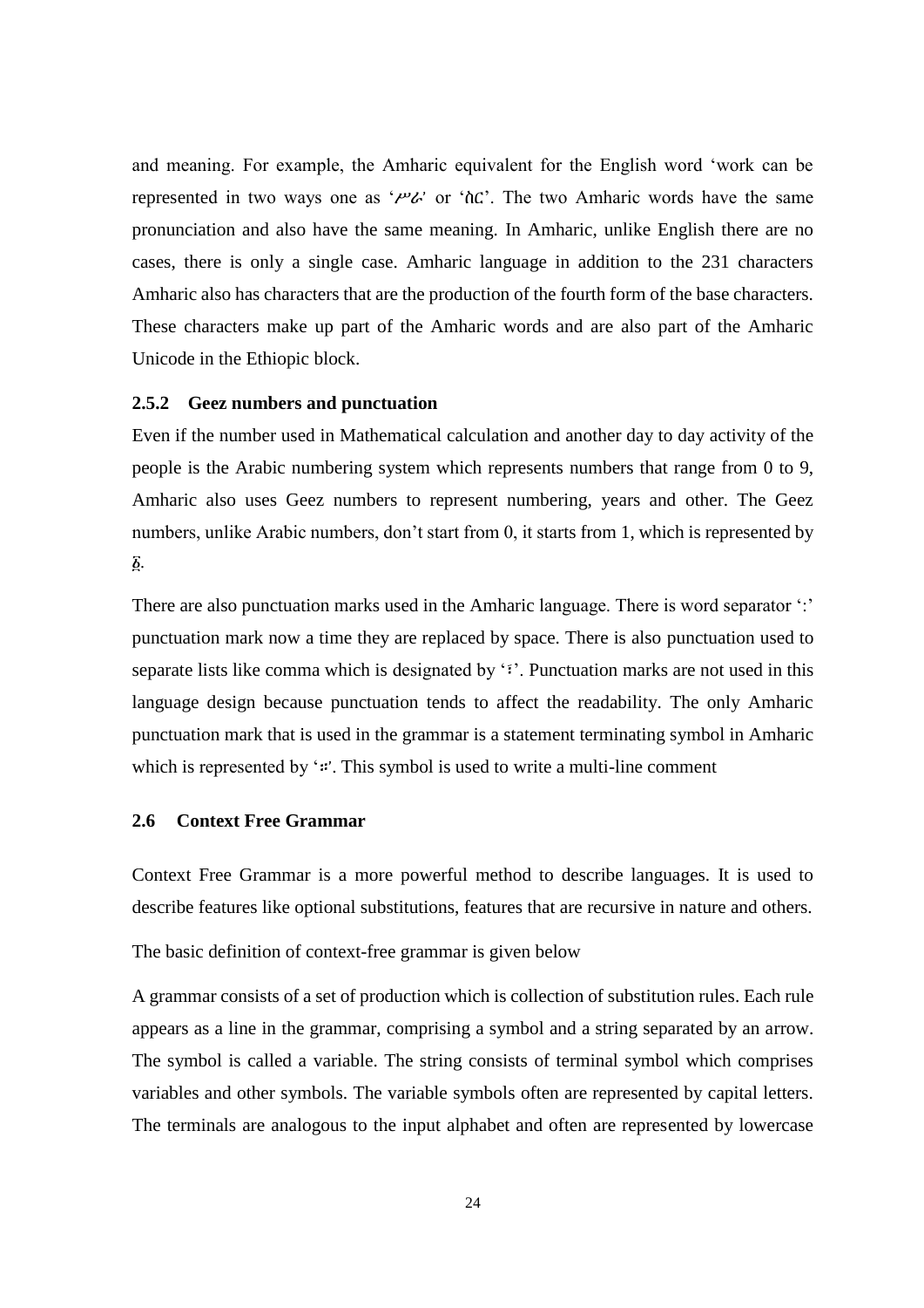and meaning. For example, the Amharic equivalent for the English word 'work can be represented in two ways one as 'ሥራ' or 'ስር'. The two Amharic words have the same pronunciation and also have the same meaning. In Amharic, unlike English there are no cases, there is only a single case. Amharic language in addition to the 231 characters Amharic also has characters that are the production of the fourth form of the base characters. These characters make up part of the Amharic words and are also part of the Amharic Unicode in the Ethiopic block.

### 2.5.2 Geez numbers and punctuation

Even if the number used in Mathematical calculation and another day to day activity of the people is the Arabic numbering system which represents numbers that range from 0 to 9, Amharic also uses Geez numbers to represent numbering, years and other. The Geez numbers, unlike Arabic numbers, don't start from 0, it starts from 1, which is represented by ፩.

There are also punctuation marks used in the Amharic language. There is word separator ':' punctuation mark now a time they are replaced by space. There is also punctuation used to separate lists like comma which is designated by '፣'. Punctuation marks are not used in this language design because punctuation tends to affect the readability. The only Amharic punctuation mark that is used in the grammar is a statement terminating symbol in Amharic which is represented by '።'. This symbol is used to write a multi-line comment

## 2.6 Context Free Grammar

Context Free Grammar is a more powerful method to describe languages. It is used to describe features like optional substitutions, features that are recursive in nature and others.

The basic definition of context-free grammar is given below

A grammar consists of a set of production which is collection of substitution rules. Each rule appears as a line in the grammar, comprising a symbol and a string separated by an arrow. The symbol is called a variable. The string consists of terminal symbol which comprises variables and other symbols. The variable symbols often are represented by capital letters. The terminals are analogous to the input alphabet and often are represented by lowercase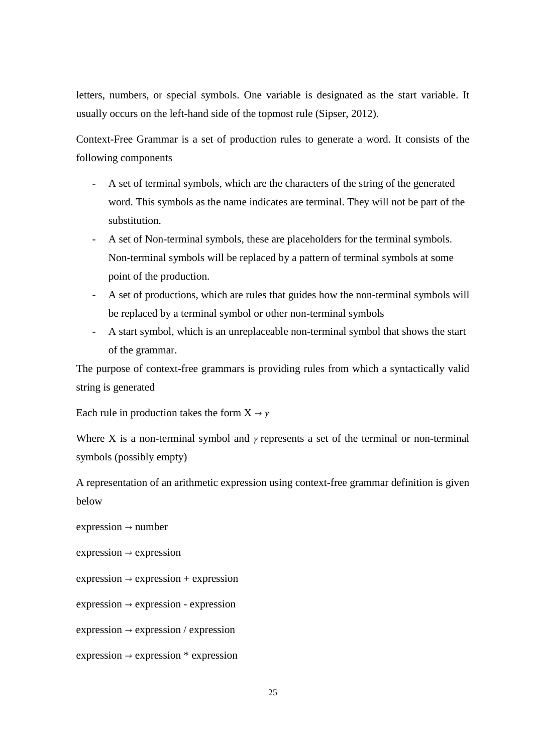letters, numbers, or special symbols. One variable is designated as the start variable. It usually occurs on the left-hand side of the topmost rule (Sipser, 2012).

Context-Free Grammar is a set of production rules to generate a word. It consists of the following components

- A set of terminal symbols, which are the characters of the string of the generated word. This symbols as the name indicates are terminal. They will not be part of the substitution.
- A set of Non-terminal symbols, these are placeholders for the terminal symbols. Non-terminal symbols will be replaced by a pattern of terminal symbols at some point of the production.
- A set of productions, which are rules that guides how the non-terminal symbols will be replaced by a terminal symbol or other non-terminal symbols
- A start symbol, which is an unreplaceable non-terminal symbol that shows the start of the grammar.

The purpose of context-free grammars is providing rules from which a syntactically valid string is generated

Each rule in production takes the form $X \rightarrow \gamma$

Where X is a non-terminal symbol and $\gamma$ represents a set of the terminal or non-terminal symbols (possibly empty)

A representation of an arithmetic expression using context-free grammar definition is given below

expression → number

expression → expression

expression → expression + expression

expression → expression - expression

expression → expression / expression

expression → expression * expression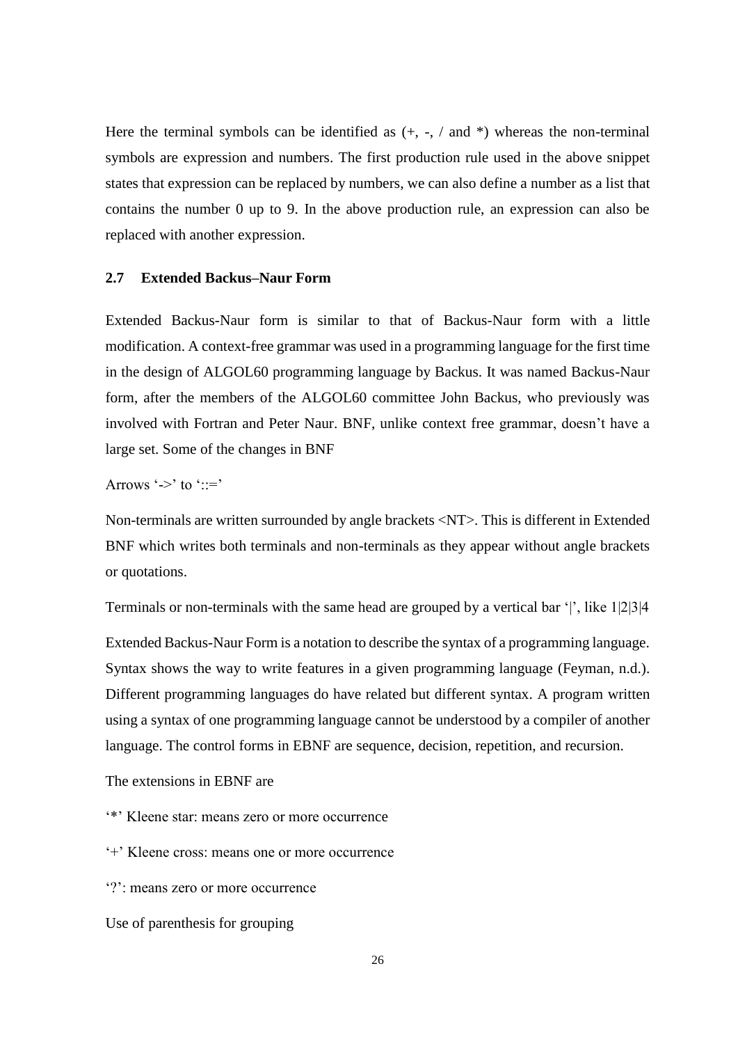Here the terminal symbols can be identified as (+, -, / and *) whereas the non-terminal symbols are expression and numbers. The first production rule used in the above snippet states that expression can be replaced by numbers, we can also define a number as a list that contains the number 0 up to 9. In the above production rule, an expression can also be replaced with another expression.

## 2.7 Extended Backus–Naur Form

Extended Backus-Naur form is similar to that of Backus-Naur form with a little modification. A context-free grammar was used in a programming language for the first time in the design of ALGOL60 programming language by Backus. It was named Backus-Naur form, after the members of the ALGOL60 committee John Backus, who previously was involved with Fortran and Peter Naur. BNF, unlike context free grammar, doesn't have a large set. Some of the changes in BNF

Arrows '->' to '::='

Non-terminals are written surrounded by angle brackets <NT>. This is different in Extended BNF which writes both terminals and non-terminals as they appear without angle brackets or quotations.

Terminals or non-terminals with the same head are grouped by a vertical bar '|', like 1|2|3|4

Extended Backus-Naur Form is a notation to describe the syntax of a programming language. Syntax shows the way to write features in a given programming language (Feyman, n.d.). Different programming languages do have related but different syntax. A program written using a syntax of one programming language cannot be understood by a compiler of another language. The control forms in EBNF are sequence, decision, repetition, and recursion.

The extensions in EBNF are

'*' Kleene star: means zero or more occurrence

'+' Kleene cross: means one or more occurrence

'?': means zero or more occurrence

Use of parenthesis for grouping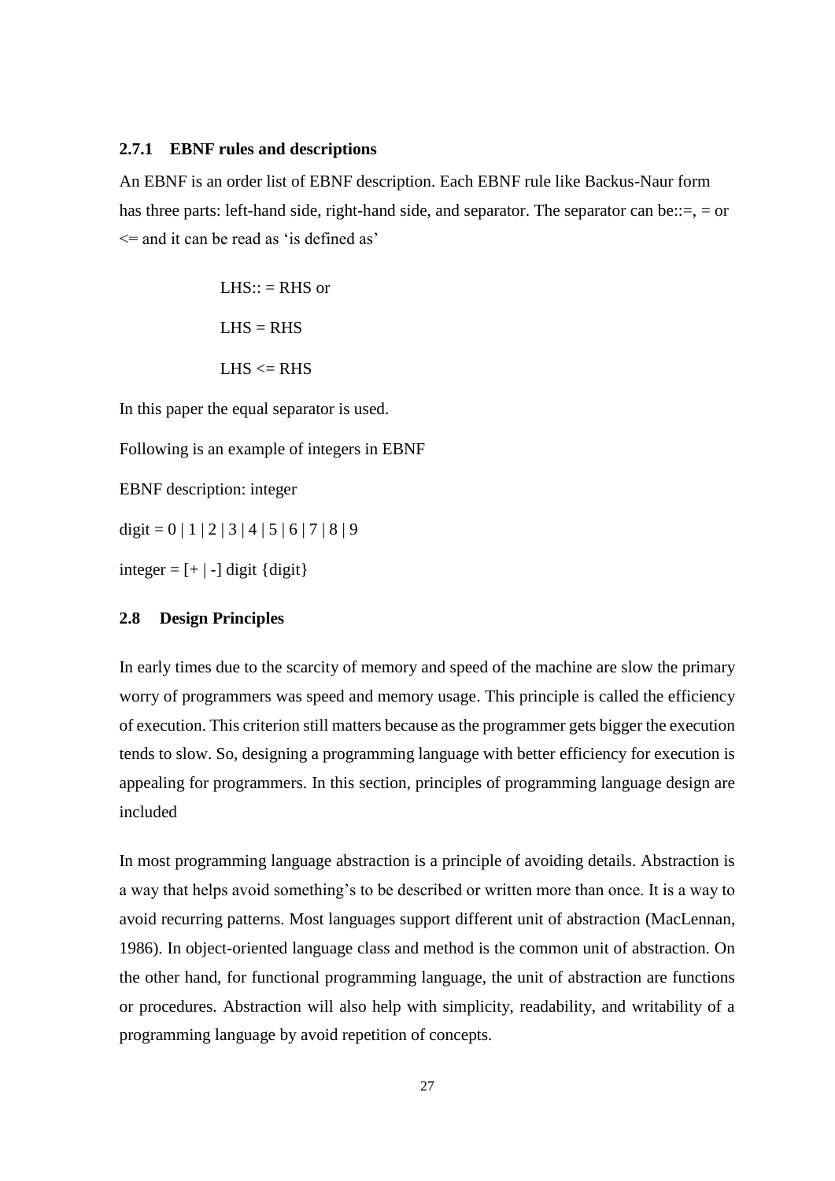### 2.7.1 EBNF rules and descriptions

An EBNF is an order list of EBNF description. Each EBNF rule like Backus-Naur form has three parts: left-hand side, right-hand side, and separator. The separator can be::=, = or <= and it can be read as 'is defined as'

LHS:: = RHS or

LHS = RHS

LHS <= RHS

In this paper the equal separator is used.

Following is an example of integers in EBNF

EBNF description: integer

digit = 0 | 1 | 2 | 3 | 4 | 5 | 6 | 7 | 8 | 9

integer = [+ | -] digit {digit}

## 2.8 Design Principles

In early times due to the scarcity of memory and speed of the machine are slow the primary worry of programmers was speed and memory usage. This principle is called the efficiency of execution. This criterion still matters because as the programmer gets bigger the execution tends to slow. So, designing a programming language with better efficiency for execution is appealing for programmers. In this section, principles of programming language design are included

In most programming language abstraction is a principle of avoiding details. Abstraction is a way that helps avoid something's to be described or written more than once. It is a way to avoid recurring patterns. Most languages support different unit of abstraction (MacLennan, 1986). In object-oriented language class and method is the common unit of abstraction. On the other hand, for functional programming language, the unit of abstraction are functions or procedures. Abstraction will also help with simplicity, readability, and writability of a programming language by avoid repetition of concepts.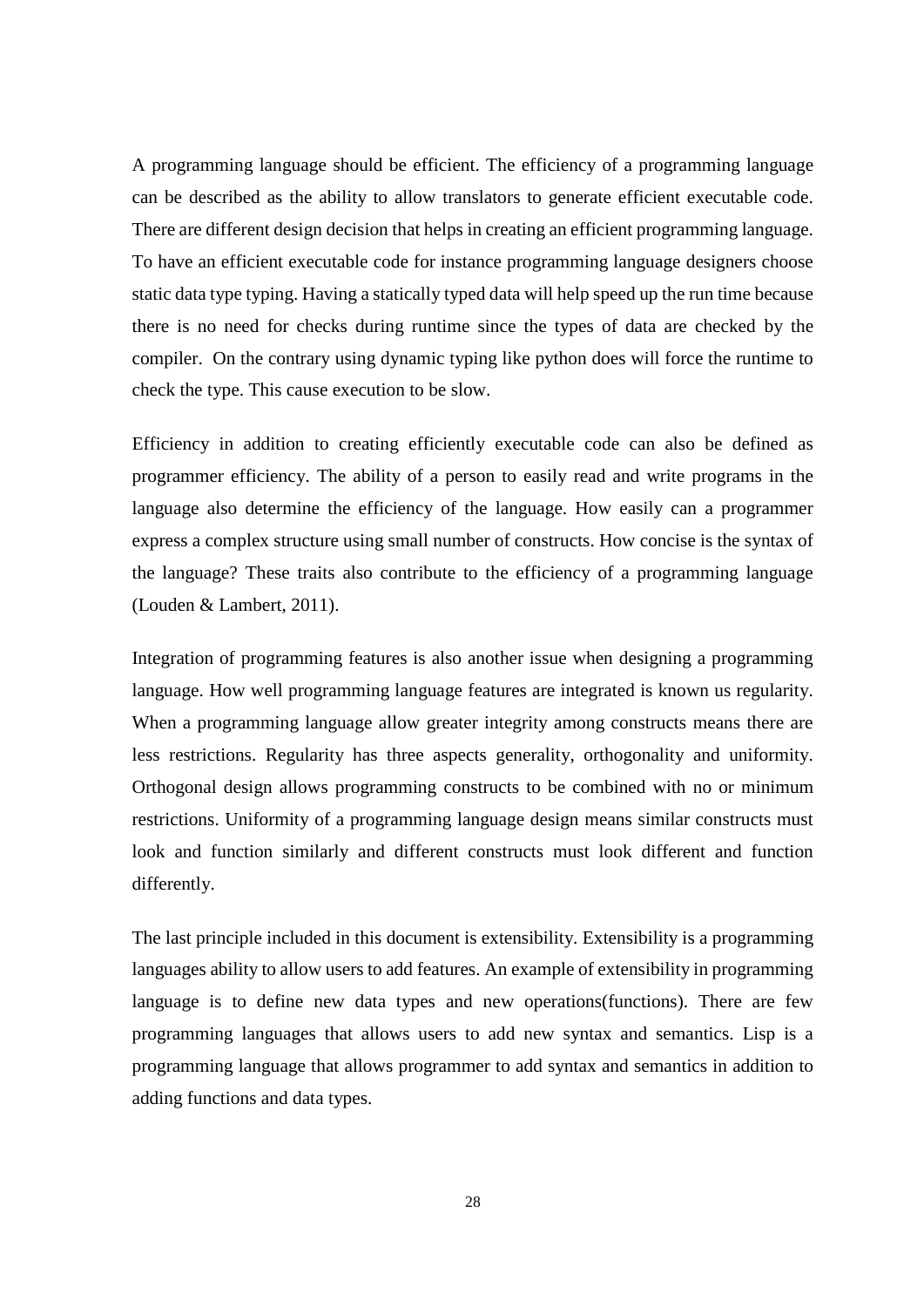A programming language should be efficient. The efficiency of a programming language can be described as the ability to allow translators to generate efficient executable code. There are different design decision that helps in creating an efficient programming language. To have an efficient executable code for instance programming language designers choose static data type typing. Having a statically typed data will help speed up the run time because there is no need for checks during runtime since the types of data are checked by the compiler. On the contrary using dynamic typing like python does will force the runtime to check the type. This cause execution to be slow.

Efficiency in addition to creating efficiently executable code can also be defined as programmer efficiency. The ability of a person to easily read and write programs in the language also determine the efficiency of the language. How easily can a programmer express a complex structure using small number of constructs. How concise is the syntax of the language? These traits also contribute to the efficiency of a programming language (Louden & Lambert, 2011).

Integration of programming features is also another issue when designing a programming language. How well programming language features are integrated is known us regularity. When a programming language allow greater integrity among constructs means there are less restrictions. Regularity has three aspects generality, orthogonality and uniformity. Orthogonal design allows programming constructs to be combined with no or minimum restrictions. Uniformity of a programming language design means similar constructs must look and function similarly and different constructs must look different and function differently.

The last principle included in this document is extensibility. Extensibility is a programming languages ability to allow users to add features. An example of extensibility in programming language is to define new data types and new operations(functions). There are few programming languages that allows users to add new syntax and semantics. Lisp is a programming language that allows programmer to add syntax and semantics in addition to adding functions and data types.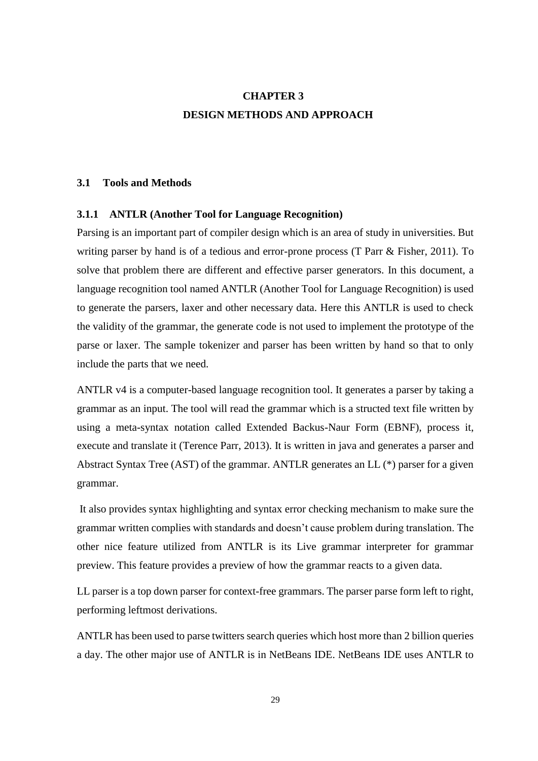# CHAPTER 3
# DESIGN METHODS AND APPROACH

## 3.1 Tools and Methods

### 3.1.1 ANTLR (Another Tool for Language Recognition)

Parsing is an important part of compiler design which is an area of study in universities. But writing parser by hand is of a tedious and error-prone process (T Parr & Fisher, 2011). To solve that problem there are different and effective parser generators. In this document, a language recognition tool named ANTLR (Another Tool for Language Recognition) is used to generate the parsers, laxer and other necessary data. Here this ANTLR is used to check the validity of the grammar, the generate code is not used to implement the prototype of the parse or laxer. The sample tokenizer and parser has been written by hand so that to only include the parts that we need.

ANTLR v4 is a computer-based language recognition tool. It generates a parser by taking a grammar as an input. The tool will read the grammar which is a structed text file written by using a meta-syntax notation called Extended Backus-Naur Form (EBNF), process it, execute and translate it (Terence Parr, 2013). It is written in java and generates a parser and Abstract Syntax Tree (AST) of the grammar. ANTLR generates an LL (*) parser for a given grammar.

It also provides syntax highlighting and syntax error checking mechanism to make sure the grammar written complies with standards and doesn't cause problem during translation. The other nice feature utilized from ANTLR is its Live grammar interpreter for grammar preview. This feature provides a preview of how the grammar reacts to a given data.

LL parser is a top down parser for context-free grammars. The parser parse form left to right, performing leftmost derivations.

ANTLR has been used to parse twitters search queries which host more than 2 billion queries a day. The other major use of ANTLR is in NetBeans IDE. NetBeans IDE uses ANTLR to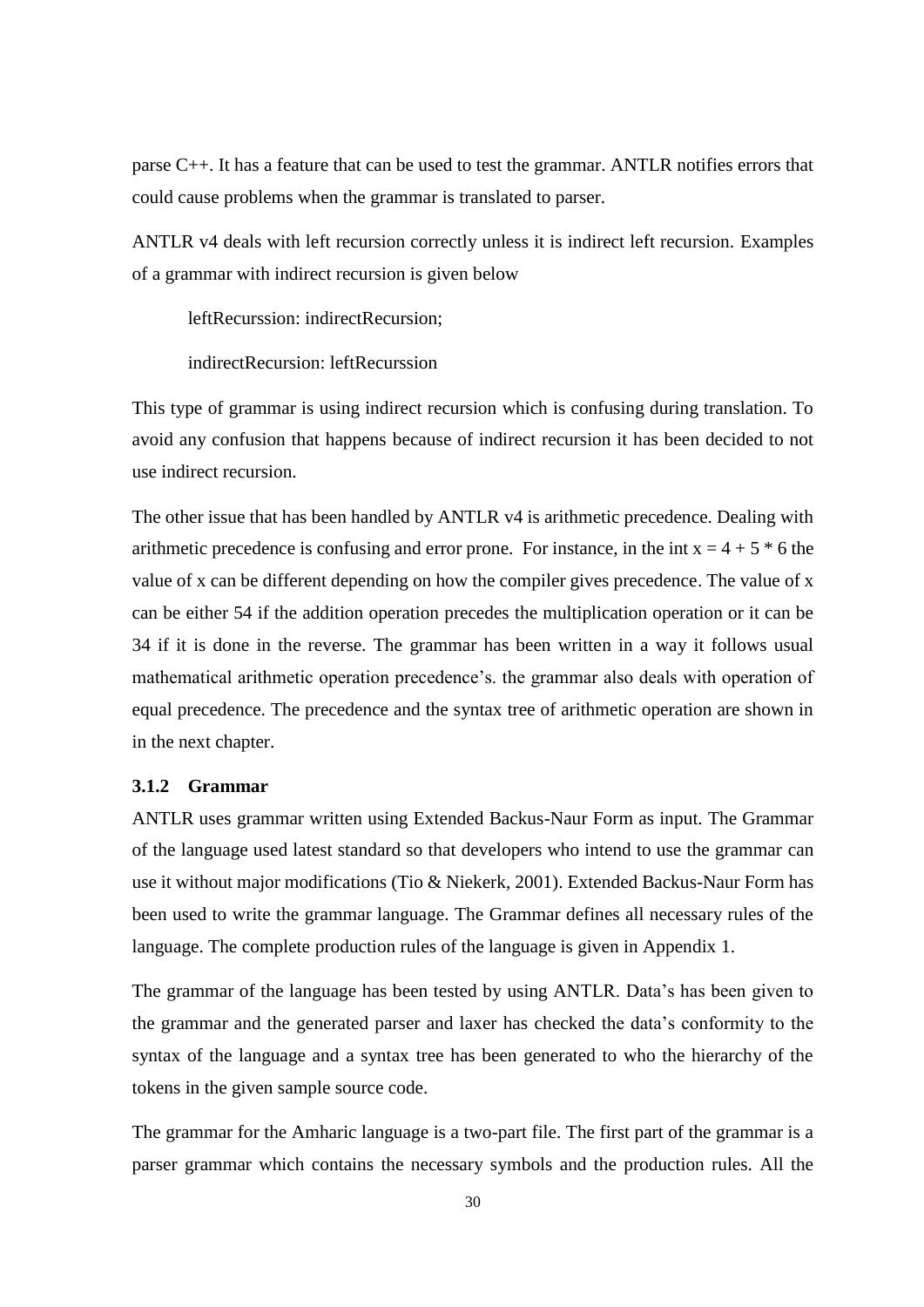parse C++. It has a feature that can be used to test the grammar. ANTLR notifies errors that could cause problems when the grammar is translated to parser.

ANTLR v4 deals with left recursion correctly unless it is indirect left recursion. Examples of a grammar with indirect recursion is given below

```
leftRecurssion: indirectRecursion;

indirectRecursion: leftRecurssion
```

This type of grammar is using indirect recursion which is confusing during translation. To avoid any confusion that happens because of indirect recursion it has been decided to not use indirect recursion.

The other issue that has been handled by ANTLR v4 is arithmetic precedence. Dealing with arithmetic precedence is confusing and error prone. For instance, in the int x = 4 + 5 * 6 the value of x can be different depending on how the compiler gives precedence. The value of x can be either 54 if the addition operation precedes the multiplication operation or it can be 34 if it is done in the reverse. The grammar has been written in a way it follows usual mathematical arithmetic operation precedence's. the grammar also deals with operation of equal precedence. The precedence and the syntax tree of arithmetic operation are shown in in the next chapter.

### 3.1.2 Grammar

ANTLR uses grammar written using Extended Backus-Naur Form as input. The Grammar of the language used latest standard so that developers who intend to use the grammar can use it without major modifications (Tio & Niekerk, 2001). Extended Backus-Naur Form has been used to write the grammar language. The Grammar defines all necessary rules of the language. The complete production rules of the language is given in Appendix 1.

The grammar of the language has been tested by using ANTLR. Data's has been given to the grammar and the generated parser and laxer has checked the data's conformity to the syntax of the language and a syntax tree has been generated to who the hierarchy of the tokens in the given sample source code.

The grammar for the Amharic language is a two-part file. The first part of the grammar is a parser grammar which contains the necessary symbols and the production rules. All the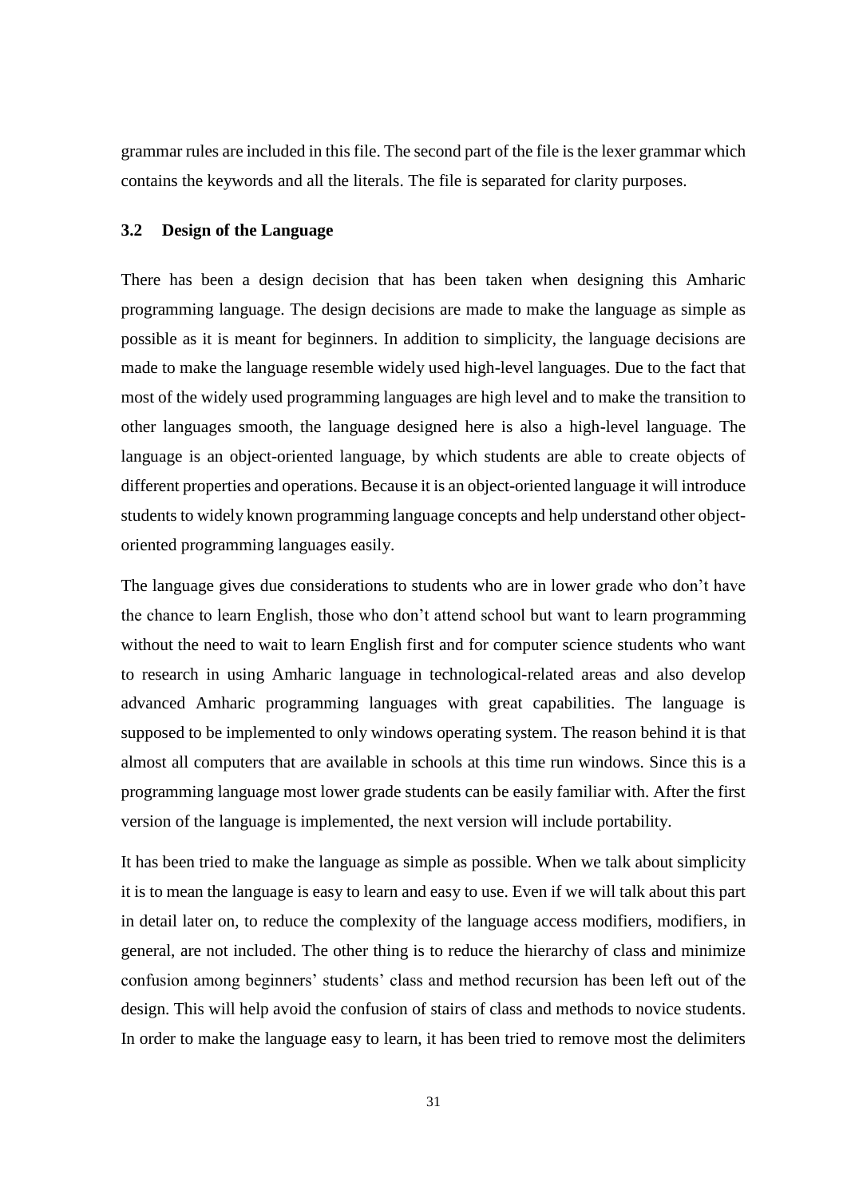grammar rules are included in this file. The second part of the file is the lexer grammar which contains the keywords and all the literals. The file is separated for clarity purposes.

### 3.2 Design of the Language

There has been a design decision that has been taken when designing this Amharic programming language. The design decisions are made to make the language as simple as possible as it is meant for beginners. In addition to simplicity, the language decisions are made to make the language resemble widely used high-level languages. Due to the fact that most of the widely used programming languages are high level and to make the transition to other languages smooth, the language designed here is also a high-level language. The language is an object-oriented language, by which students are able to create objects of different properties and operations. Because it is an object-oriented language it will introduce students to widely known programming language concepts and help understand other object-oriented programming languages easily.

The language gives due considerations to students who are in lower grade who don't have the chance to learn English, those who don't attend school but want to learn programming without the need to wait to learn English first and for computer science students who want to research in using Amharic language in technological-related areas and also develop advanced Amharic programming languages with great capabilities. The language is supposed to be implemented to only windows operating system. The reason behind it is that almost all computers that are available in schools at this time run windows. Since this is a programming language most lower grade students can be easily familiar with. After the first version of the language is implemented, the next version will include portability.

It has been tried to make the language as simple as possible. When we talk about simplicity it is to mean the language is easy to learn and easy to use. Even if we will talk about this part in detail later on, to reduce the complexity of the language access modifiers, modifiers, in general, are not included. The other thing is to reduce the hierarchy of class and minimize confusion among beginners' students' class and method recursion has been left out of the design. This will help avoid the confusion of stairs of class and methods to novice students. In order to make the language easy to learn, it has been tried to remove most the delimiters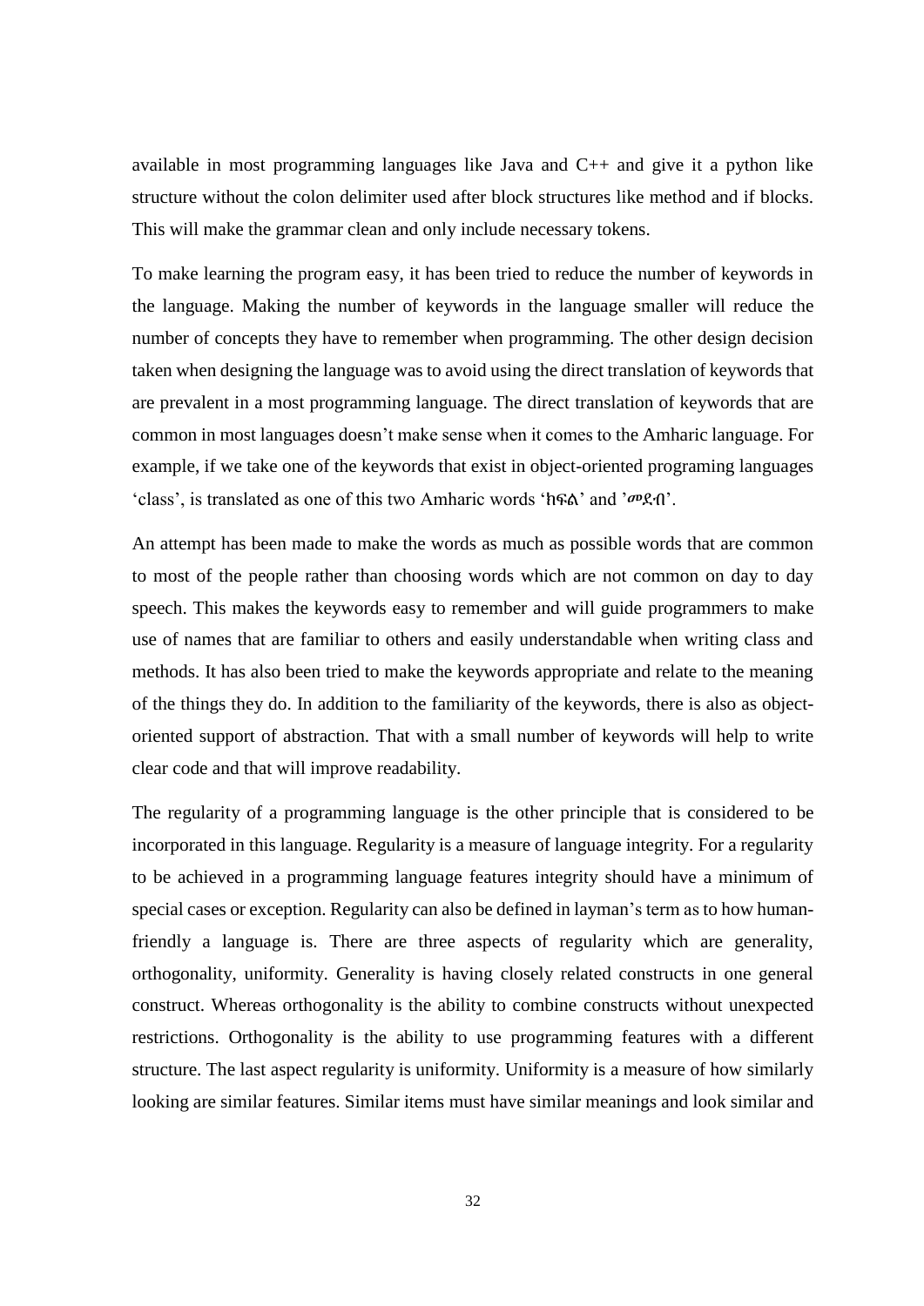available in most programming languages like Java and C++ and give it a python like structure without the colon delimiter used after block structures like method and if blocks. This will make the grammar clean and only include necessary tokens.

To make learning the program easy, it has been tried to reduce the number of keywords in the language. Making the number of keywords in the language smaller will reduce the number of concepts they have to remember when programming. The other design decision taken when designing the language was to avoid using the direct translation of keywords that are prevalent in a most programming language. The direct translation of keywords that are common in most languages doesn't make sense when it comes to the Amharic language. For example, if we take one of the keywords that exist in object-oriented programing languages 'class', is translated as one of this two Amharic words 'ክፍል' and 'መደብ'.

An attempt has been made to make the words as much as possible words that are common to most of the people rather than choosing words which are not common on day to day speech. This makes the keywords easy to remember and will guide programmers to make use of names that are familiar to others and easily understandable when writing class and methods. It has also been tried to make the keywords appropriate and relate to the meaning of the things they do. In addition to the familiarity of the keywords, there is also as object-oriented support of abstraction. That with a small number of keywords will help to write clear code and that will improve readability.

The regularity of a programming language is the other principle that is considered to be incorporated in this language. Regularity is a measure of language integrity. For a regularity to be achieved in a programming language features integrity should have a minimum of special cases or exception. Regularity can also be defined in layman's term as to how human-friendly a language is. There are three aspects of regularity which are generality, orthogonality, uniformity. Generality is having closely related constructs in one general construct. Whereas orthogonality is the ability to combine constructs without unexpected restrictions. Orthogonality is the ability to use programming features with a different structure. The last aspect regularity is uniformity. Uniformity is a measure of how similarly looking are similar features. Similar items must have similar meanings and look similar and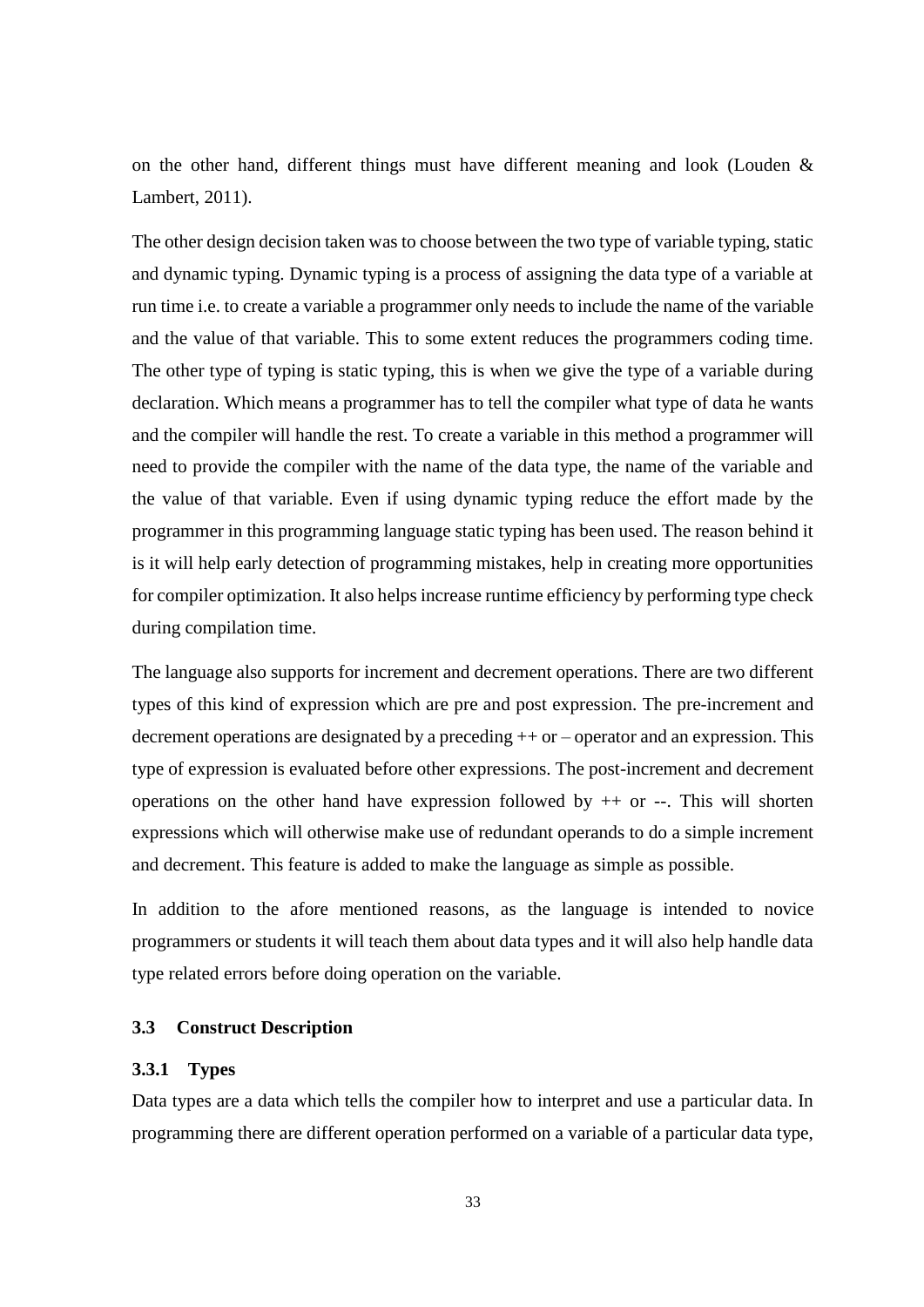on the other hand, different things must have different meaning and look (Louden & Lambert, 2011).

The other design decision taken was to choose between the two type of variable typing, static and dynamic typing. Dynamic typing is a process of assigning the data type of a variable at run time i.e. to create a variable a programmer only needs to include the name of the variable and the value of that variable. This to some extent reduces the programmers coding time. The other type of typing is static typing, this is when we give the type of a variable during declaration. Which means a programmer has to tell the compiler what type of data he wants and the compiler will handle the rest. To create a variable in this method a programmer will need to provide the compiler with the name of the data type, the name of the variable and the value of that variable. Even if using dynamic typing reduce the effort made by the programmer in this programming language static typing has been used. The reason behind it is it will help early detection of programming mistakes, help in creating more opportunities for compiler optimization. It also helps increase runtime efficiency by performing type check during compilation time.

The language also supports for increment and decrement operations. There are two different types of this kind of expression which are pre and post expression. The pre-increment and decrement operations are designated by a preceding ++ or – operator and an expression. This type of expression is evaluated before other expressions. The post-increment and decrement operations on the other hand have expression followed by ++ or --. This will shorten expressions which will otherwise make use of redundant operands to do a simple increment and decrement. This feature is added to make the language as simple as possible.

In addition to the afore mentioned reasons, as the language is intended to novice programmers or students it will teach them about data types and it will also help handle data type related errors before doing operation on the variable.

### 3.3 Construct Description

#### 3.3.1 Types

Data types are a data which tells the compiler how to interpret and use a particular data. In programming there are different operation performed on a variable of a particular data type,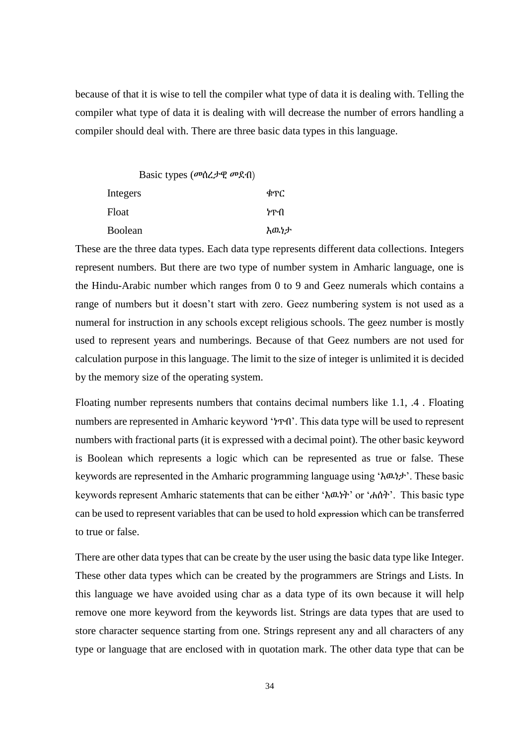because of that it is wise to tell the compiler what type of data it is dealing with. Telling the compiler what type of data it is dealing with will decrease the number of errors handling a compiler should deal with. There are three basic data types in this language.

| Basic types (መሰረታዊ መደብ) | |
|---|---|
| Integers | ቁጥር |
| Float | ነጥብ |
| Boolean | እዉነታ |

These are the three data types. Each data type represents different data collections. Integers represent numbers. But there are two type of number system in Amharic language, one is the Hindu-Arabic number which ranges from 0 to 9 and Geez numerals which contains a range of numbers but it doesn't start with zero. Geez numbering system is not used as a numeral for instruction in any schools except religious schools. The geez number is mostly used to represent years and numberings. Because of that Geez numbers are not used for calculation purpose in this language. The limit to the size of integer is unlimited it is decided by the memory size of the operating system.

Floating number represents numbers that contains decimal numbers like 1.1, .4 . Floating numbers are represented in Amharic keyword 'ነጥብ'. This data type will be used to represent numbers with fractional parts (it is expressed with a decimal point). The other basic keyword is Boolean which represents a logic which can be represented as true or false. These keywords are represented in the Amharic programming language using 'እዉነታ'. These basic keywords represent Amharic statements that can be either 'እዉነት' or 'ሐሰት'. This basic type can be used to represent variables that can be used to hold expression which can be transferred to true or false.

There are other data types that can be create by the user using the basic data type like Integer. These other data types which can be created by the programmers are Strings and Lists. In this language we have avoided using char as a data type of its own because it will help remove one more keyword from the keywords list. Strings are data types that are used to store character sequence starting from one. Strings represent any and all characters of any type or language that are enclosed with in quotation mark. The other data type that can be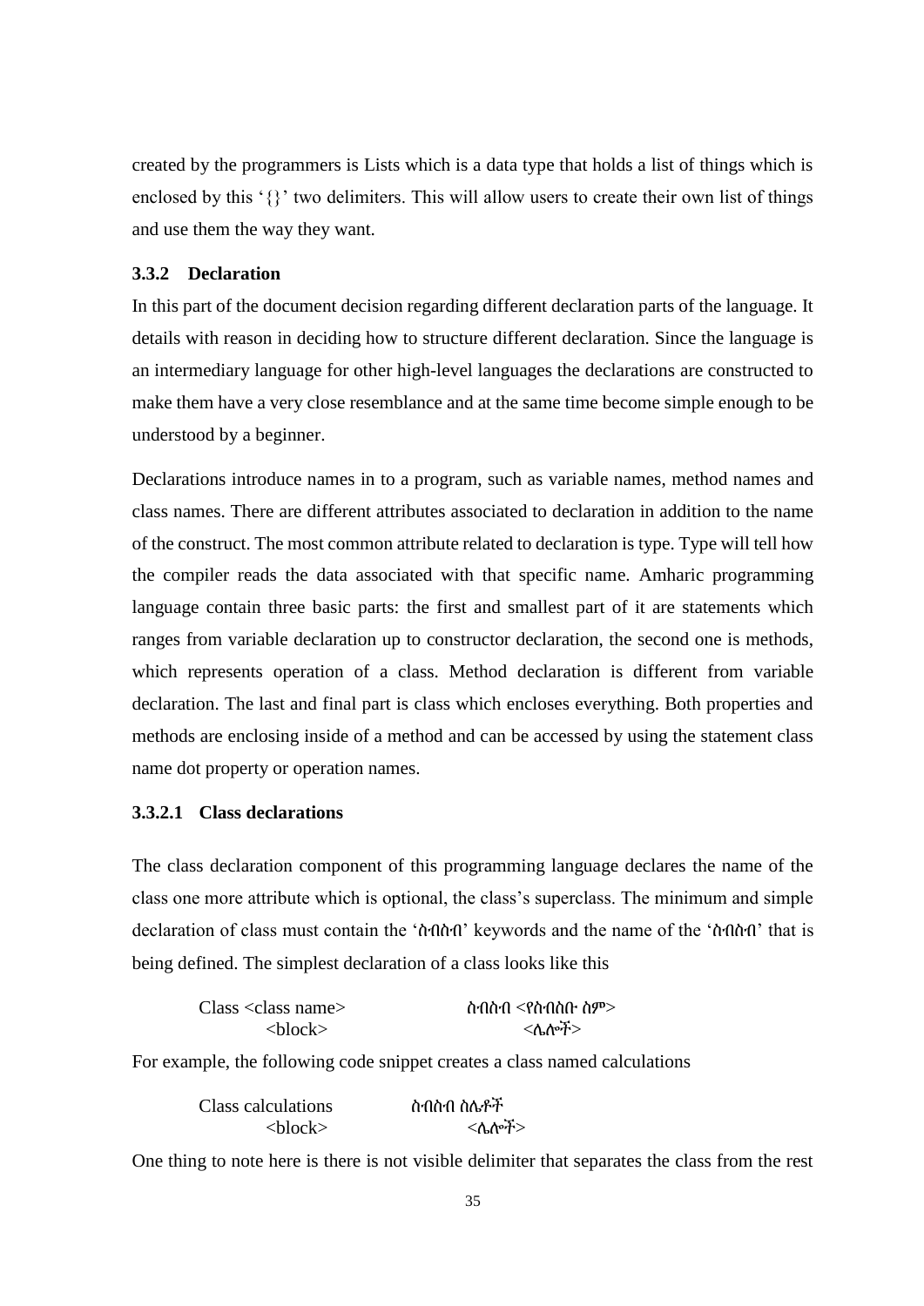created by the programmers is Lists which is a data type that holds a list of things which is enclosed by this '{}' two delimiters. This will allow users to create their own list of things and use them the way they want.

### 3.3.2 Declaration

In this part of the document decision regarding different declaration parts of the language. It details with reason in deciding how to structure different declaration. Since the language is an intermediary language for other high-level languages the declarations are constructed to make them have a very close resemblance and at the same time become simple enough to be understood by a beginner.

Declarations introduce names in to a program, such as variable names, method names and class names. There are different attributes associated to declaration in addition to the name of the construct. The most common attribute related to declaration is type. Type will tell how the compiler reads the data associated with that specific name. Amharic programming language contain three basic parts: the first and smallest part of it are statements which ranges from variable declaration up to constructor declaration, the second one is methods, which represents operation of a class. Method declaration is different from variable declaration. The last and final part is class which encloses everything. Both properties and methods are enclosing inside of a method and can be accessed by using the statement class name dot property or operation names.

#### 3.3.2.1 Class declarations

The class declaration component of this programming language declares the name of the class one more attribute which is optional, the class's superclass. The minimum and simple declaration of class must contain the 'ስብስብ' keywords and the name of the 'ስብስብ' that is being defined. The simplest declaration of a class looks like this

```
Class <class name>              ስብስብ <የስብስቡ ስም>
    <block>                         <ሌሎች>
```

For example, the following code snippet creates a class named calculations

```
Class calculations          ስብስብ ስሌቶች
    <block>                     <ሌሎች>
```

One thing to note here is there is not visible delimiter that separates the class from the rest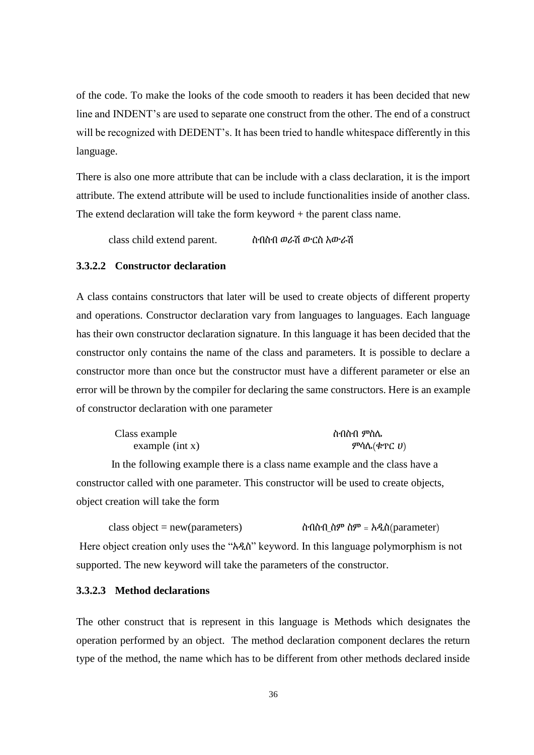of the code. To make the looks of the code smooth to readers it has been decided that new line and INDENT's are used to separate one construct from the other. The end of a construct will be recognized with DEDENT's. It has been tried to handle whitespace differently in this language.

There is also one more attribute that can be include with a class declaration, it is the import attribute. The extend attribute will be used to include functionalities inside of another class. The extend declaration will take the form keyword + the parent class name.

```
class child extend parent.          ስብስብ ወራሽ ውርስ አውራሽ
```

#### 3.3.2.2 Constructor declaration

A class contains constructors that later will be used to create objects of different property and operations. Constructor declaration vary from languages to languages. Each language has their own constructor declaration signature. In this language it has been decided that the constructor only contains the name of the class and parameters. It is possible to declare a constructor more than once but the constructor must have a different parameter or else an error will be thrown by the compiler for declaring the same constructors. Here is an example of constructor declaration with one parameter

```
Class example                      ስብስብ ምስሌ
    example (int x)                    ምሳሌ(ቁጥር ሀ)
```

In the following example there is a class name example and the class have a constructor called with one parameter. This constructor will be used to create objects, object creation will take the form

```
class object = new(parameters)          ስብስብ_ስም ስም = አዲስ(parameter)
```

Here object creation only uses the "አዲስ" keyword. In this language polymorphism is not supported. The new keyword will take the parameters of the constructor.

#### 3.3.2.3 Method declarations

The other construct that is represent in this language is Methods which designates the operation performed by an object. The method declaration component declares the return type of the method, the name which has to be different from other methods declared inside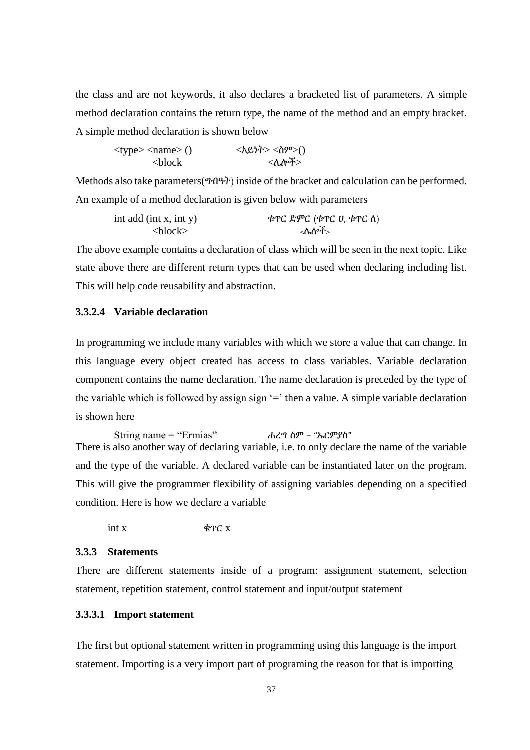the class and are not keywords, it also declares a bracketed list of parameters. A simple method declaration contains the return type, the name of the method and an empty bracket. A simple method declaration is shown below

```
<type> <name> ()            <አይነት> <ስም>()
      <block                      <ሌሎች>
```

Methods also take parameters(ግብዓት) inside of the bracket and calculation can be performed. An example of a method declaration is given below with parameters

```
int add (int x, int y)          ቁጥር ድምር (ቁጥር ሀ, ቁጥር ለ)
      <block>                          <ሌሎች>
```

The above example contains a declaration of class which will be seen in the next topic. Like state above there are different return types that can be used when declaring including list. This will help code reusability and abstraction.

#### 3.3.2.4 Variable declaration

In programming we include many variables with which we store a value that can change. In this language every object created has access to class variables. Variable declaration component contains the name declaration. The name declaration is preceded by the type of the variable which is followed by assign sign '=' then a value. A simple variable declaration is shown here

```
String name = "Ermias"          ሐረግ ስም = "ኤርምያስ"
```

There is also another way of declaring variable, i.e. to only declare the name of the variable and the type of the variable. A declared variable can be instantiated later on the program. This will give the programmer flexibility of assigning variables depending on a specified condition. Here is how we declare a variable

```
int x               ቁጥር x
```

### 3.3.3 Statements

There are different statements inside of a program: assignment statement, selection statement, repetition statement, control statement and input/output statement

#### 3.3.3.1 Import statement

The first but optional statement written in programming using this language is the import statement. Importing is a very import part of programing the reason for that is importing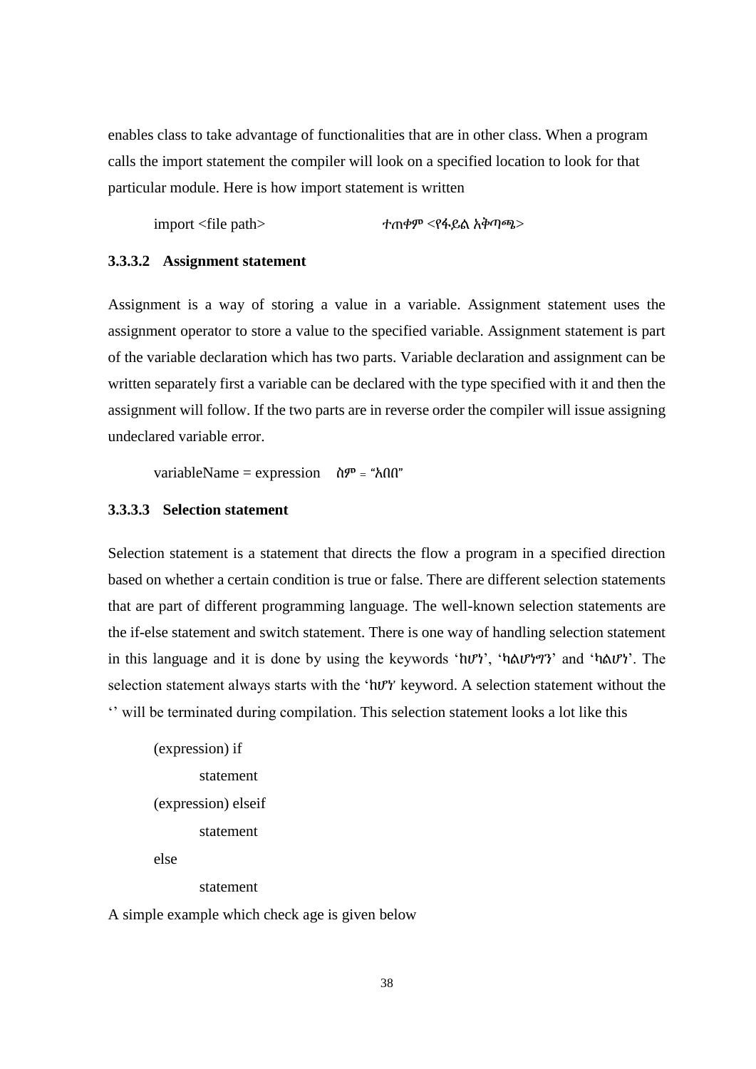enables class to take advantage of functionalities that are in other class. When a program calls the import statement the compiler will look on a specified location to look for that particular module. Here is how import statement is written

```
import <file path>                    ተጠቀም <የፋይል አቅጣጫ>
```

### 3.3.3.2 Assignment statement

Assignment is a way of storing a value in a variable. Assignment statement uses the assignment operator to store a value to the specified variable. Assignment statement is part of the variable declaration which has two parts. Variable declaration and assignment can be written separately first a variable can be declared with the type specified with it and then the assignment will follow. If the two parts are in reverse order the compiler will issue assigning undeclared variable error.

```
variableName = expression    ስም = "አበበ"
```

### 3.3.3.3 Selection statement

Selection statement is a statement that directs the flow a program in a specified direction based on whether a certain condition is true or false. There are different selection statements that are part of different programming language. The well-known selection statements are the if-else statement and switch statement. There is one way of handling selection statement in this language and it is done by using the keywords 'ከሆነ', 'ካልሆነግን' and 'ካልሆነ'. The selection statement always starts with the 'ከሆነ' keyword. A selection statement without the '' will be terminated during compilation. This selection statement looks a lot like this

```
(expression) if
        statement
(expression) elseif
        statement
else
        statement
```

A simple example which check age is given below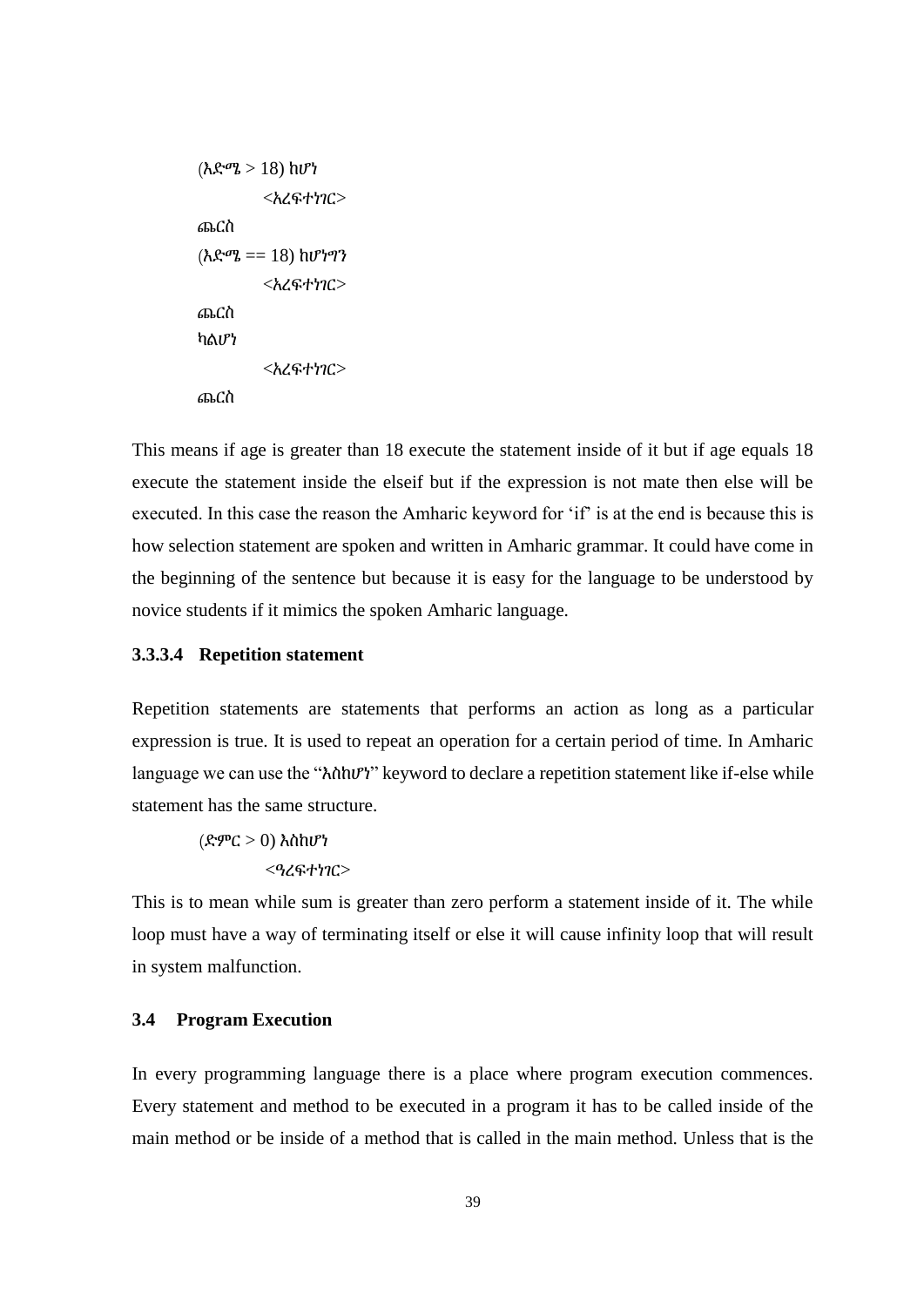```
(እድሜ > 18) ከሆነ
        <አረፍተነገር>
ጨርስ
(እድሜ == 18) ከሆነግን
        <አረፍተነገር>
ጨርስ
ካልሆነ
        <አረፍተነገር>
ጨርስ
```

This means if age is greater than 18 execute the statement inside of it but if age equals 18 execute the statement inside the elseif but if the expression is not mate then else will be executed. In this case the reason the Amharic keyword for 'if' is at the end is because this is how selection statement are spoken and written in Amharic grammar. It could have come in the beginning of the sentence but because it is easy for the language to be understood by novice students if it mimics the spoken Amharic language.

#### 3.3.3.4 Repetition statement

Repetition statements are statements that performs an action as long as a particular expression is true. It is used to repeat an operation for a certain period of time. In Amharic language we can use the "እስከሆነ" keyword to declare a repetition statement like if-else while statement has the same structure.

```
(ድምር > 0) እስከሆነ
        <ዓረፍተነገር>
```

This is to mean while sum is greater than zero perform a statement inside of it. The while loop must have a way of terminating itself or else it will cause infinity loop that will result in system malfunction.

### 3.4 Program Execution

In every programming language there is a place where program execution commences. Every statement and method to be executed in a program it has to be called inside of the main method or be inside of a method that is called in the main method. Unless that is the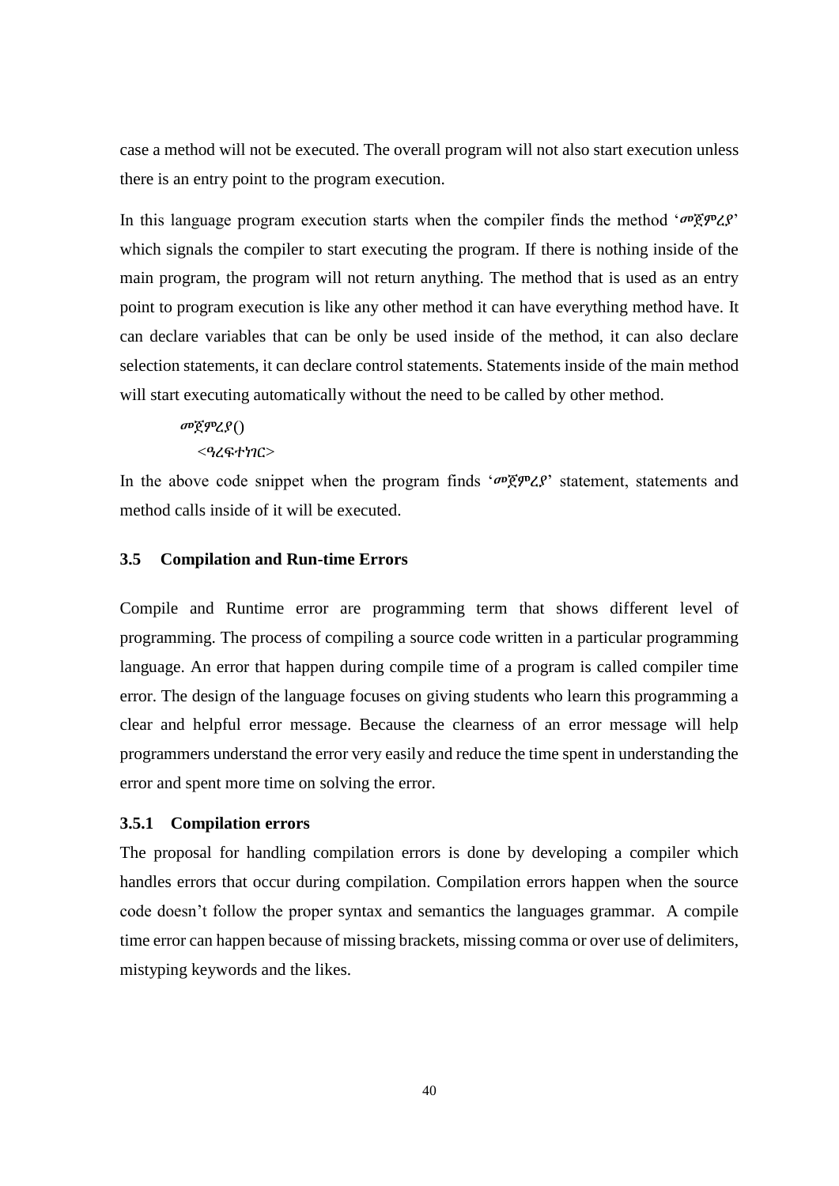case a method will not be executed. The overall program will not also start execution unless there is an entry point to the program execution.

In this language program execution starts when the compiler finds the method 'መጀምረያ' which signals the compiler to start executing the program. If there is nothing inside of the main program, the program will not return anything. The method that is used as an entry point to program execution is like any other method it can have everything method have. It can declare variables that can be only be used inside of the method, it can also declare selection statements, it can declare control statements. Statements inside of the main method will start executing automatically without the need to be called by other method.

```
መጀምረያ()
  <ዓረፍተነገር>
```

In the above code snippet when the program finds 'መጀምረያ' statement, statements and method calls inside of it will be executed.

### 3.5 Compilation and Run-time Errors

Compile and Runtime error are programming term that shows different level of programming. The process of compiling a source code written in a particular programming language. An error that happen during compile time of a program is called compiler time error. The design of the language focuses on giving students who learn this programming a clear and helpful error message. Because the clearness of an error message will help programmers understand the error very easily and reduce the time spent in understanding the error and spent more time on solving the error.

#### 3.5.1 Compilation errors

The proposal for handling compilation errors is done by developing a compiler which handles errors that occur during compilation. Compilation errors happen when the source code doesn't follow the proper syntax and semantics the languages grammar. A compile time error can happen because of missing brackets, missing comma or over use of delimiters, mistyping keywords and the likes.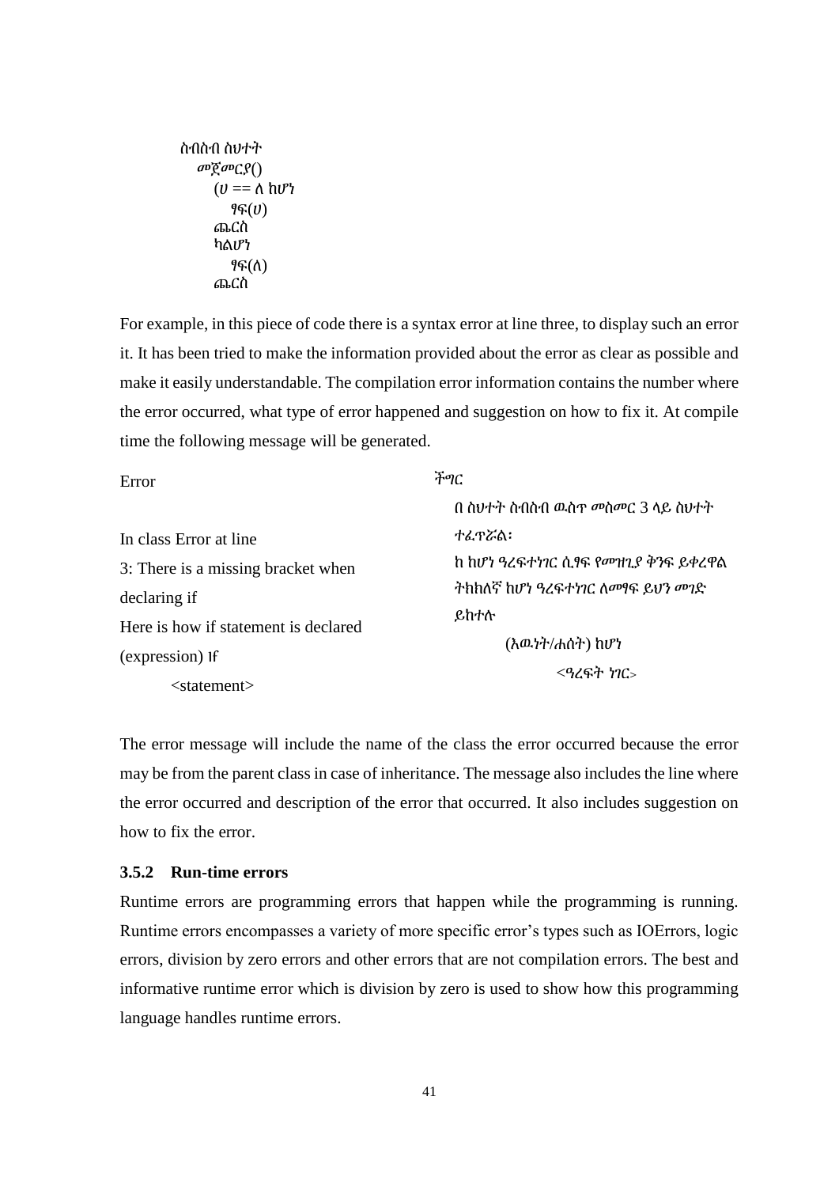```
ስብስብ ስህተት
   መጀመርያ()
      (ሀ == ለ ከሆነ
         ፃፍ(ሀ)
      ጨርስ
      ካልሆነ
         ፃፍ(ለ)
      ጨርስ
```

For example, in this piece of code there is a syntax error at line three, to display such an error it. It has been tried to make the information provided about the error as clear as possible and make it easily understandable. The compilation error information contains the number where the error occurred, what type of error happened and suggestion on how to fix it. At compile time the following message will be generated.

```
Error

In class Error at line
3: There is a missing bracket when
declaring if
Here is how if statement is declared
(expression) If
        <statement>
```

```
ችግር
   በ ስህተት ስብስብ ዉስጥ መስመር 3 ላይ ስህተት
   ተፈጥሯል፣
   ከ ከሆነ ዓረፍተነገር ሲፃፍ የመዝጊያ ቅንፍ ይቀረዋል
   ትክክለኛ ከሆነ ዓረፍተነገር ለመፃፍ ይህን መገድ
   ይከተሉ
         (እዉነት/ሐሰት) ከሆነ
               <ዓረፍት ነገር>
```

The error message will include the name of the class the error occurred because the error may be from the parent class in case of inheritance. The message also includes the line where the error occurred and description of the error that occurred. It also includes suggestion on how to fix the error.

### 3.5.2 Run-time errors

Runtime errors are programming errors that happen while the programming is running. Runtime errors encompasses a variety of more specific error's types such as IOErrors, logic errors, division by zero errors and other errors that are not compilation errors. The best and informative runtime error which is division by zero is used to show how this programming language handles runtime errors.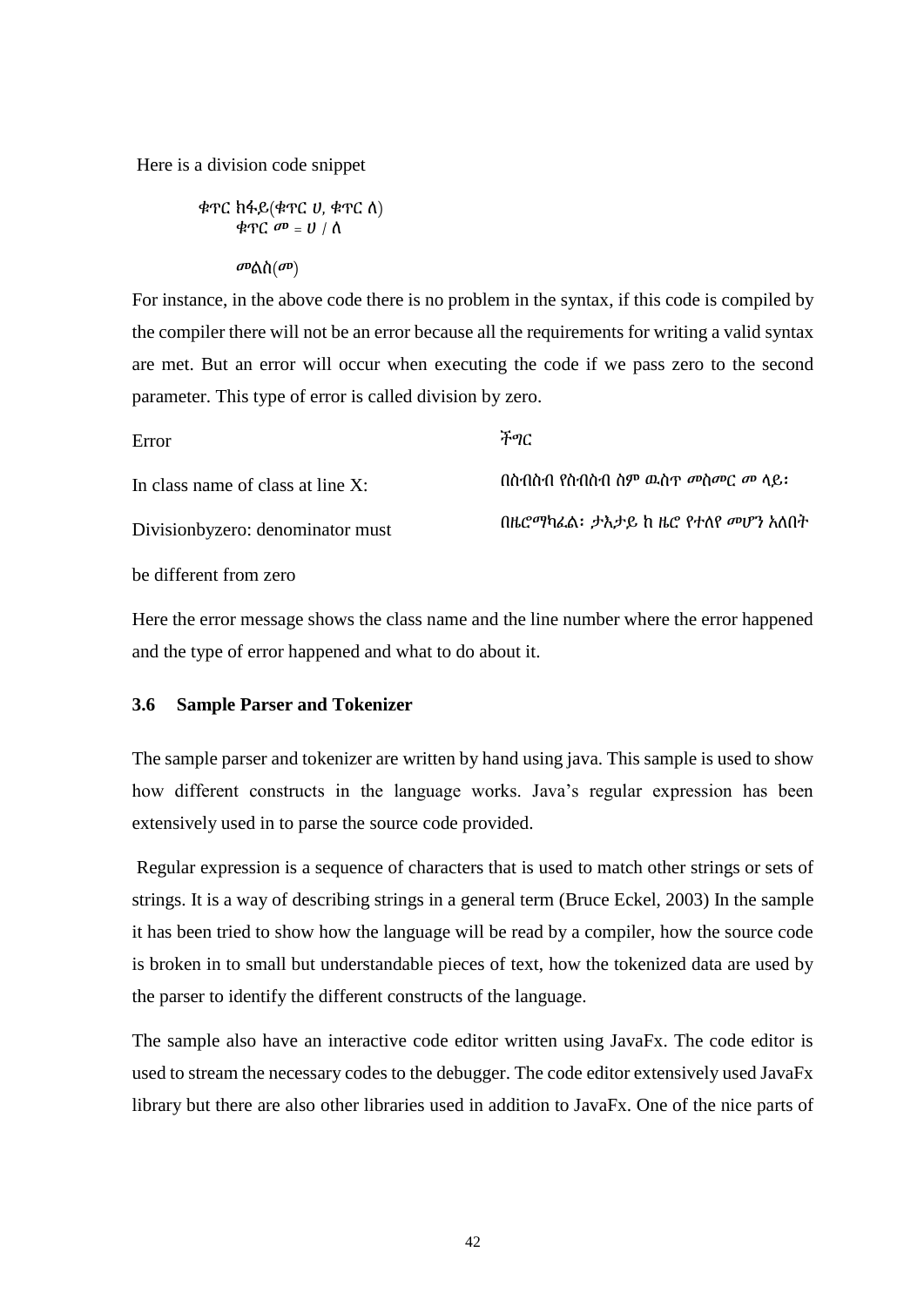Here is a division code snippet

```
ቁጥር ክፋይ(ቁጥር ሀ, ቁጥር ለ)
      ቁጥር መ = ሀ / ለ

      መልስ(መ)
```

For instance, in the above code there is no problem in the syntax, if this code is compiled by the compiler there will not be an error because all the requirements for writing a valid syntax are met. But an error will occur when executing the code if we pass zero to the second parameter. This type of error is called division by zero.

| Error | ችግር |
|---|---|
| In class name of class at line X: | በስብስብ የስብስብ ስም ዉስጥ መስመር መ ላይ፡ |
| Divisionbyzero: denominator must be different from zero | በዜሮማካፈል፡ ታኢታይ ከ ዜሮ የተለየ መሆን አለበት |

Here the error message shows the class name and the line number where the error happened and the type of error happened and what to do about it.

### 3.6 Sample Parser and Tokenizer

The sample parser and tokenizer are written by hand using java. This sample is used to show how different constructs in the language works. Java's regular expression has been extensively used in to parse the source code provided.

Regular expression is a sequence of characters that is used to match other strings or sets of strings. It is a way of describing strings in a general term (Bruce Eckel, 2003) In the sample it has been tried to show how the language will be read by a compiler, how the source code is broken in to small but understandable pieces of text, how the tokenized data are used by the parser to identify the different constructs of the language.

The sample also have an interactive code editor written using JavaFx. The code editor is used to stream the necessary codes to the debugger. The code editor extensively used JavaFx library but there are also other libraries used in addition to JavaFx. One of the nice parts of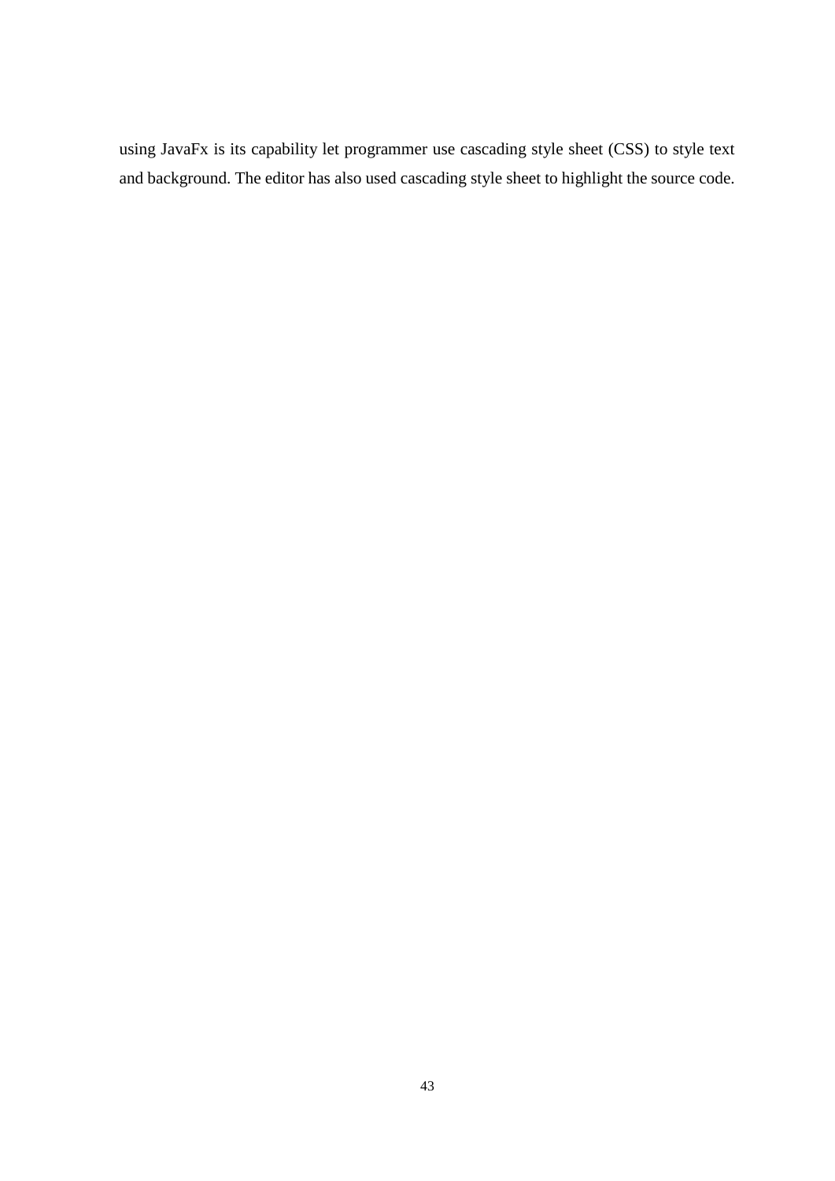using JavaFx is its capability let programmer use cascading style sheet (CSS) to style text and background. The editor has also used cascading style sheet to highlight the source code.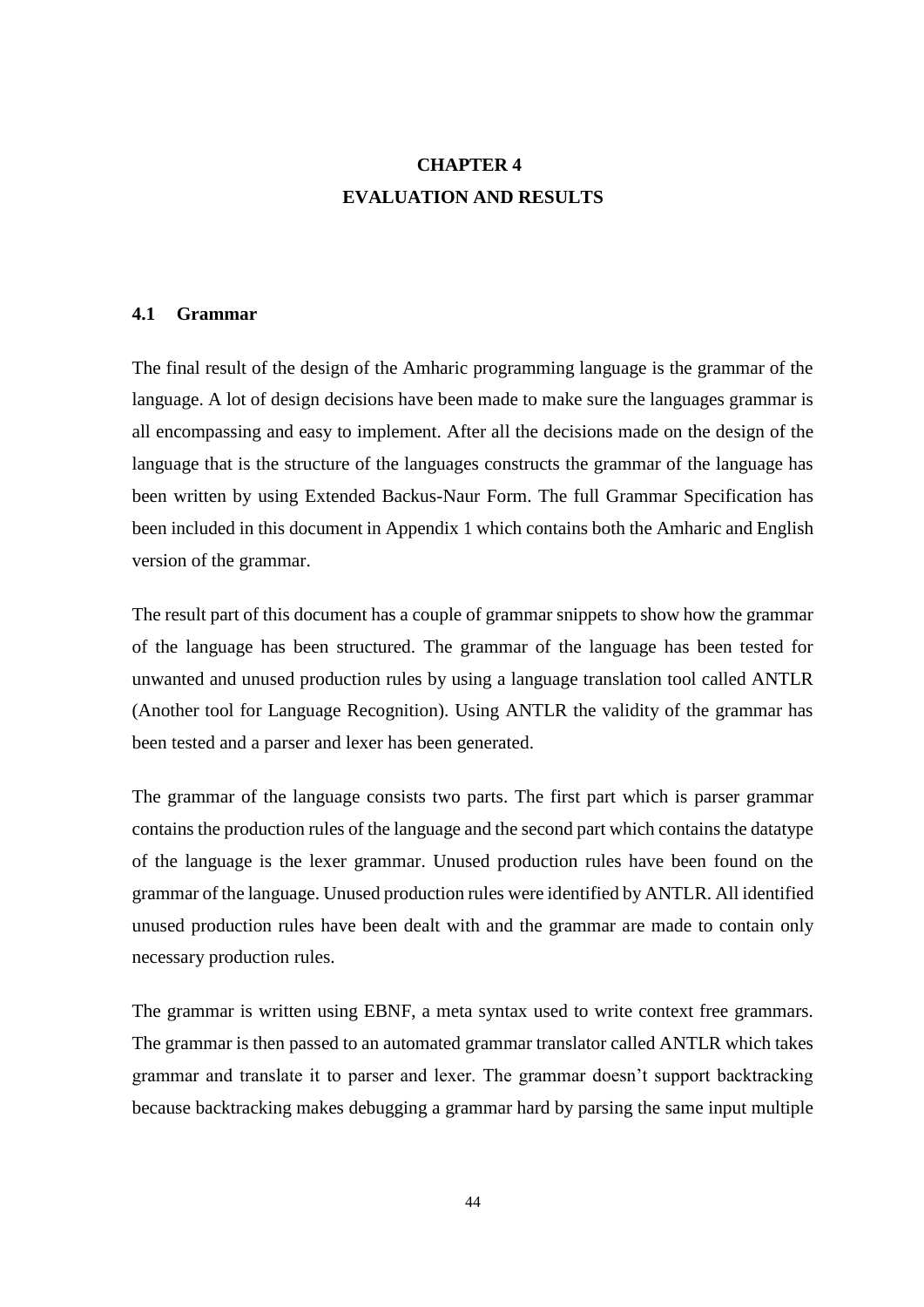# CHAPTER 4
# EVALUATION AND RESULTS

## 4.1 Grammar

The final result of the design of the Amharic programming language is the grammar of the language. A lot of design decisions have been made to make sure the languages grammar is all encompassing and easy to implement. After all the decisions made on the design of the language that is the structure of the languages constructs the grammar of the language has been written by using Extended Backus-Naur Form. The full Grammar Specification has been included in this document in Appendix 1 which contains both the Amharic and English version of the grammar.

The result part of this document has a couple of grammar snippets to show how the grammar of the language has been structured. The grammar of the language has been tested for unwanted and unused production rules by using a language translation tool called ANTLR (Another tool for Language Recognition). Using ANTLR the validity of the grammar has been tested and a parser and lexer has been generated.

The grammar of the language consists two parts. The first part which is parser grammar contains the production rules of the language and the second part which contains the datatype of the language is the lexer grammar. Unused production rules have been found on the grammar of the language. Unused production rules were identified by ANTLR. All identified unused production rules have been dealt with and the grammar are made to contain only necessary production rules.

The grammar is written using EBNF, a meta syntax used to write context free grammars. The grammar is then passed to an automated grammar translator called ANTLR which takes grammar and translate it to parser and lexer. The grammar doesn't support backtracking because backtracking makes debugging a grammar hard by parsing the same input multiple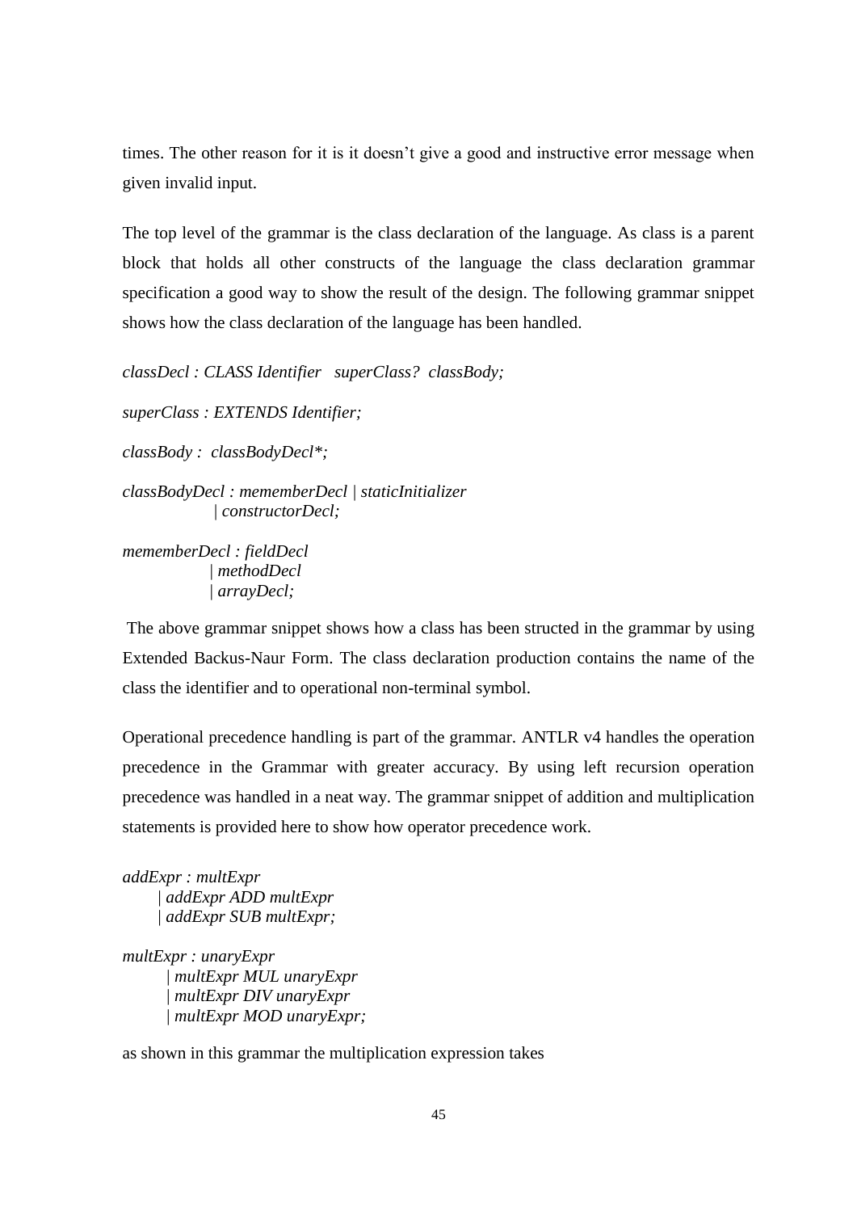times. The other reason for it is it doesn't give a good and instructive error message when given invalid input.

The top level of the grammar is the class declaration of the language. As class is a parent block that holds all other constructs of the language the class declaration grammar specification a good way to show the result of the design. The following grammar snippet shows how the class declaration of the language has been handled.

```
classDecl : CLASS Identifier   superClass?  classBody;

superClass : EXTENDS Identifier;

classBody :  classBodyDecl*;

classBodyDecl : mememberDecl | staticInitializer
              | constructorDecl;

mememberDecl : fieldDecl
             | methodDecl
             | arrayDecl;
```

The above grammar snippet shows how a class has been structed in the grammar by using Extended Backus-Naur Form. The class declaration production contains the name of the class the identifier and to operational non-terminal symbol.

Operational precedence handling is part of the grammar. ANTLR v4 handles the operation precedence in the Grammar with greater accuracy. By using left recursion operation precedence was handled in a neat way. The grammar snippet of addition and multiplication statements is provided here to show how operator precedence work.

```
addExpr : multExpr
      | addExpr ADD multExpr
      | addExpr SUB multExpr;

multExpr : unaryExpr
       | multExpr MUL unaryExpr
       | multExpr DIV unaryExpr
       | multExpr MOD unaryExpr;
```

as shown in this grammar the multiplication expression takes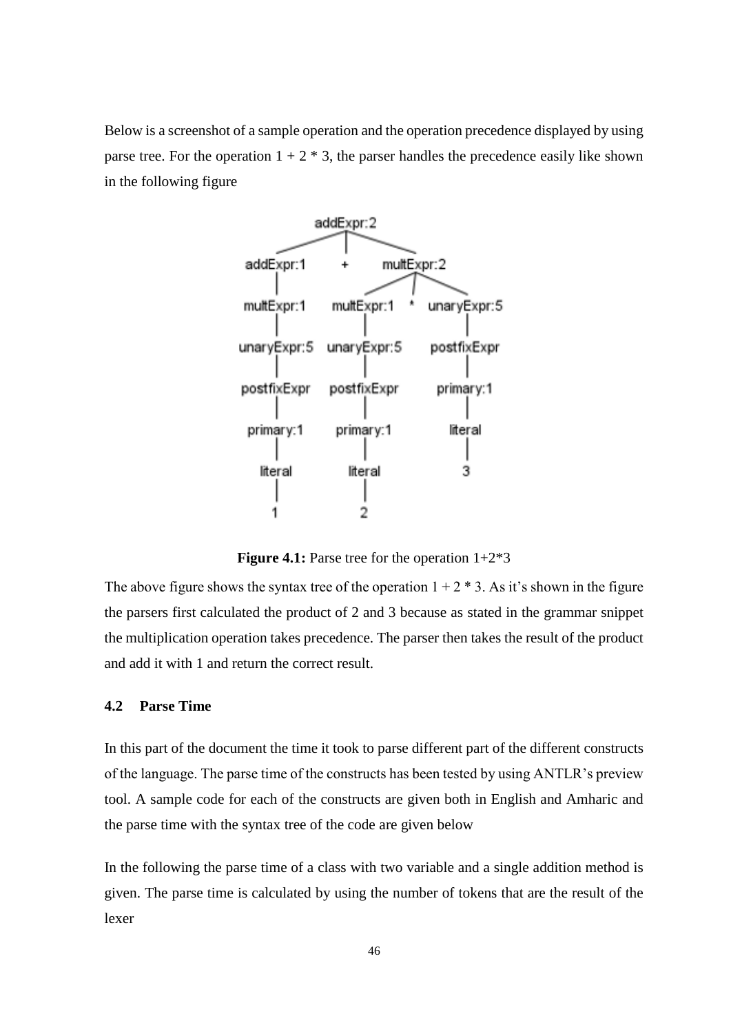Below is a screenshot of a sample operation and the operation precedence displayed by using parse tree. For the operation $1 + 2 * 3$, the parser handles the precedence easily like shown in the following figure

**Figure 4.1:** Parse tree for the operation 1+2*3

The above figure shows the syntax tree of the operation $1 + 2 * 3$. As it's shown in the figure the parsers first calculated the product of 2 and 3 because as stated in the grammar snippet the multiplication operation takes precedence. The parser then takes the result of the product and add it with 1 and return the correct result.

### 4.2 Parse Time

In this part of the document the time it took to parse different part of the different constructs of the language. The parse time of the constructs has been tested by using ANTLR's preview tool. A sample code for each of the constructs are given both in English and Amharic and the parse time with the syntax tree of the code are given below

In the following the parse time of a class with two variable and a single addition method is given. The parse time is calculated by using the number of tokens that are the result of the lexer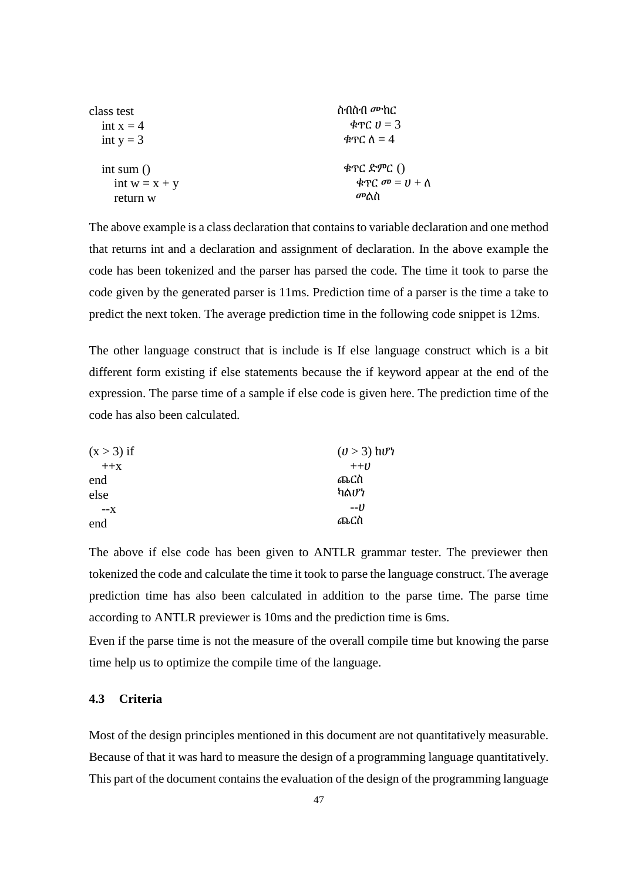| | |
|---|---|
| class test | ስብስብ ሙከር |
| int x = 4 | ቁጥር ሀ = 3 |
| int y = 3 | ቁጥር ለ = 4 |
| | |
| int sum () | ቁጥር ድምር () |
| int w = x + y | ቁጥር መ = ሀ + ለ |
| return w | መልስ |

The above example is a class declaration that contains to variable declaration and one method that returns int and a declaration and assignment of declaration. In the above example the code has been tokenized and the parser has parsed the code. The time it took to parse the code given by the generated parser is 11ms. Prediction time of a parser is the time a take to predict the next token. The average prediction time in the following code snippet is 12ms.

The other language construct that is include is If else language construct which is a bit different form existing if else statements because the if keyword appear at the end of the expression. The parse time of a sample if else code is given here. The prediction time of the code has also been calculated.

| | |
|---|---|
| (x > 3) if | (ሀ > 3) ከሆነ |
| ++x | ++ሀ |
| end | ጨርስ |
| else | ካልሆነ |
| --x | --ሀ |
| end | ጨርስ |

The above if else code has been given to ANTLR grammar tester. The previewer then tokenized the code and calculate the time it took to parse the language construct. The average prediction time has also been calculated in addition to the parse time. The parse time according to ANTLR previewer is 10ms and the prediction time is 6ms.

Even if the parse time is not the measure of the overall compile time but knowing the parse time help us to optimize the compile time of the language.

### 4.3 Criteria

Most of the design principles mentioned in this document are not quantitatively measurable. Because of that it was hard to measure the design of a programming language quantitatively. This part of the document contains the evaluation of the design of the programming language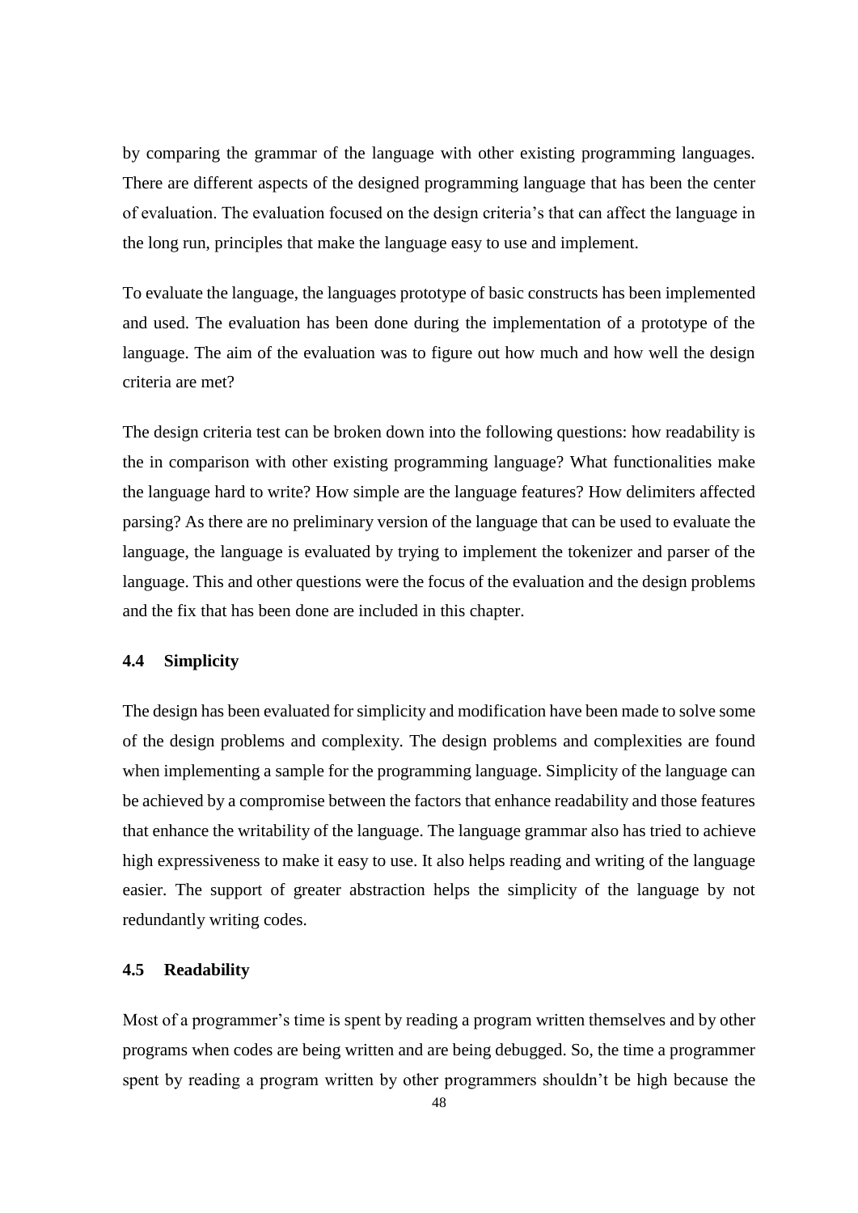by comparing the grammar of the language with other existing programming languages. There are different aspects of the designed programming language that has been the center of evaluation. The evaluation focused on the design criteria's that can affect the language in the long run, principles that make the language easy to use and implement.

To evaluate the language, the languages prototype of basic constructs has been implemented and used. The evaluation has been done during the implementation of a prototype of the language. The aim of the evaluation was to figure out how much and how well the design criteria are met?

The design criteria test can be broken down into the following questions: how readability is the in comparison with other existing programming language? What functionalities make the language hard to write? How simple are the language features? How delimiters affected parsing? As there are no preliminary version of the language that can be used to evaluate the language, the language is evaluated by trying to implement the tokenizer and parser of the language. This and other questions were the focus of the evaluation and the design problems and the fix that has been done are included in this chapter.

### 4.4 Simplicity

The design has been evaluated for simplicity and modification have been made to solve some of the design problems and complexity. The design problems and complexities are found when implementing a sample for the programming language. Simplicity of the language can be achieved by a compromise between the factors that enhance readability and those features that enhance the writability of the language. The language grammar also has tried to achieve high expressiveness to make it easy to use. It also helps reading and writing of the language easier. The support of greater abstraction helps the simplicity of the language by not redundantly writing codes.

### 4.5 Readability

Most of a programmer's time is spent by reading a program written themselves and by other programs when codes are being written and are being debugged. So, the time a programmer spent by reading a program written by other programmers shouldn't be high because the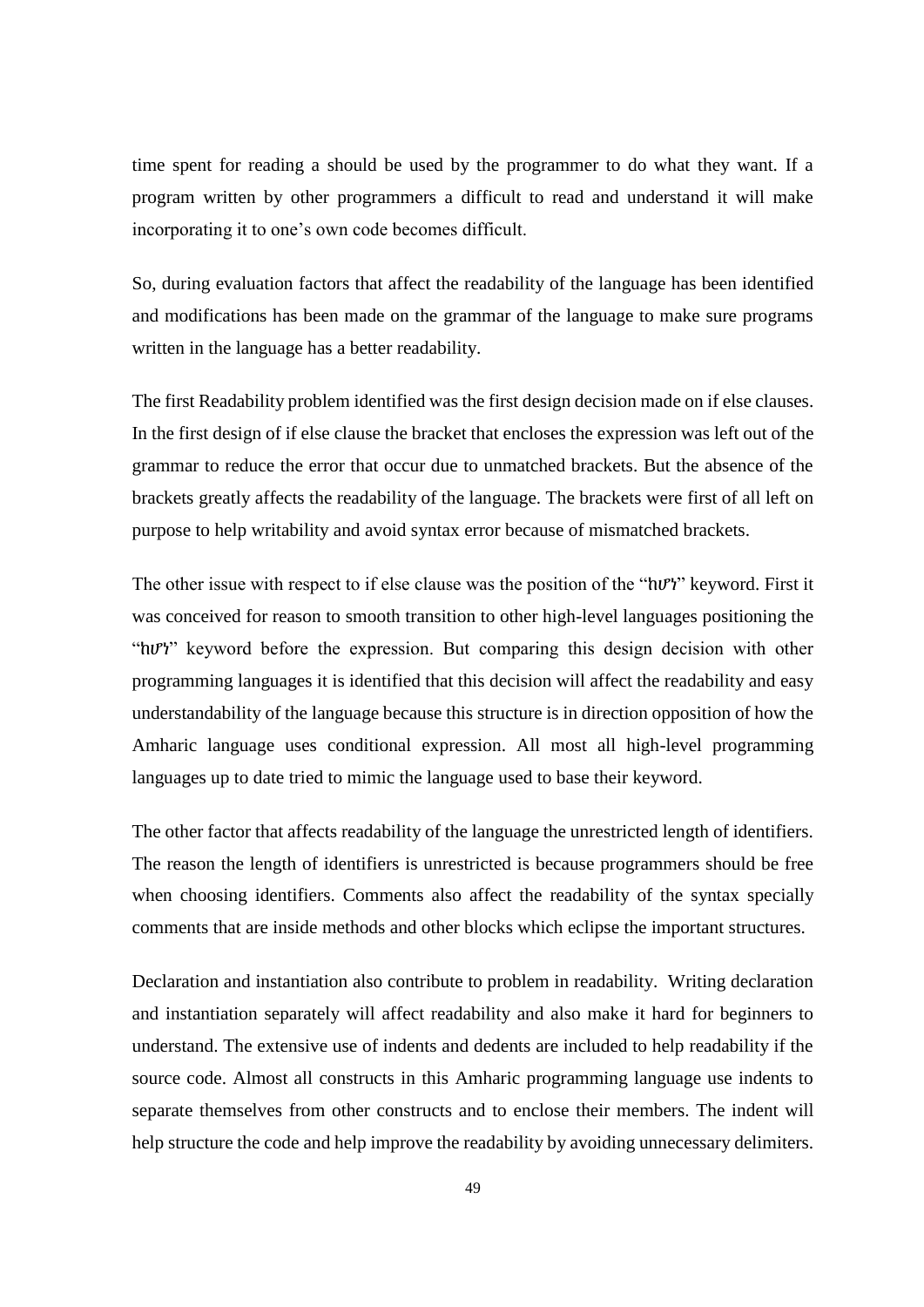time spent for reading a should be used by the programmer to do what they want. If a program written by other programmers a difficult to read and understand it will make incorporating it to one's own code becomes difficult.

So, during evaluation factors that affect the readability of the language has been identified and modifications has been made on the grammar of the language to make sure programs written in the language has a better readability.

The first Readability problem identified was the first design decision made on if else clauses. In the first design of if else clause the bracket that encloses the expression was left out of the grammar to reduce the error that occur due to unmatched brackets. But the absence of the brackets greatly affects the readability of the language. The brackets were first of all left on purpose to help writability and avoid syntax error because of mismatched brackets.

The other issue with respect to if else clause was the position of the "ከሆነ" keyword. First it was conceived for reason to smooth transition to other high-level languages positioning the "ከሆነ" keyword before the expression. But comparing this design decision with other programming languages it is identified that this decision will affect the readability and easy understandability of the language because this structure is in direction opposition of how the Amharic language uses conditional expression. All most all high-level programming languages up to date tried to mimic the language used to base their keyword.

The other factor that affects readability of the language the unrestricted length of identifiers. The reason the length of identifiers is unrestricted is because programmers should be free when choosing identifiers. Comments also affect the readability of the syntax specially comments that are inside methods and other blocks which eclipse the important structures.

Declaration and instantiation also contribute to problem in readability. Writing declaration and instantiation separately will affect readability and also make it hard for beginners to understand. The extensive use of indents and dedents are included to help readability if the source code. Almost all constructs in this Amharic programming language use indents to separate themselves from other constructs and to enclose their members. The indent will help structure the code and help improve the readability by avoiding unnecessary delimiters.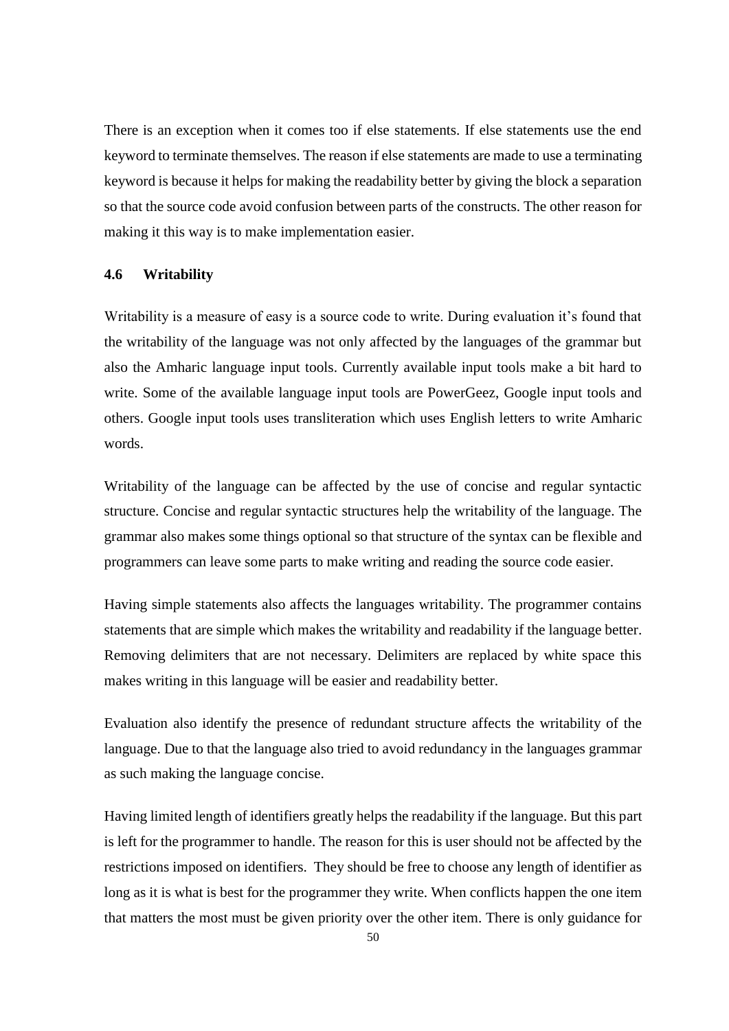There is an exception when it comes too if else statements. If else statements use the end keyword to terminate themselves. The reason if else statements are made to use a terminating keyword is because it helps for making the readability better by giving the block a separation so that the source code avoid confusion between parts of the constructs. The other reason for making it this way is to make implementation easier.

### 4.6 Writability

Writability is a measure of easy is a source code to write. During evaluation it's found that the writability of the language was not only affected by the languages of the grammar but also the Amharic language input tools. Currently available input tools make a bit hard to write. Some of the available language input tools are PowerGeez, Google input tools and others. Google input tools uses transliteration which uses English letters to write Amharic words.

Writability of the language can be affected by the use of concise and regular syntactic structure. Concise and regular syntactic structures help the writability of the language. The grammar also makes some things optional so that structure of the syntax can be flexible and programmers can leave some parts to make writing and reading the source code easier.

Having simple statements also affects the languages writability. The programmer contains statements that are simple which makes the writability and readability if the language better. Removing delimiters that are not necessary. Delimiters are replaced by white space this makes writing in this language will be easier and readability better.

Evaluation also identify the presence of redundant structure affects the writability of the language. Due to that the language also tried to avoid redundancy in the languages grammar as such making the language concise.

Having limited length of identifiers greatly helps the readability if the language. But this part is left for the programmer to handle. The reason for this is user should not be affected by the restrictions imposed on identifiers. They should be free to choose any length of identifier as long as it is what is best for the programmer they write. When conflicts happen the one item that matters the most must be given priority over the other item. There is only guidance for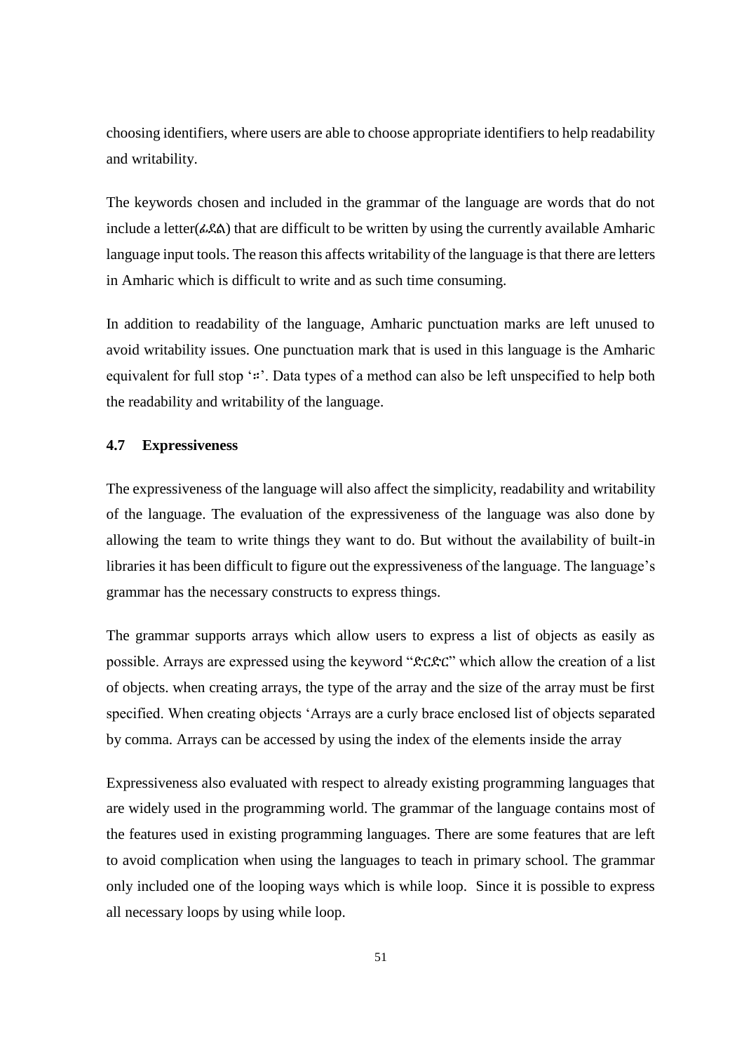choosing identifiers, where users are able to choose appropriate identifiers to help readability and writability.

The keywords chosen and included in the grammar of the language are words that do not include a letter(ፊደል) that are difficult to be written by using the currently available Amharic language input tools. The reason this affects writability of the language is that there are letters in Amharic which is difficult to write and as such time consuming.

In addition to readability of the language, Amharic punctuation marks are left unused to avoid writability issues. One punctuation mark that is used in this language is the Amharic equivalent for full stop '።'. Data types of a method can also be left unspecified to help both the readability and writability of the language.

### 4.7 Expressiveness

The expressiveness of the language will also affect the simplicity, readability and writability of the language. The evaluation of the expressiveness of the language was also done by allowing the team to write things they want to do. But without the availability of built-in libraries it has been difficult to figure out the expressiveness of the language. The language's grammar has the necessary constructs to express things.

The grammar supports arrays which allow users to express a list of objects as easily as possible. Arrays are expressed using the keyword "ድርድር" which allow the creation of a list of objects. when creating arrays, the type of the array and the size of the array must be first specified. When creating objects 'Arrays are a curly brace enclosed list of objects separated by comma. Arrays can be accessed by using the index of the elements inside the array

Expressiveness also evaluated with respect to already existing programming languages that are widely used in the programming world. The grammar of the language contains most of the features used in existing programming languages. There are some features that are left to avoid complication when using the languages to teach in primary school. The grammar only included one of the looping ways which is while loop. Since it is possible to express all necessary loops by using while loop.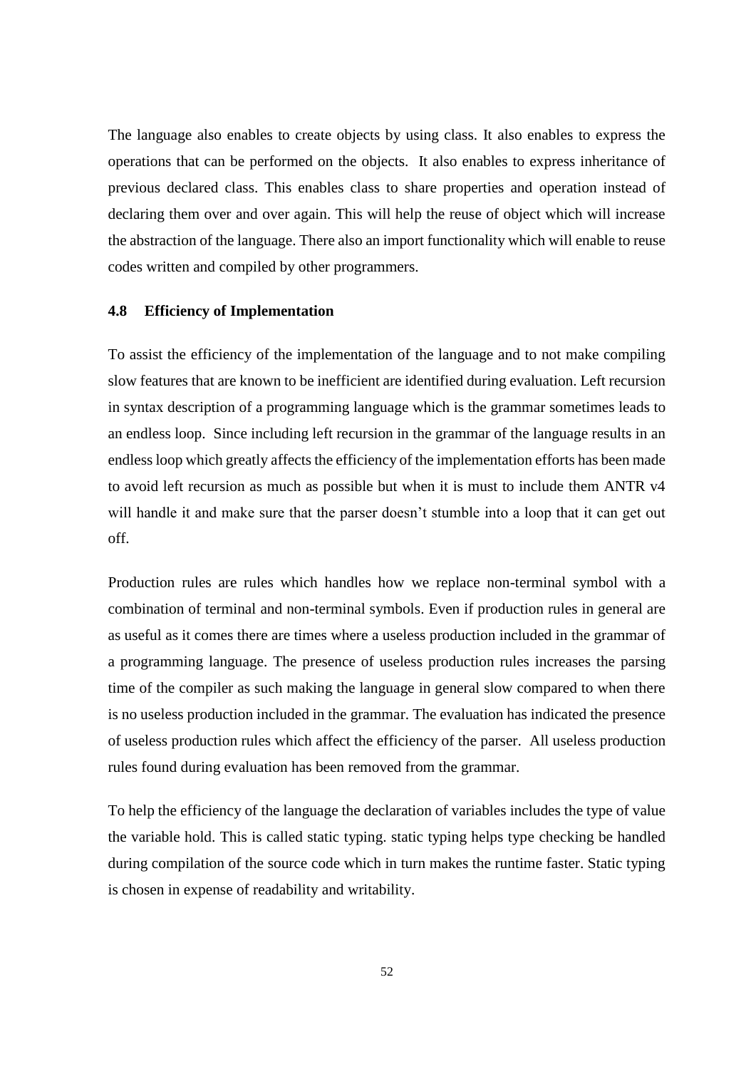The language also enables to create objects by using class. It also enables to express the operations that can be performed on the objects. It also enables to express inheritance of previous declared class. This enables class to share properties and operation instead of declaring them over and over again. This will help the reuse of object which will increase the abstraction of the language. There also an import functionality which will enable to reuse codes written and compiled by other programmers.

### 4.8 Efficiency of Implementation

To assist the efficiency of the implementation of the language and to not make compiling slow features that are known to be inefficient are identified during evaluation. Left recursion in syntax description of a programming language which is the grammar sometimes leads to an endless loop. Since including left recursion in the grammar of the language results in an endless loop which greatly affects the efficiency of the implementation efforts has been made to avoid left recursion as much as possible but when it is must to include them ANTR v4 will handle it and make sure that the parser doesn't stumble into a loop that it can get out off.

Production rules are rules which handles how we replace non-terminal symbol with a combination of terminal and non-terminal symbols. Even if production rules in general are as useful as it comes there are times where a useless production included in the grammar of a programming language. The presence of useless production rules increases the parsing time of the compiler as such making the language in general slow compared to when there is no useless production included in the grammar. The evaluation has indicated the presence of useless production rules which affect the efficiency of the parser. All useless production rules found during evaluation has been removed from the grammar.

To help the efficiency of the language the declaration of variables includes the type of value the variable hold. This is called static typing. static typing helps type checking be handled during compilation of the source code which in turn makes the runtime faster. Static typing is chosen in expense of readability and writability.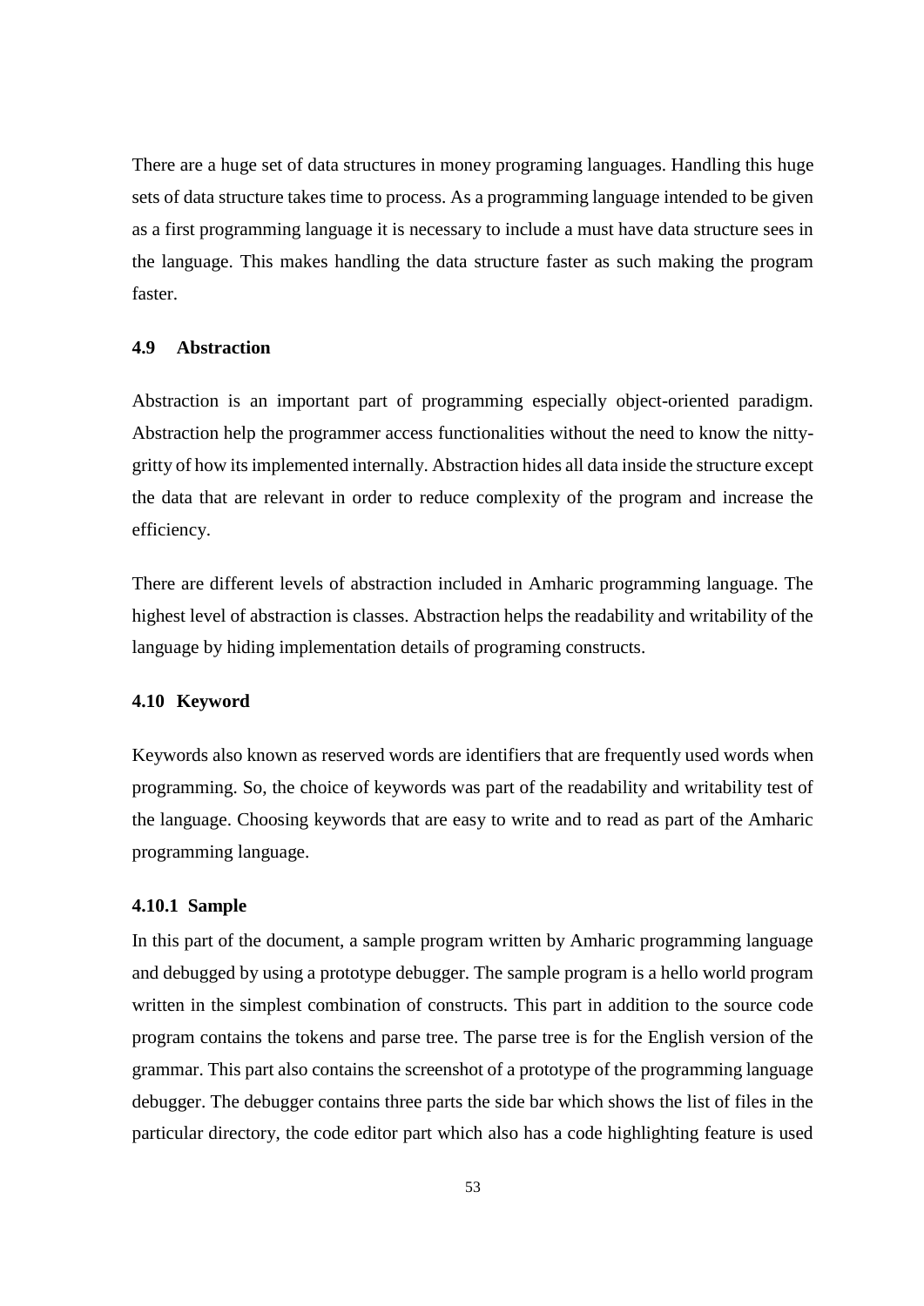There are a huge set of data structures in money programing languages. Handling this huge sets of data structure takes time to process. As a programming language intended to be given as a first programming language it is necessary to include a must have data structure sees in the language. This makes handling the data structure faster as such making the program faster.

### 4.9 Abstraction

Abstraction is an important part of programming especially object-oriented paradigm. Abstraction help the programmer access functionalities without the need to know the nitty-gritty of how its implemented internally. Abstraction hides all data inside the structure except the data that are relevant in order to reduce complexity of the program and increase the efficiency.

There are different levels of abstraction included in Amharic programming language. The highest level of abstraction is classes. Abstraction helps the readability and writability of the language by hiding implementation details of programing constructs.

### 4.10 Keyword

Keywords also known as reserved words are identifiers that are frequently used words when programming. So, the choice of keywords was part of the readability and writability test of the language. Choosing keywords that are easy to write and to read as part of the Amharic programming language.

#### 4.10.1 Sample

In this part of the document, a sample program written by Amharic programming language and debugged by using a prototype debugger. The sample program is a hello world program written in the simplest combination of constructs. This part in addition to the source code program contains the tokens and parse tree. The parse tree is for the English version of the grammar. This part also contains the screenshot of a prototype of the programming language debugger. The debugger contains three parts the side bar which shows the list of files in the particular directory, the code editor part which also has a code highlighting feature is used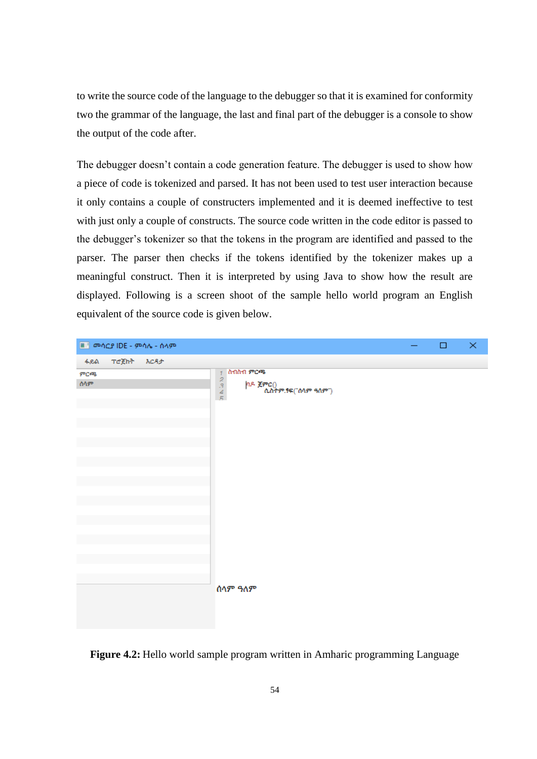to write the source code of the language to the debugger so that it is examined for conformity two the grammar of the language, the last and final part of the debugger is a console to show the output of the code after.

The debugger doesn't contain a code generation feature. The debugger is used to show how a piece of code is tokenized and parsed. It has not been used to test user interaction because it only contains a couple of constructers implemented and it is deemed ineffective to test with just only a couple of constructs. The source code written in the code editor is passed to the debugger's tokenizer so that the tokens in the program are identified and passed to the parser. The parser then checks if the tokens identified by the tokenizer makes up a meaningful construct. Then it is interpreted by using Java to show how the result are displayed. Following is a screen shoot of the sample hello world program an English equivalent of the source code is given below.

**Figure 4.2:** Hello world sample program written in Amharic programming Language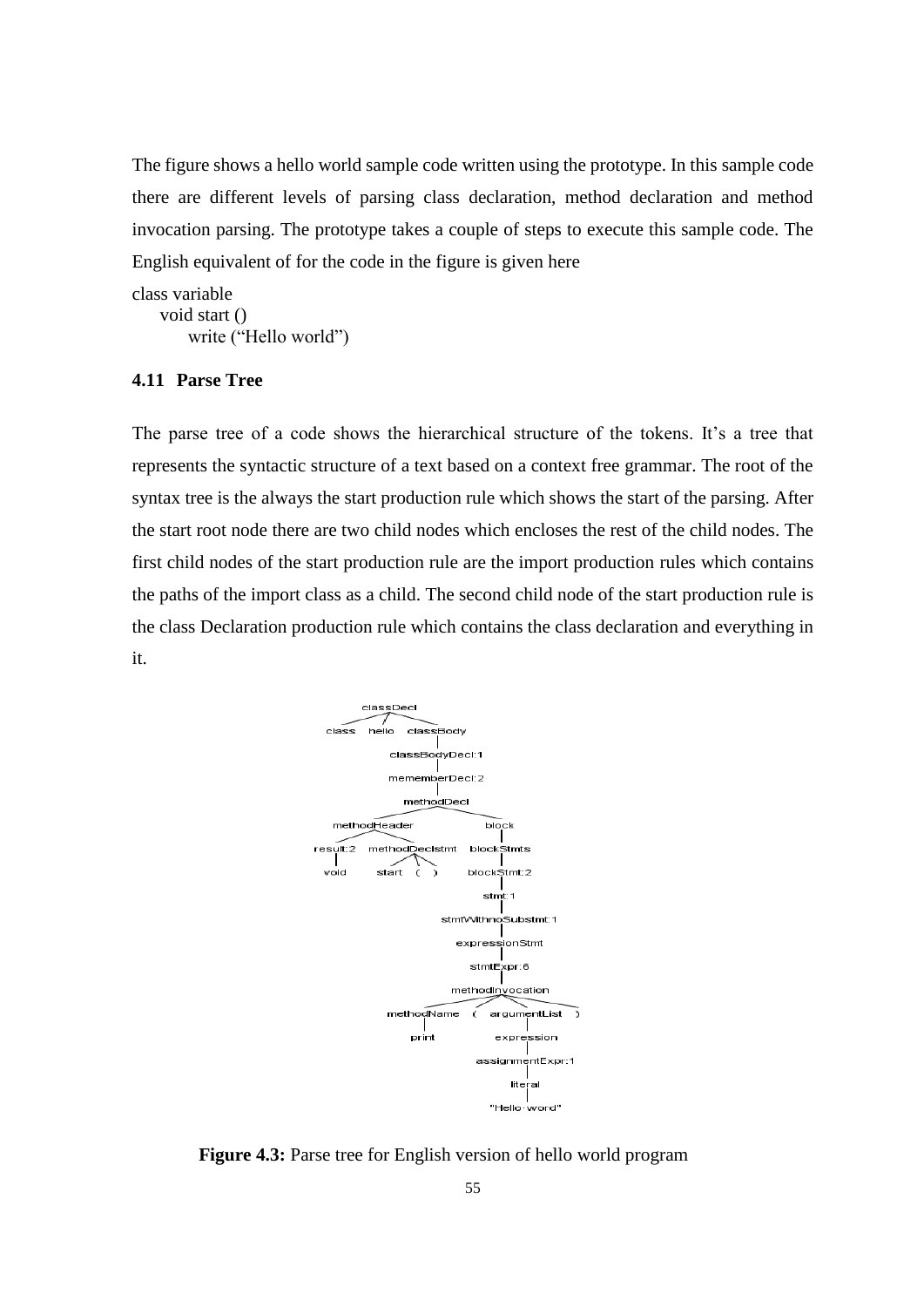The figure shows a hello world sample code written using the prototype. In this sample code there are different levels of parsing class declaration, method declaration and method invocation parsing. The prototype takes a couple of steps to execute this sample code. The English equivalent of for the code in the figure is given here

```
class variable
    void start ()
        write ("Hello world")
```

### 4.11 Parse Tree

The parse tree of a code shows the hierarchical structure of the tokens. It's a tree that represents the syntactic structure of a text based on a context free grammar. The root of the syntax tree is the always the start production rule which shows the start of the parsing. After the start root node there are two child nodes which encloses the rest of the child nodes. The first child nodes of the start production rule are the import production rules which contains the paths of the import class as a child. The second child node of the start production rule is the class Declaration production rule which contains the class declaration and everything in it.

```
classDecl
├── class
├── hello
└── classBody
    └── classBodyDecl:1
        └── mememberDecl:2
            └── methodDecl
                ├── methodHeader
                │   ├── result:2
                │   │   └── void
                │   └── methodDeclstmt
                │       ├── start
                │       ├── (
                │       └── )
                └── block
                    └── blockStmts
                        └── blockStmt:2
                            └── stmt:1
                                └── stmtWithnoSubstmt:1
                                    └── expressionStmt
                                        └── stmtExpr:6
                                            └── methodInvocation
                                                ├── methodName
                                                │   └── print
                                                ├── (
                                                ├── argumentList
                                                │   └── expression
                                                │       └── assignmentExpr:1
                                                │           └── literal
                                                │               └── "Hello·word"
                                                └── )
```

**Figure 4.3:** Parse tree for English version of hello world program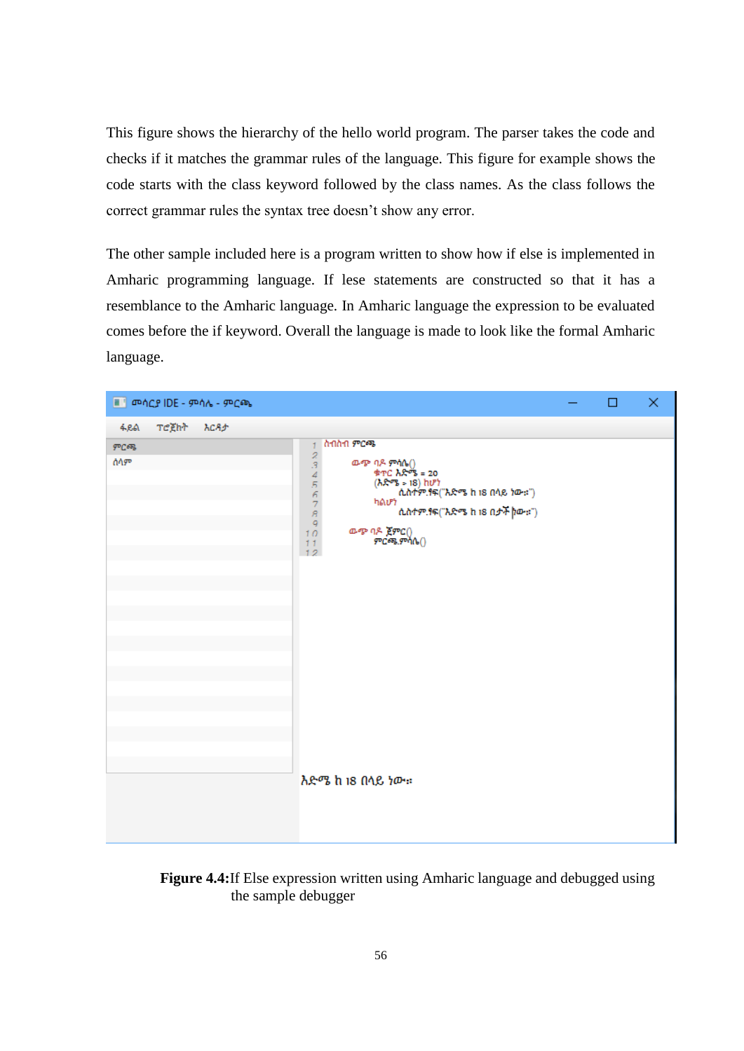This figure shows the hierarchy of the hello world program. The parser takes the code and checks if it matches the grammar rules of the language. This figure for example shows the code starts with the class keyword followed by the class names. As the class follows the correct grammar rules the syntax tree doesn't show any error.

The other sample included here is a program written to show how if else is implemented in Amharic programming language. If lese statements are constructed so that it has a resemblance to the Amharic language. In Amharic language the expression to be evaluated comes before the if keyword. Overall the language is made to look like the formal Amharic language.

**Figure 4.4:**If Else expression written using Amharic language and debugged using the sample debugger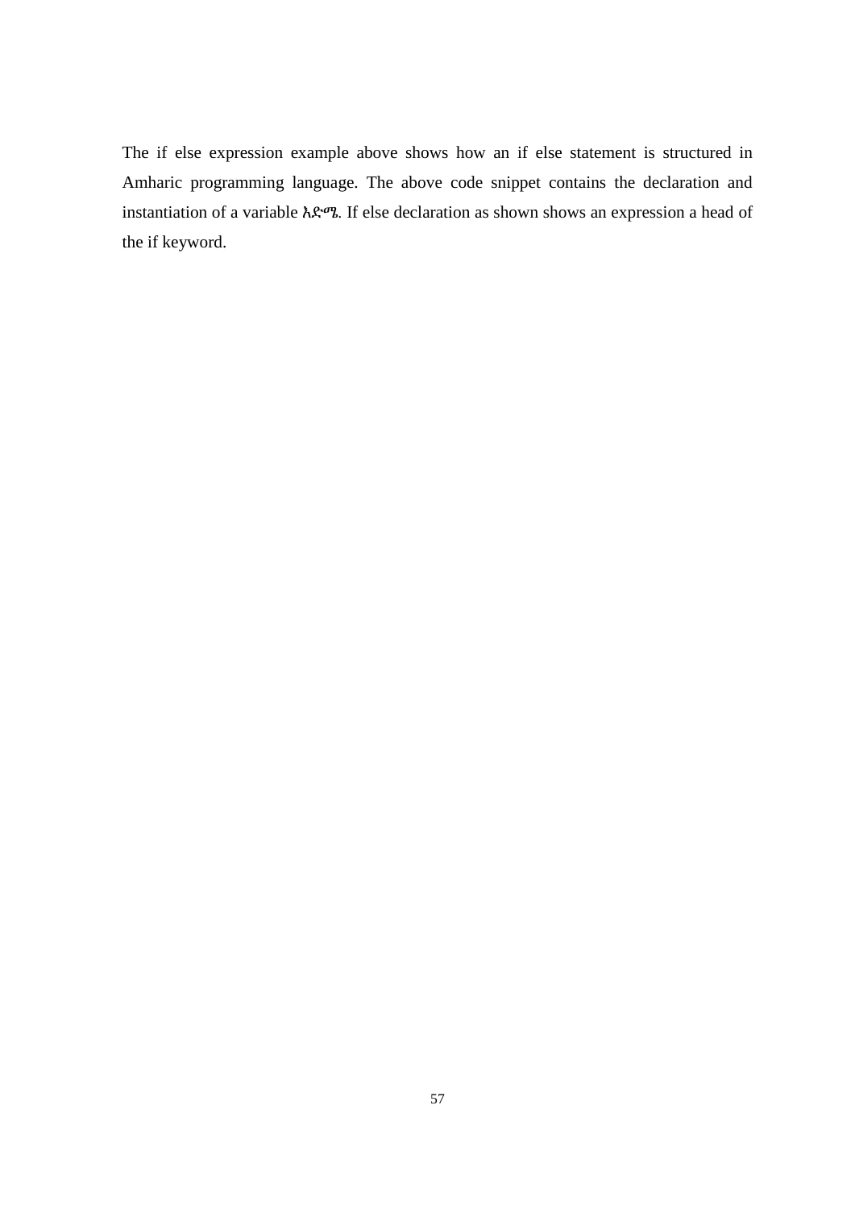The if else expression example above shows how an if else statement is structured in Amharic programming language. The above code snippet contains the declaration and instantiation of a variable እድሜ. If else declaration as shown shows an expression a head of the if keyword.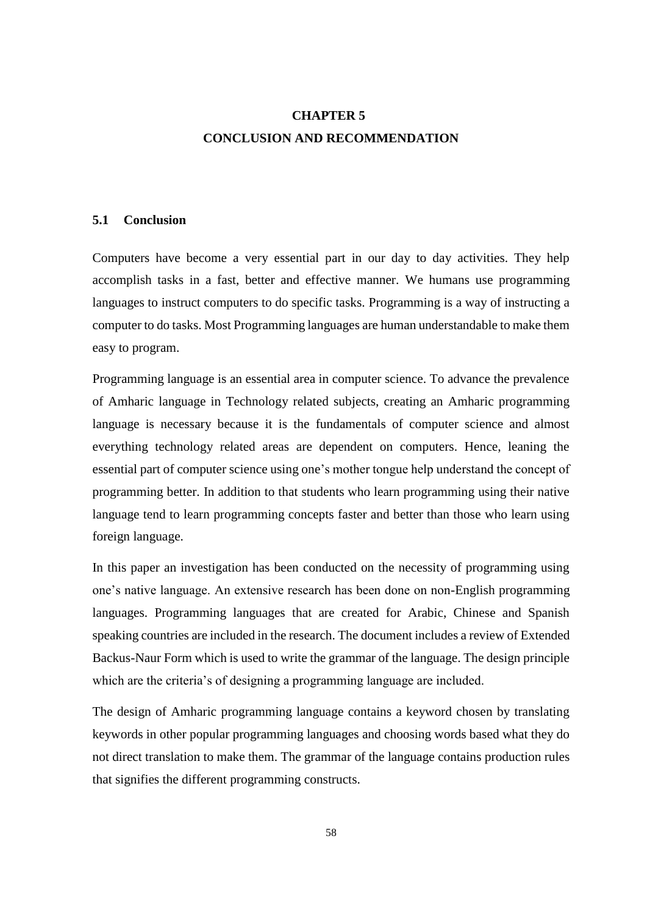# CHAPTER 5
# CONCLUSION AND RECOMMENDATION

## 5.1 Conclusion

Computers have become a very essential part in our day to day activities. They help accomplish tasks in a fast, better and effective manner. We humans use programming languages to instruct computers to do specific tasks. Programming is a way of instructing a computer to do tasks. Most Programming languages are human understandable to make them easy to program.

Programming language is an essential area in computer science. To advance the prevalence of Amharic language in Technology related subjects, creating an Amharic programming language is necessary because it is the fundamentals of computer science and almost everything technology related areas are dependent on computers. Hence, leaning the essential part of computer science using one's mother tongue help understand the concept of programming better. In addition to that students who learn programming using their native language tend to learn programming concepts faster and better than those who learn using foreign language.

In this paper an investigation has been conducted on the necessity of programming using one's native language. An extensive research has been done on non-English programming languages. Programming languages that are created for Arabic, Chinese and Spanish speaking countries are included in the research. The document includes a review of Extended Backus-Naur Form which is used to write the grammar of the language. The design principle which are the criteria's of designing a programming language are included.

The design of Amharic programming language contains a keyword chosen by translating keywords in other popular programming languages and choosing words based what they do not direct translation to make them. The grammar of the language contains production rules that signifies the different programming constructs.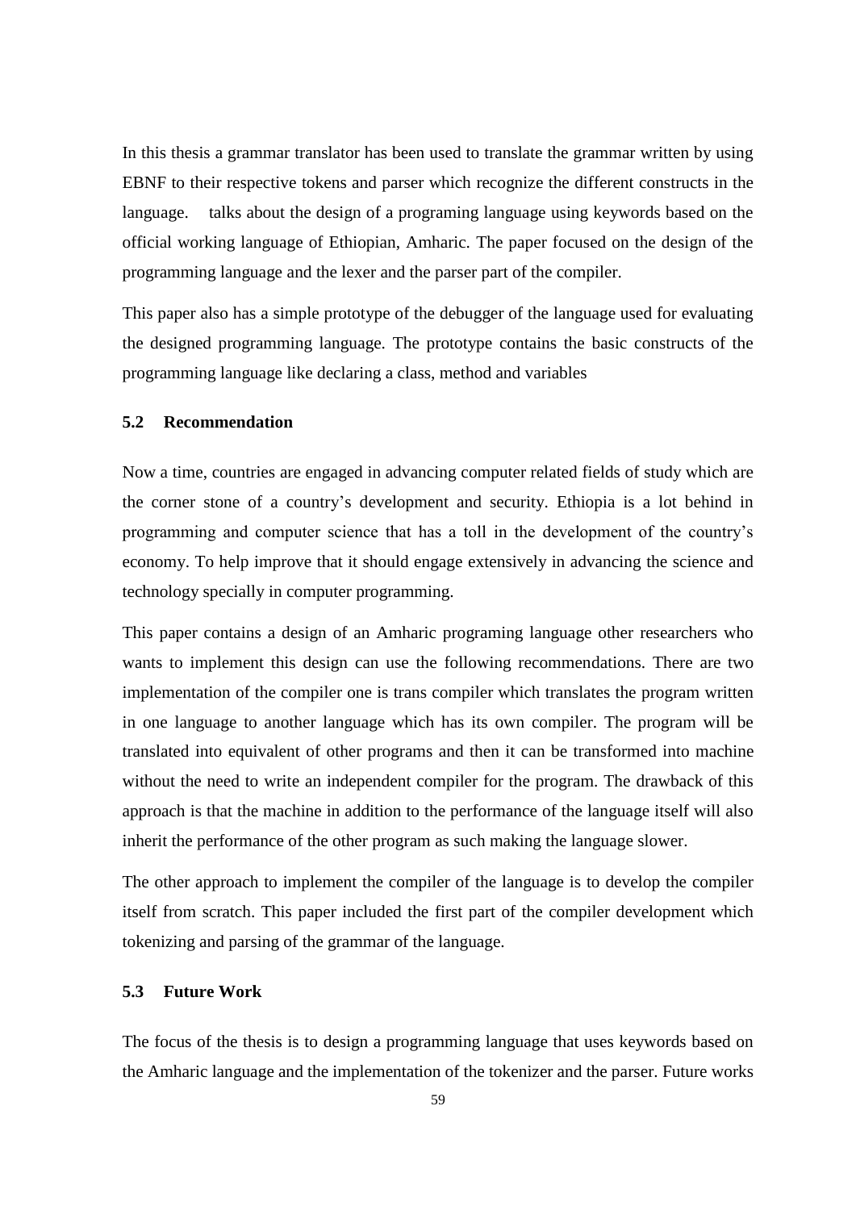In this thesis a grammar translator has been used to translate the grammar written by using EBNF to their respective tokens and parser which recognize the different constructs in the language. talks about the design of a programing language using keywords based on the official working language of Ethiopian, Amharic. The paper focused on the design of the programming language and the lexer and the parser part of the compiler.

This paper also has a simple prototype of the debugger of the language used for evaluating the designed programming language. The prototype contains the basic constructs of the programming language like declaring a class, method and variables

### 5.2 Recommendation

Now a time, countries are engaged in advancing computer related fields of study which are the corner stone of a country's development and security. Ethiopia is a lot behind in programming and computer science that has a toll in the development of the country's economy. To help improve that it should engage extensively in advancing the science and technology specially in computer programming.

This paper contains a design of an Amharic programing language other researchers who wants to implement this design can use the following recommendations. There are two implementation of the compiler one is trans compiler which translates the program written in one language to another language which has its own compiler. The program will be translated into equivalent of other programs and then it can be transformed into machine without the need to write an independent compiler for the program. The drawback of this approach is that the machine in addition to the performance of the language itself will also inherit the performance of the other program as such making the language slower.

The other approach to implement the compiler of the language is to develop the compiler itself from scratch. This paper included the first part of the compiler development which tokenizing and parsing of the grammar of the language.

### 5.3 Future Work

The focus of the thesis is to design a programming language that uses keywords based on the Amharic language and the implementation of the tokenizer and the parser. Future works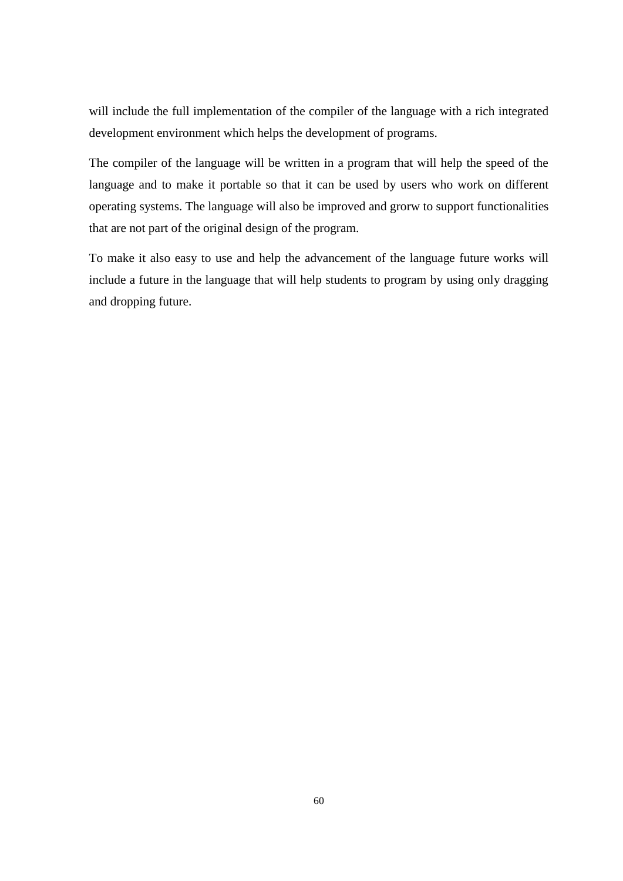will include the full implementation of the compiler of the language with a rich integrated development environment which helps the development of programs.

The compiler of the language will be written in a program that will help the speed of the language and to make it portable so that it can be used by users who work on different operating systems. The language will also be improved and grorw to support functionalities that are not part of the original design of the program.

To make it also easy to use and help the advancement of the language future works will include a future in the language that will help students to program by using only dragging and dropping future.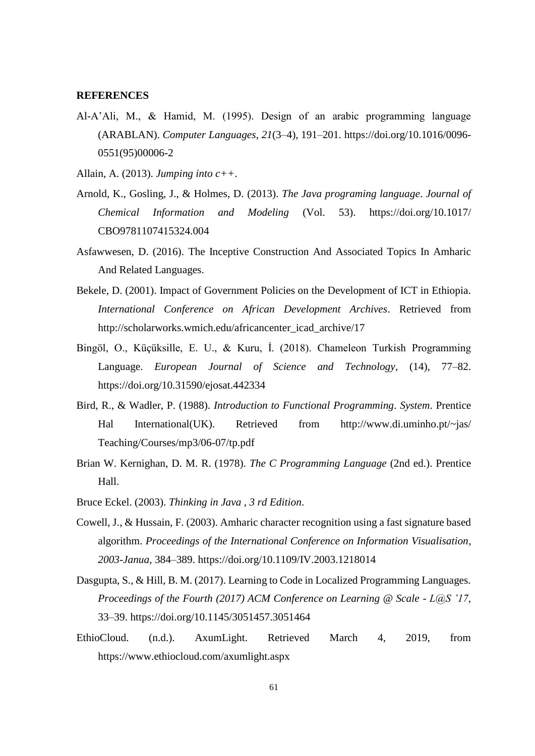**REFERENCES**

Al-A'Ali, M., & Hamid, M. (1995). Design of an arabic programming language (ARABLAN). *Computer Languages*, *21*(3–4), 191–201. https://doi.org/10.1016/0096-0551(95)00006-2

Allain, A. (2013). *Jumping into c++*.

Arnold, K., Gosling, J., & Holmes, D. (2013). *The Java programing language*. *Journal of Chemical Information and Modeling* (Vol. 53). https://doi.org/10.1017/CBO9781107415324.004

Asfawwesen, D. (2016). The Inceptive Construction And Associated Topics In Amharic And Related Languages.

Bekele, D. (2001). Impact of Government Policies on the Development of ICT in Ethiopia. *International Conference on African Development Archives*. Retrieved from http://scholarworks.wmich.edu/africancenter_icad_archive/17

Bingöl, O., Küçüksille, E. U., & Kuru, İ. (2018). Chameleon Turkish Programming Language. *European Journal of Science and Technology*, (14), 77–82. https://doi.org/10.31590/ejosat.442334

Bird, R., & Wadler, P. (1988). *Introduction to Functional Programming*. *System*. Prentice Hal International(UK). Retrieved from http://www.di.uminho.pt/~jas/Teaching/Courses/mp3/06-07/tp.pdf

Brian W. Kernighan, D. M. R. (1978). *The C Programming Language* (2nd ed.). Prentice Hall.

Bruce Eckel. (2003). *Thinking in Java , 3 rd Edition*.

Cowell, J., & Hussain, F. (2003). Amharic character recognition using a fast signature based algorithm. *Proceedings of the International Conference on Information Visualisation*, *2003-Janua*, 384–389. https://doi.org/10.1109/IV.2003.1218014

Dasgupta, S., & Hill, B. M. (2017). Learning to Code in Localized Programming Languages. *Proceedings of the Fourth (2017) ACM Conference on Learning @ Scale - L@S '17*, 33–39. https://doi.org/10.1145/3051457.3051464

EthioCloud. (n.d.). AxumLight. Retrieved March 4, 2019, from https://www.ethiocloud.com/axumlight.aspx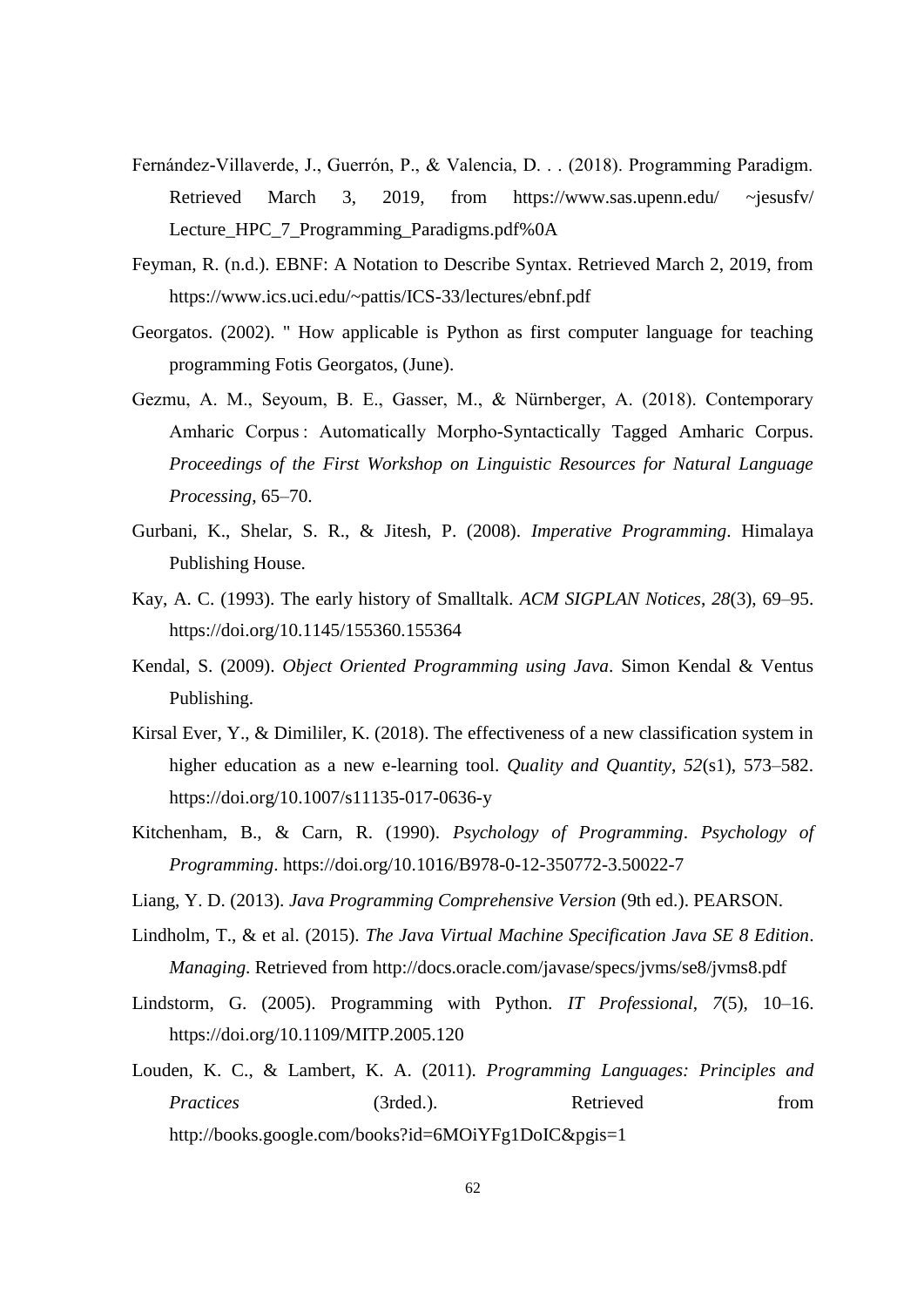Fernández-Villaverde, J., Guerrón, P., & Valencia, D. . . (2018). Programming Paradigm. Retrieved March 3, 2019, from https://www.sas.upenn.edu/ ~jesusfv/ Lecture_HPC_7_Programming_Paradigms.pdf%0A

Feyman, R. (n.d.). EBNF: A Notation to Describe Syntax. Retrieved March 2, 2019, from https://www.ics.uci.edu/~pattis/ICS-33/lectures/ebnf.pdf

Georgatos. (2002). " How applicable is Python as first computer language for teaching programming Fotis Georgatos, (June).

Gezmu, A. M., Seyoum, B. E., Gasser, M., & Nürnberger, A. (2018). Contemporary Amharic Corpus : Automatically Morpho-Syntactically Tagged Amharic Corpus. *Proceedings of the First Workshop on Linguistic Resources for Natural Language Processing*, 65–70.

Gurbani, K., Shelar, S. R., & Jitesh, P. (2008). *Imperative Programming*. Himalaya Publishing House.

Kay, A. C. (1993). The early history of Smalltalk. *ACM SIGPLAN Notices*, *28*(3), 69–95. https://doi.org/10.1145/155360.155364

Kendal, S. (2009). *Object Oriented Programming using Java*. Simon Kendal & Ventus Publishing.

Kirsal Ever, Y., & Dimililer, K. (2018). The effectiveness of a new classification system in higher education as a new e-learning tool. *Quality and Quantity*, *52*(s1), 573–582. https://doi.org/10.1007/s11135-017-0636-y

Kitchenham, B., & Carn, R. (1990). *Psychology of Programming*. *Psychology of Programming*. https://doi.org/10.1016/B978-0-12-350772-3.50022-7

Liang, Y. D. (2013). *Java Programming Comprehensive Version* (9th ed.). PEARSON.

Lindholm, T., & et al. (2015). *The Java Virtual Machine Specification Java SE 8 Edition*. *Managing*. Retrieved from http://docs.oracle.com/javase/specs/jvms/se8/jvms8.pdf

Lindstorm, G. (2005). Programming with Python. *IT Professional*, *7*(5), 10–16. https://doi.org/10.1109/MITP.2005.120

Louden, K. C., & Lambert, K. A. (2011). *Programming Languages: Principles and Practices* (3rded.). Retrieved from http://books.google.com/books?id=6MOiYFg1DoIC&pgis=1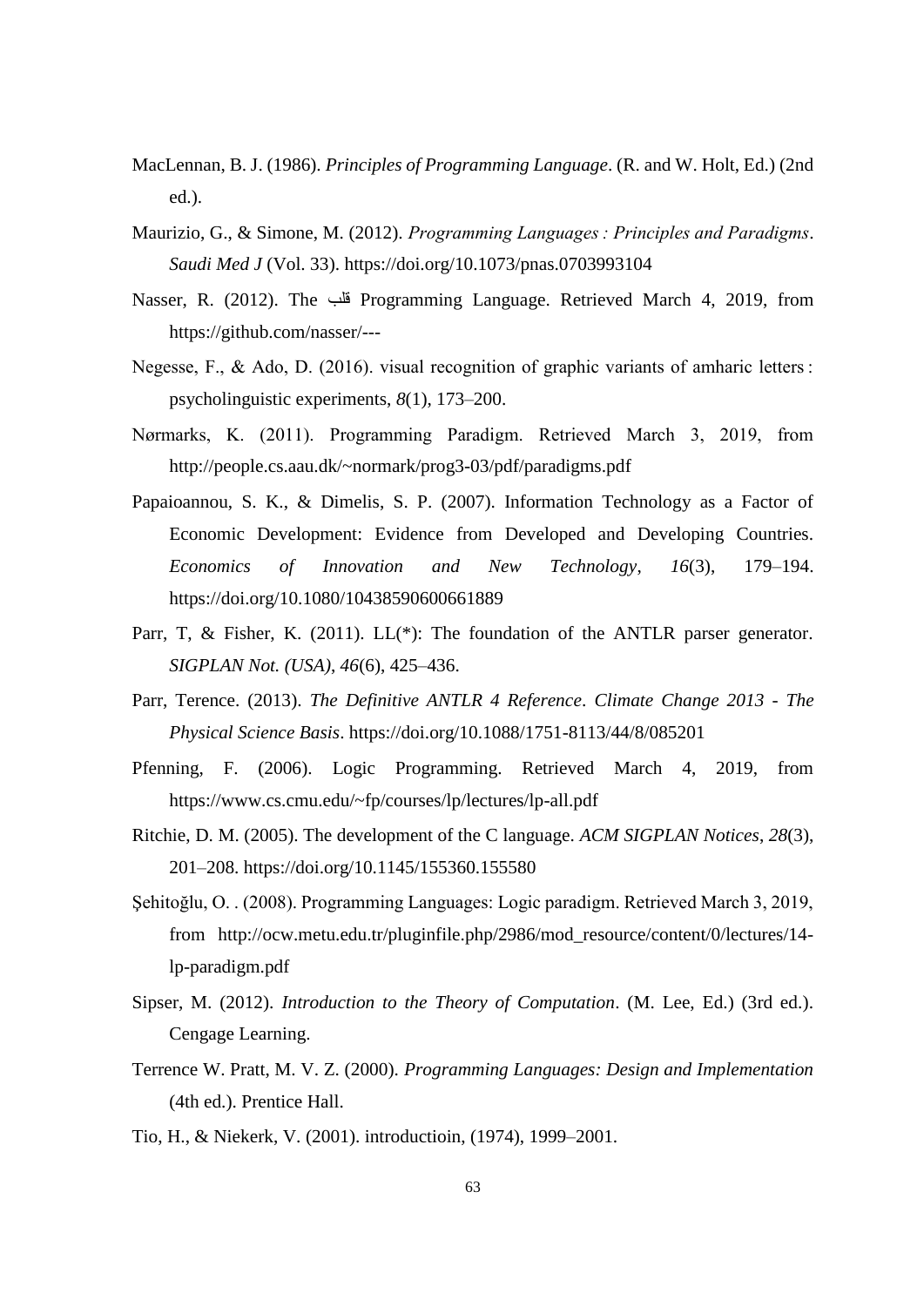MacLennan, B. J. (1986). *Principles of Programming Language*. (R. and W. Holt, Ed.) (2nd ed.).

Maurizio, G., & Simone, M. (2012). *Programming Languages : Principles and Paradigms*. *Saudi Med J* (Vol. 33). https://doi.org/10.1073/pnas.0703993104

Nasser, R. (2012). The قلب Programming Language. Retrieved March 4, 2019, from https://github.com/nasser/---

Negesse, F., & Ado, D. (2016). visual recognition of graphic variants of amharic letters : psycholinguistic experiments, *8*(1), 173–200.

Nørmarks, K. (2011). Programming Paradigm. Retrieved March 3, 2019, from http://people.cs.aau.dk/~normark/prog3-03/pdf/paradigms.pdf

Papaioannou, S. K., & Dimelis, S. P. (2007). Information Technology as a Factor of Economic Development: Evidence from Developed and Developing Countries. *Economics of Innovation and New Technology*, *16*(3), 179–194. https://doi.org/10.1080/10438590600661889

Parr, T, & Fisher, K. (2011). LL(*): The foundation of the ANTLR parser generator. *SIGPLAN Not. (USA)*, *46*(6), 425–436.

Parr, Terence. (2013). *The Definitive ANTLR 4 Reference*. *Climate Change 2013 - The Physical Science Basis*. https://doi.org/10.1088/1751-8113/44/8/085201

Pfenning, F. (2006). Logic Programming. Retrieved March 4, 2019, from https://www.cs.cmu.edu/~fp/courses/lp/lectures/lp-all.pdf

Ritchie, D. M. (2005). The development of the C language. *ACM SIGPLAN Notices*, *28*(3), 201–208. https://doi.org/10.1145/155360.155580

Şehitoğlu, O. . (2008). Programming Languages: Logic paradigm. Retrieved March 3, 2019, from http://ocw.metu.edu.tr/pluginfile.php/2986/mod_resource/content/0/lectures/14-lp-paradigm.pdf

Sipser, M. (2012). *Introduction to the Theory of Computation*. (M. Lee, Ed.) (3rd ed.). Cengage Learning.

Terrence W. Pratt, M. V. Z. (2000). *Programming Languages: Design and Implementation* (4th ed.). Prentice Hall.

Tio, H., & Niekerk, V. (2001). introductioin, (1974), 1999–2001.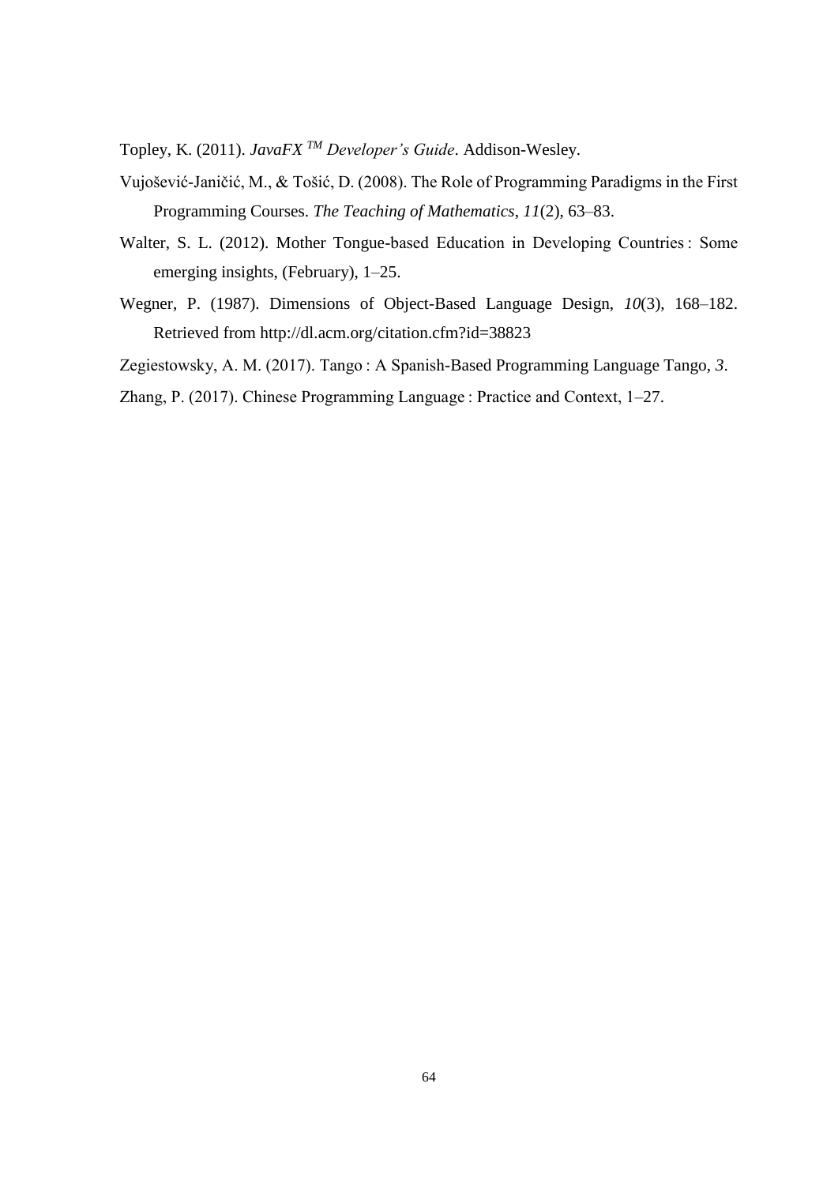Topley, K. (2011). *JavaFX $^{TM}$ Developer's Guide*. Addison-Wesley.

Vujošević-Janičić, M., & Tošić, D. (2008). The Role of Programming Paradigms in the First Programming Courses. *The Teaching of Mathematics*, *11*(2), 63–83.

Walter, S. L. (2012). Mother Tongue-based Education in Developing Countries : Some emerging insights, (February), 1–25.

Wegner, P. (1987). Dimensions of Object-Based Language Design, *10*(3), 168–182. Retrieved from http://dl.acm.org/citation.cfm?id=38823

Zegiestowsky, A. M. (2017). Tango : A Spanish-Based Programming Language Tango, *3*.

Zhang, P. (2017). Chinese Programming Language : Practice and Context, 1–27.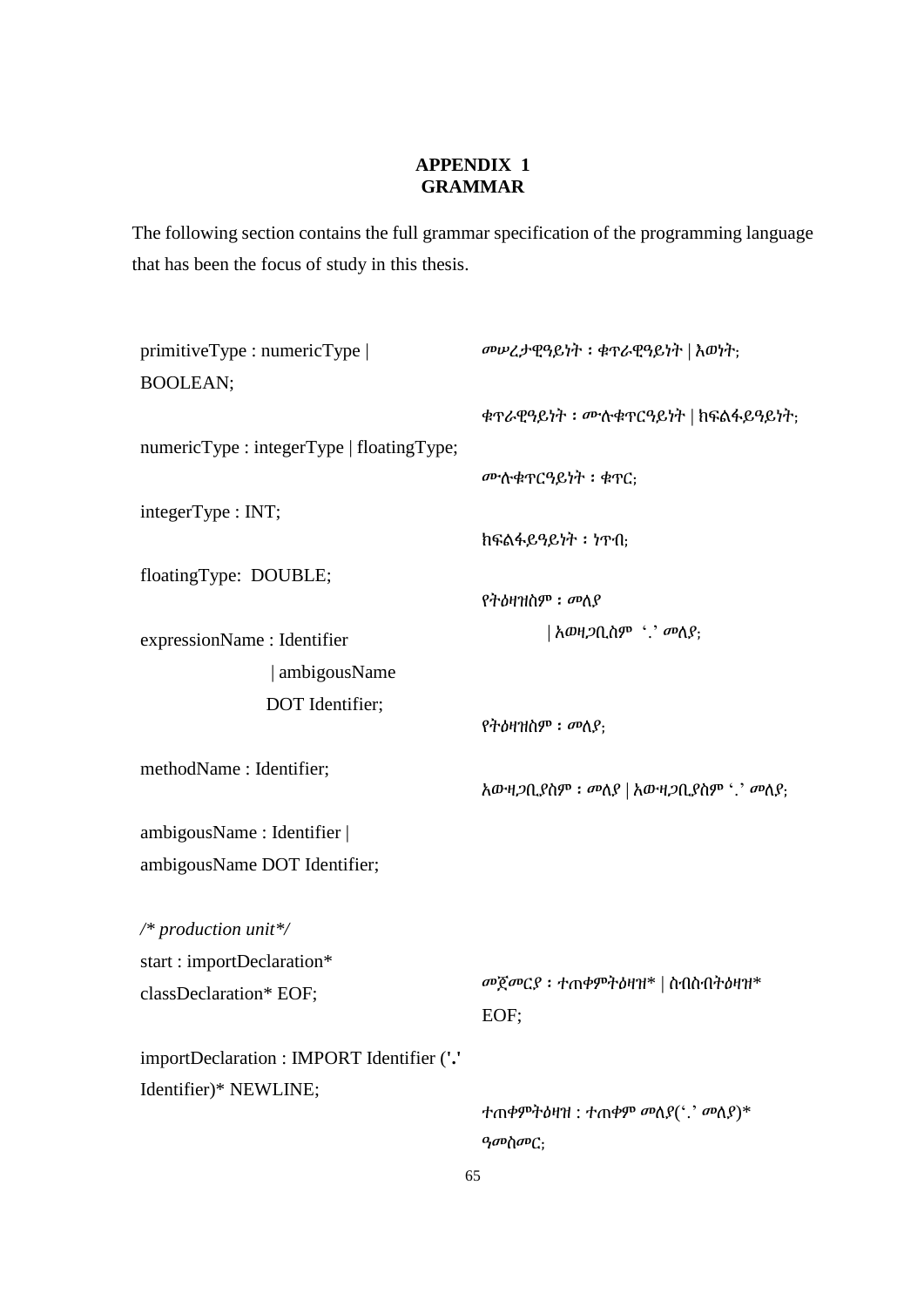# APPENDIX 1
# GRAMMAR

The following section contains the full grammar specification of the programming language that has been the focus of study in this thesis.

primitiveType : numericType | BOOLEAN;

numericType : integerType | floatingType;

integerType : INT;

floatingType: DOUBLE;

expressionName : Identifier
| ambigousName
DOT Identifier;

methodName : Identifier;

ambigousName : Identifier | ambigousName DOT Identifier;

*/\* production unit\*/*

start : importDeclaration\* classDeclaration\* EOF;

importDeclaration : IMPORT Identifier ('**.**' Identifier)\* NEWLINE;

*መሠረታዊዓይነት* **:** *ቁጥራዊዓይነት* | *እወነት*;

ቁጥራዊዓይነት **:** ሙሉቁጥርዓይነት | ክፍልፋይዓይነት;

*ሙሉቁጥርዓይነት* **:** *ቁጥር*;

ክፍልፋይዓይነት **:** ነጥብ;

*የትዕዛዝስም* **:** *መለያ*
| *አወዛጋቢስም* '.' *መለያ*;

*የትዕዛዝስም* **:** *መለያ*;

*አውዛጋቢያስም* **:** *መለያ* | *አውዛጋቢያስም* '.' *መለያ*;

*መጀመርያ* **:** ተጠቃምትዕዛዝ\* | ስብስብትዕዛዝ\* EOF;

ተጠቀምትዕዛዝ : ተጠቀም *መለያ*('.' *መለያ*)\* *ዓመስመር*;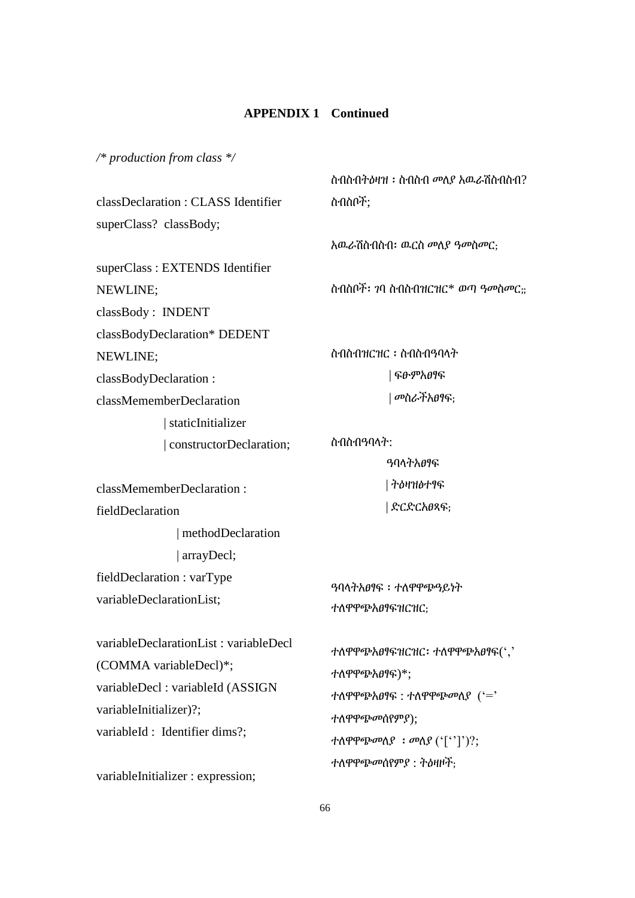**APPENDIX 1 Continued**

*/\* production from class \*/*

| | |
|---|---|
| | ስብስብትዕዛዝ ፡ ስብስብ መለያ አዉራሽስብስብ? ስብስቦች; |
| classDeclaration : CLASS Identifier superClass? classBody; | |
| | አዉራሽስብስብ፡ ዉርስ መለያ ዓመስመር; |
| superClass : EXTENDS Identifier NEWLINE; | ስብስቦች፡ ገባ ስብስብዝርዝር* ወጣ ዓመስመር;; |
| classBody : INDENT classBodyDeclaration* DEDENT NEWLINE; | |
| classBodyDeclaration : classMememberDeclaration<br>\| staticInitializer<br>\| constructorDeclaration; | ስብስብዝርዝር ፡ ስብስብዓባላት<br>\| ፍፁምአፀፃፍ<br>\| መስራችአፀፃፍ; |
| classMememberDeclaration : fieldDeclaration<br>\| methodDeclaration<br>\| arrayDecl; | ስብስብዓባላት:<br>ዓባላትአፀፃፍ<br>\| ትዕዛዝፅተፃፍ<br>\| ድርድርአፀጻፍ; |
| fieldDeclaration : varType variableDeclarationList; | ዓባላትአፀፃፍ ፡ ተለዋዋጭዓይነት ተለዋዋጭአፀፃፍዝርዝር; |
| variableDeclarationList : variableDecl (COMMA variableDecl)*; | ተለዋዋጭአፀፃፍዝርዝር፡ ተለዋዋጭአፀፃፍ(',' ተለዋዋጭአፀፃፍ)*; |
| variableDecl : variableId (ASSIGN variableInitializer)?; | ተለዋዋጭአፀፃፍ : ተለዋዋጭመለያ ('=' ተለዋዋጭመስየምያ); |
| variableId : Identifier dims?; | ተለዋዋጭመለያ ፡ መለያ ('['']')?; |
| variableInitializer : expression; | ተለዋዋጭመስየምያ : ትዕዛዞች; |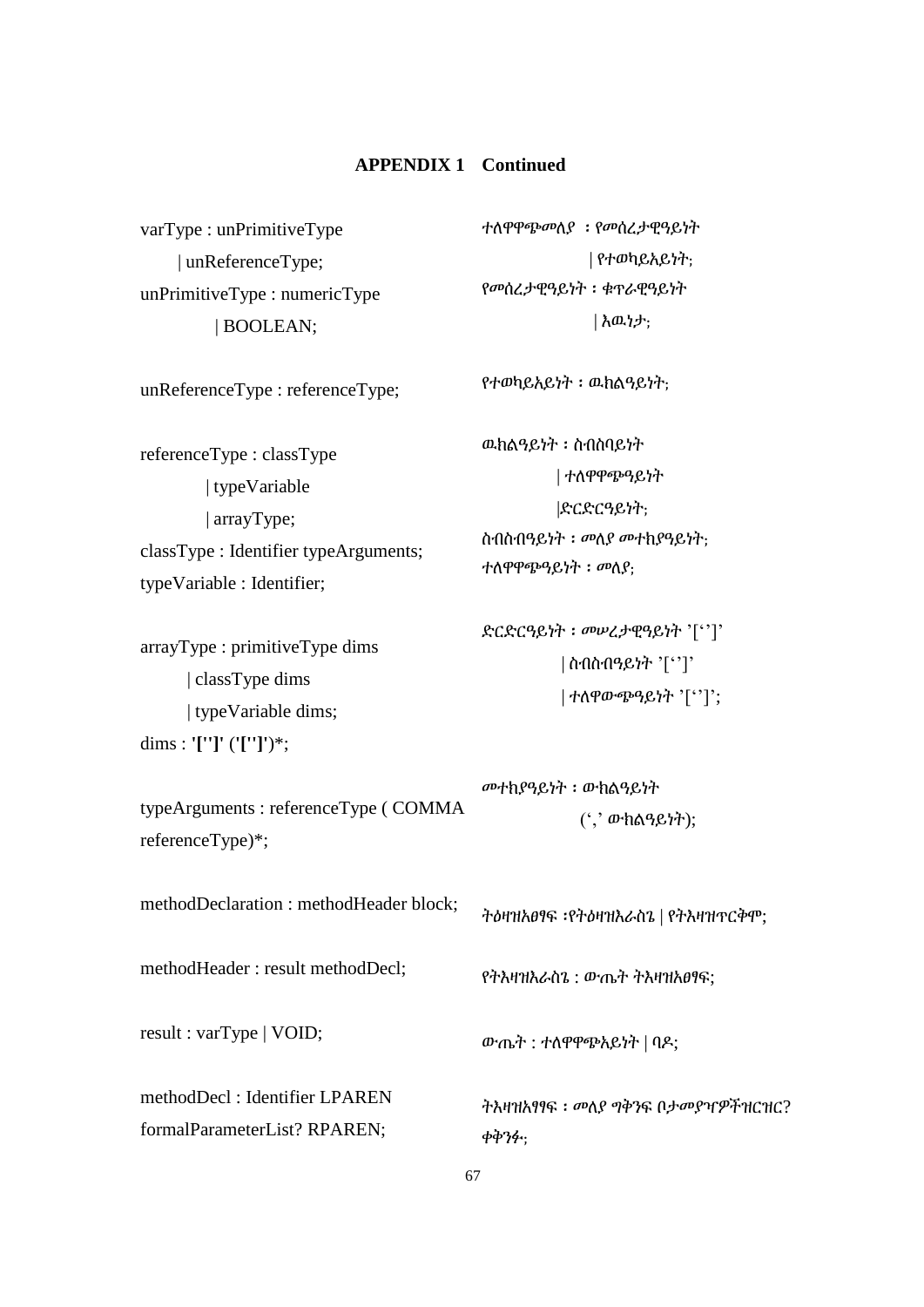## APPENDIX 1 Continued

| | |
|---|---|
| varType : unPrimitiveType<br>\| unReferenceType; | ተለዋዋጭመለያ ፡ የመሰረታዊዓይነት<br>\| የተወካይአይነት; |
| unPrimitiveType : numericType<br>\| BOOLEAN; | የመሰረታዊዓይነት ፡ ቁጥራዊዓይነት<br>\| እዉነታ; |
| unReferenceType : referenceType; | የተወካይአይነት ፡ ዉክልዓይነት; |
| referenceType : classType<br>\| typeVariable<br>\| arrayType; | ዉክልዓይነት ፡ ስብስባይነት<br>\| ተለዋዋጭዓይነት<br>\|ድርድርዓይነት; |
| classType : Identifier typeArguments; | ስብስብዓይነት ፡ መለያ መተኪያዓይነት; |
| typeVariable : Identifier; | ተለዋዋጭዓይነት ፡ መለያ; |
| arrayType : primitiveType dims<br>\| classType dims<br>\| typeVariable dims; | ድርድርዓይነት ፡ መሠረታዊዓይነት '['']'<br>\| ስብስብዓይነት '['']'<br>\| ተለዋውጭዓይነት '['']'; |
| dims : '['']' ('['']')*; | |
| typeArguments : referenceType ( COMMA referenceType)*; | መተኪያዓይነት ፡ ውክልዓይነት<br>(',' ውክልዓይነት); |
| methodDeclaration : methodHeader block; | ትዕዛዝአፀፋ :የትዕዛዝአራስጌ \| የትእዛዝጥርቅሞ; |
| methodHeader : result methodDecl; | የትእዛዝአራስጌ : ውጤት ትእዛዝአፀፋ; |
| result : varType \| VOID; | ውጤት : ተለዋዋጭአይነት \| ባዶ; |
| methodDecl : Identifier LPAREN formalParameterList? RPAREN; | ትእዛዝአፃፍ ፡ መለያ ግቅንፍ ቦታመያዣዎችዝርዝር? ቀቅንፉ; |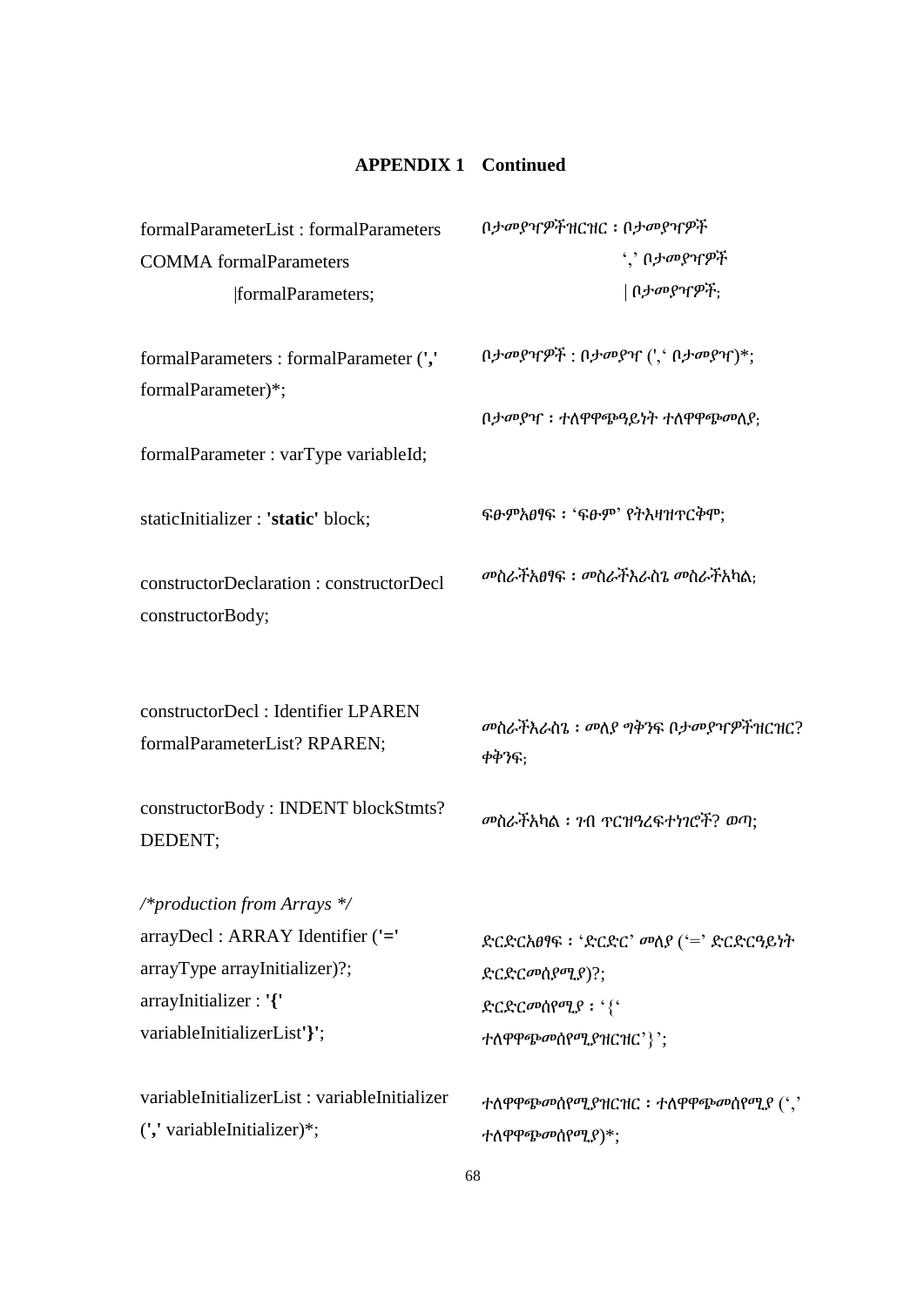### APPENDIX 1 Continued

| | |
|---|---|
| formalParameterList : formalParameters COMMA formalParameters \|formalParameters; | ቦታመያዣዎችዝርዝር ፡ ቦታመያዣዎች ‘,’ ቦታመያዣዎች \| ቦታመያዣዎች; |
| formalParameters : formalParameter (',' formalParameter)*; | ቦታመያዣዎች : ቦታመያዣ (',‘ ቦታመያዣ)*; |
| formalParameter : varType variableId; | ቦታመያዣ ፡ ተለዋዋጭዓይነት ተለዋዋጭመለያ; |
| staticInitializer : '**static**' block; | ፍፁምአፀፃፍ ፡ ‘ፍፁም’ የትእዛዝጥርቅሞ; |
| constructorDeclaration : constructorDecl constructorBody; | መስራችአፀፃፍ ፡ መስራችአራስጌ መስራችአካል; |
| constructorDecl : Identifier LPAREN formalParameterList? RPAREN; | መስራችአራስጌ ፡ መለያ ግቅንፍ ቦታመያዣዎችዝርዝር? ቀቅንፍ; |
| constructorBody : INDENT blockStmts? DEDENT; | መስራችአካል ፡ ገብ ጥርዝዓረፍተነገሮች? ወጣ; |

*/\*production from Arrays \*/*

| | |
|---|---|
| arrayDecl : ARRAY Identifier ('=' arrayType arrayInitializer)?; | ድርድርአፀፃፍ ፡ ‘ድርድር’ መለያ (‘=’ ድርድርዓይነት ድርድርመሰየሚያ)?; |
| arrayInitializer : '**{**' variableInitializerList'**}**'; | ድርድርመሰየሚያ ፡ ‘{‘ ተለዋዋጭመሰየሚያዝርዝር’}’; |
| variableInitializerList : variableInitializer ('**,**' variableInitializer)*; | ተለዋዋጭመሰየሚያዝርዝር ፡ ተለዋዋጭመሰየሚያ (‘,’ ተለዋዋጭመሰየሚያ)*; |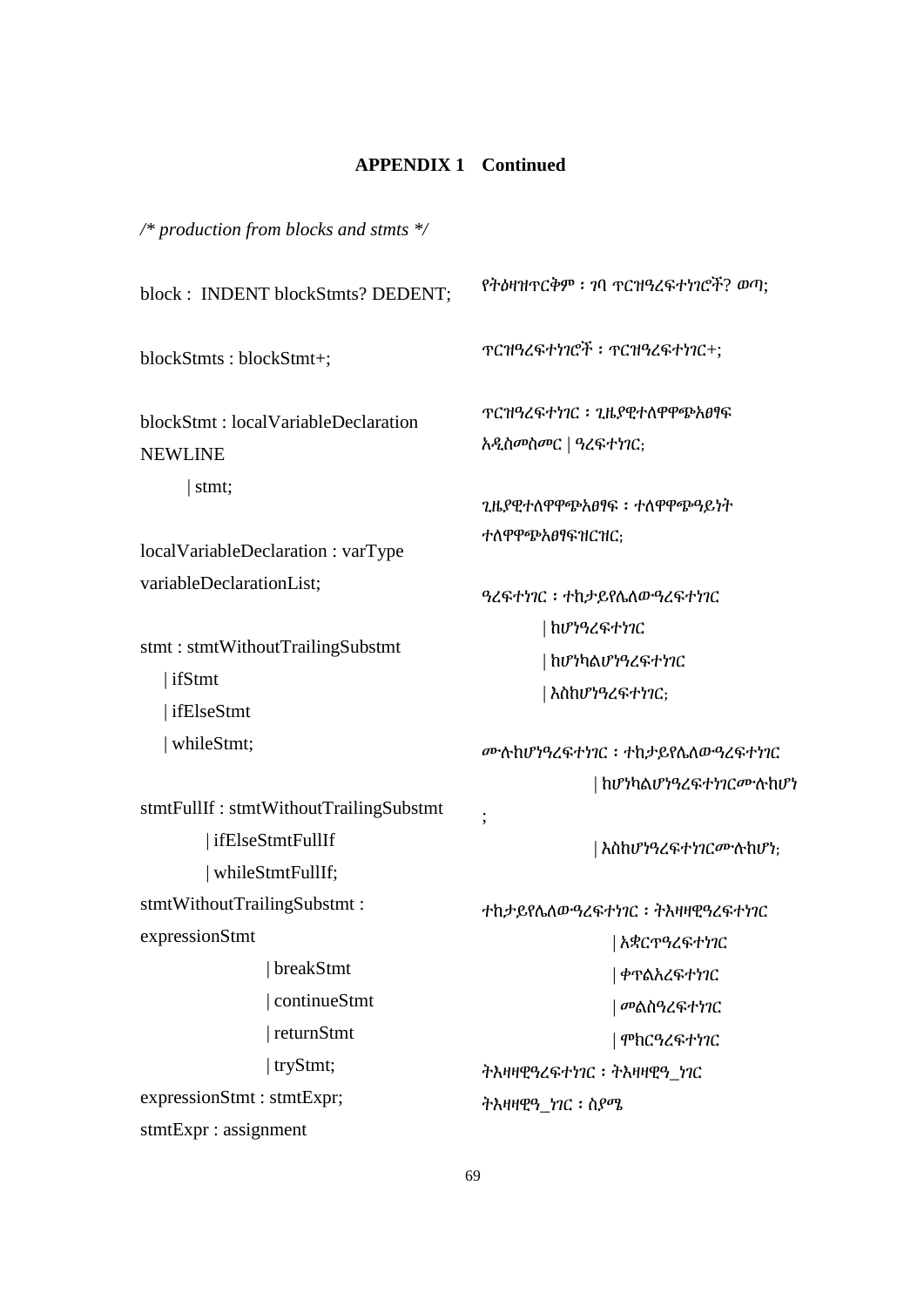**APPENDIX 1 Continued**

*/\* production from blocks and stmts \*/*

```
block : INDENT blockStmts? DEDENT;

blockStmts : blockStmt+;

blockStmt : localVariableDeclaration NEWLINE
        | stmt;

localVariableDeclaration : varType variableDeclarationList;

stmt : stmtWithoutTrailingSubstmt
    | ifStmt
    | ifElseStmt
    | whileStmt;

stmtFullIf : stmtWithoutTrailingSubstmt
        | ifElseStmtFullIf
        | whileStmtFullIf;
stmtWithoutTrailingSubstmt : expressionStmt
                | breakStmt
                | continueStmt
                | returnStmt
                | tryStmt;
expressionStmt : stmtExpr;
stmtExpr : assignment
```

```
የትዕዛዝጥርቅም ፡ ገባ ጥርዝዓረፍተነገሮች? ወጣ;

ጥርዝዓረፍተነገሮች ፡ ጥርዝዓረፍተነገር+;

ጥርዝዓረፍተነገር ፡ ጊዜያዊተለዋዋጭአፀፃፍ አዲስመስመር | ዓረፍተነገር;

ጊዜያዊተለዋዋጭአፀፃፍ ፡ ተለዋዋጭዓይነት ተለዋዋጭአፀፃፍዝርዝር;

ዓረፍተነገር ፡ ተከታይየሌለውዓረፍተነገር
        | ከሆነዓረፍተነገር
        | ከሆነካልሆነዓረፍተነገር
        | እስከሆነዓረፍተነገር;

ሙሉከሆነዓረፍተነገር ፡ ተከታይየሌለውዓረፍተነገር
            | ከሆነካልሆነዓረፍተነገርሙሉከሆነ
;
            | እስከሆነዓረፍተነገርሙሉከሆነ;

ተከታይየሌለውዓረፍተነገር ፡ ትእዛዛዊዓረፍተነገር
                | አቋርጥዓረፍተነገር
                | ቀጥልአረፍተነገር
                | መልስዓረፍተነገር
                | ሞክርዓረፍተነገር
ትእዛዛዊዓረፍተነገር ፡ ትእዛዛዊዓ_ነገር
ትእዛዛዊዓ_ነገር ፡ ስያሜ
```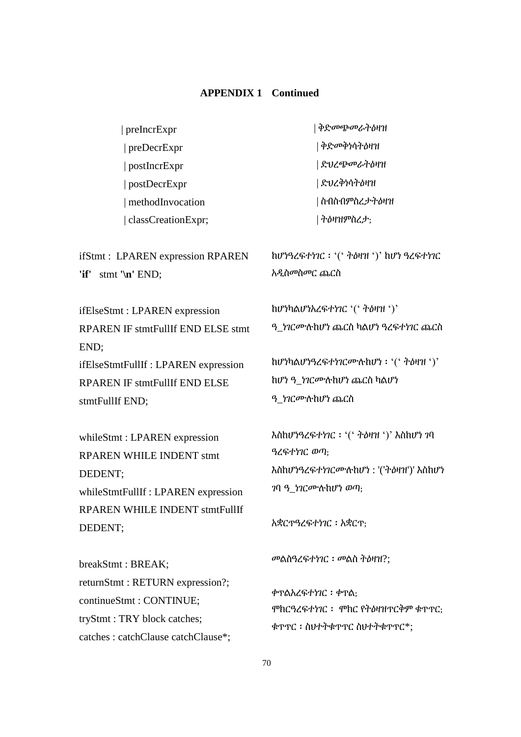**APPENDIX 1 Continued**

| | |
|---|---|
| \| preIncrExpr | \| ቅድመጭመራትዕዛዝ |
| \| preDecrExpr | \| ቅድመቅነሳትዕዛዝ |
| \| postIncrExpr | \| ድህረጭመራትዕዛዝ |
| \| postDecrExpr | \| ድህረቅነሳትዕዛዝ |
| \| methodInvocation | \| ስብስብምስረታትዕዛዝ |
| \| classCreationExpr; | \| ትዕዛዝምስረታ; |
| ifStmt : LPAREN expression RPAREN **'if'** stmt **'\n'** END; | ከሆነዓረፍተነገር ፡ '(' ትዕዛዝ ')' ከሆነ ዓረፍተነገር አዲስመስመር ጨርስ |
| ifElseStmt : LPAREN expression RPAREN IF stmtFullIf END ELSE stmt END; | ከሆነካልሆነአረፍተነገር '(' ትዕዛዝ ')' ዓ_ነገርሙሉከሆነ ጨርስ ካልሆነ ዓረፍተነገር ጨርስ |
| ifElseStmtFullIf : LPAREN expression RPAREN IF stmtFullIf END ELSE stmtFullIf END; | ከሆነካልሆነዓረፍተነገርሙሉከሆነ ፡ '(' ትዕዛዝ ')' ከሆነ ዓ_ነገርሙሉከሆነ ጨርስ ካልሆነ ዓ_ነገርሙሉከሆነ ጨርስ |
| whileStmt : LPAREN expression RPAREN WHILE INDENT stmt DEDENT; | እስከሆነዓረፍተነገር ፡ '(' ትዕዛዝ ')' እስከሆነ ገባ ዓረፍተነገር ወጣ; |
| whileStmtFullIf : LPAREN expression RPAREN WHILE INDENT stmtFullIf DEDENT; | እስከሆነዓረፍተነገርሙሉከሆነ : '('ትዕዛዝ')' እስከሆነ ገባ ዓ_ነገርሙሉከሆነ ወጣ; |
| breakStmt : BREAK; | አቋርጥዓረፍተነገር ፡ አቋርጥ; |
| returnStmt : RETURN expression?; | መልስዓረፍተነገር ፡ መልስ ትዕዛዝ?; |
| continueStmt : CONTINUE; | ቀጥልአረፍተነገር ፡ ቀጥል; |
| tryStmt : TRY block catches; | ሞክርዓረፍተነገር ፡ ሞክር የትዕዛዝጥርቅም ቁጥጥር; |
| catches : catchClause catchClause*; | ቁጥጥር ፡ ስህተትቁጥጥር ስህተትቁጥጥር*; |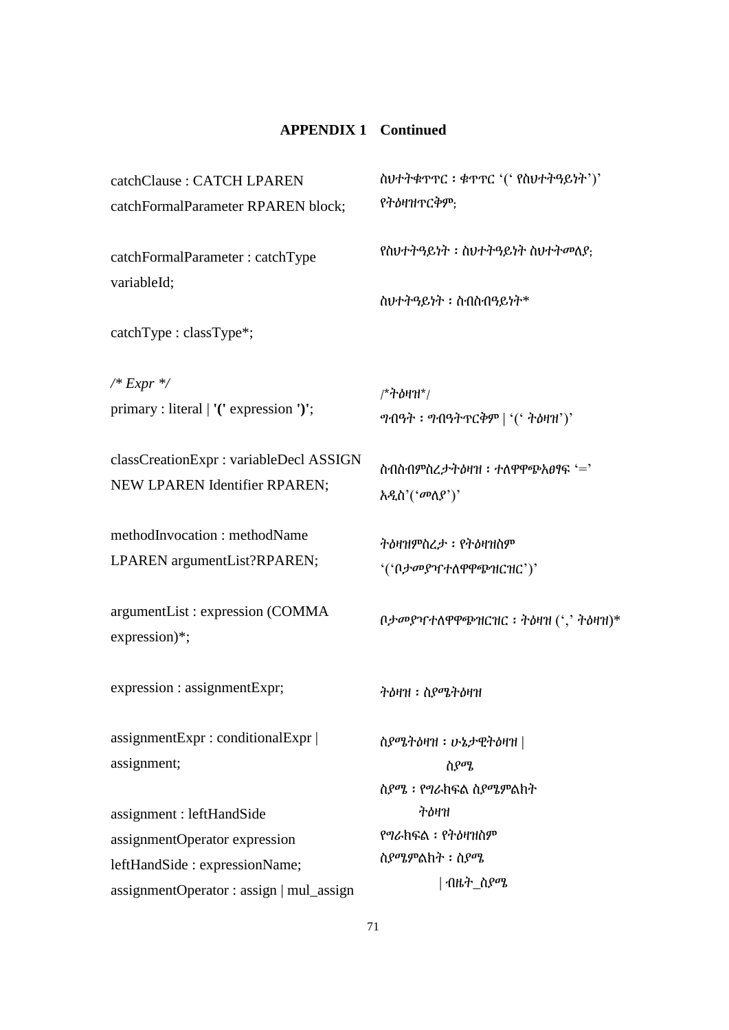## APPENDIX 1 Continued

| | |
|---|---|
| catchClause : CATCH LPAREN catchFormalParameter RPAREN block; | ስህተትቁጥጥር ፡ ቁጥጥር '(' የስህተትዓይነት')' የትዕዛዝጥርቅም; |
| catchFormalParameter : catchType variableId; | የስህተትዓይነት ፡ ስህተትዓይነት ስህተትመለያ; |
| catchType : classType*; | ስህተትዓይነት ፡ ስብስብዓይነት* |
| */\* Expr \*/* | /\*ትዕዛዝ\*/ |
| primary : literal \| **'('** expression **')'**; | ግብዓት ፡ ግብዓትጥርቅም \| '(' ትዕዛዝ')' |
| classCreationExpr : variableDecl ASSIGN NEW LPAREN Identifier RPAREN; | ስብስብምስረታትዕዛዝ ፡ ተለዋዋጭአፀፃፍ '=' አዲስ'('መለያ')' |
| methodInvocation : methodName LPAREN argumentList?RPAREN; | ትዕዛዝምስረታ ፡ የትዕዛዝስም '('ቦታመያዣተለዋዋጭዝርዝር')' |
| argumentList : expression (COMMA expression)*; | ቦታመያዣተለዋዋጭዝርዝር ፡ ትዕዛዝ (',' ትዕዛዝ)* |
| expression : assignmentExpr; | ትዕዛዝ ፡ ስያሜትዕዛዝ |
| assignmentExpr : conditionalExpr \| assignment; | ስያሜትዕዛዝ ፡ ሁኔታዊትዕዛዝ \| ስያሜ |
| assignment : leftHandSide assignmentOperator expression | ስያሜ ፡ የግራክፍል ስያሜምልክት ትዕዛዝ |
| leftHandSide : expressionName; | የግራክፍል ፡ የትዕዛዝስም |
| assignmentOperator : assign \| mul_assign | ስያሜምልክት ፡ ስያሜ \| ብዜት_ስያሜ |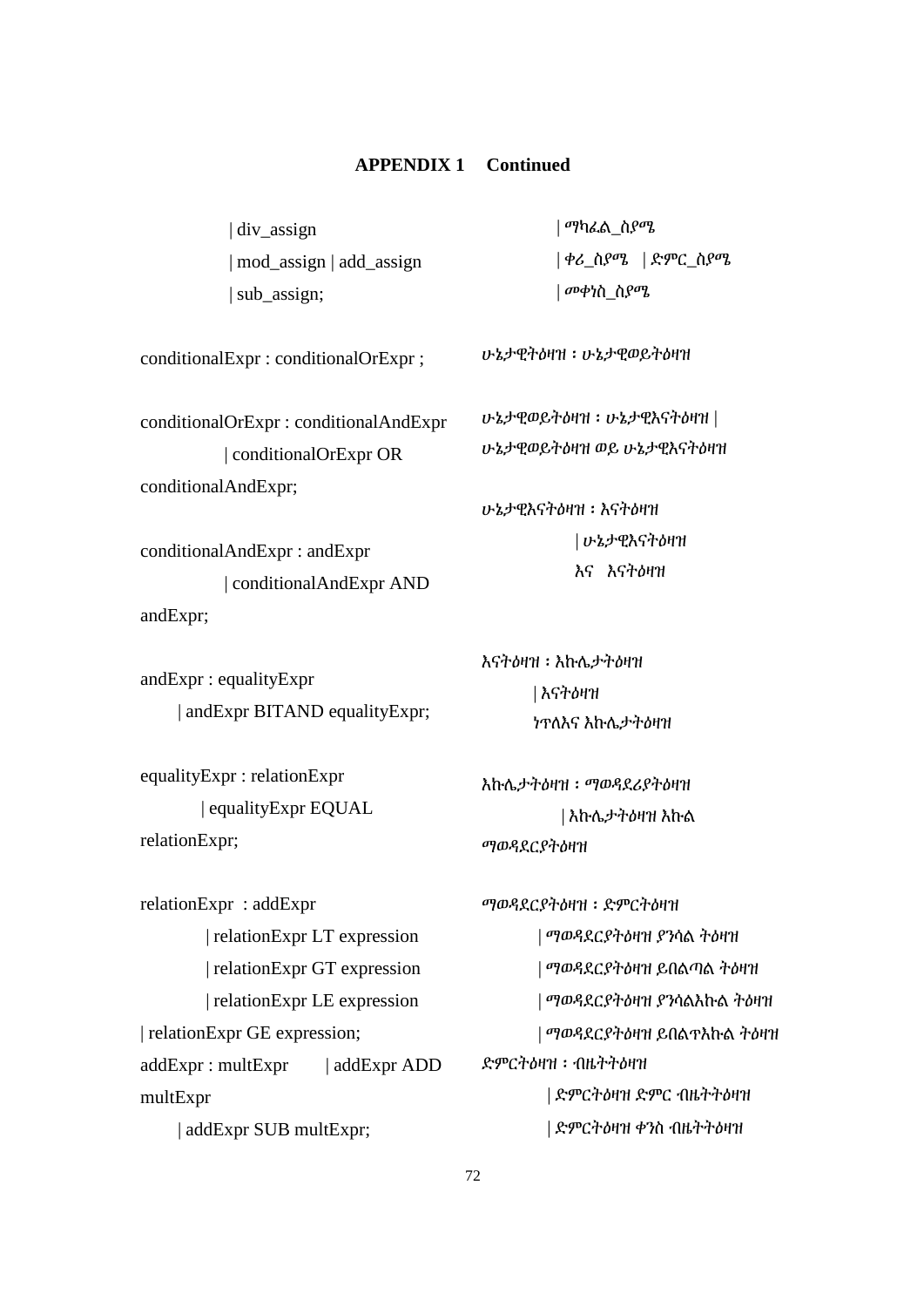## APPENDIX 1 Continued

| div_assign
| mod_assign | add_assign
| sub_assign;

| ማካፈል_ስያሜ
| ቀሪ_ስያሜ | ድምር_ስያሜ
| መቀነስ_ስያሜ

conditionalExpr : conditionalOrExpr ;

ሁኔታዊትዕዛዝ : ሁኔታዊወይትዕዛዝ

conditionalOrExpr : conditionalAndExpr
| conditionalOrExpr OR conditionalAndExpr;

ሁኔታዊወይትዕዛዝ : ሁኔታዊእናትዕዛዝ |
ሁኔታዊወይትዕዛዝ ወይ ሁኔታዊእናትዕዛዝ

conditionalAndExpr : andExpr
| conditionalAndExpr AND andExpr;

ሁኔታዊእናትዕዛዝ : እናትዕዛዝ
| ሁኔታዊእናትዕዛዝ
እና እናትዕዛዝ

andExpr : equalityExpr
| andExpr BITAND equalityExpr;

እናትዕዛዝ : እኩሌታትዕዛዝ
| እናትዕዛዝ
ነጥለእና እኩሌታትዕዛዝ

equalityExpr : relationExpr
| equalityExpr EQUAL relationExpr;

እኩሌታትዕዛዝ : ማወዳደሪያትዕዛዝ
| እኩሌታትዕዛዝ እኩል
ማወዳደርያትዕዛዝ

relationExpr : addExpr
| relationExpr LT expression
| relationExpr GT expression
| relationExpr LE expression
| relationExpr GE expression;

ማወዳደርያትዕዛዝ : ድምርትዕዛዝ
| ማወዳደርያትዕዛዝ ያንሳል ትዕዛዝ
| ማወዳደርያትዕዛዝ ይበልጣል ትዕዛዝ
| ማወዳደርያትዕዛዝ ያንሳልእኩል ትዕዛዝ
| ማወዳደርያትዕዛዝ ይበልጥእኩል ትዕዛዝ

addExpr : multExpr | addExpr ADD multExpr
| addExpr SUB multExpr;

ድምርትዕዛዝ : ብዜትትዕዛዝ
| ድምርትዕዛዝ ድምር ብዜትትዕዛዝ
| ድምርትዕዛዝ ቀንስ ብዜትትዕዛዝ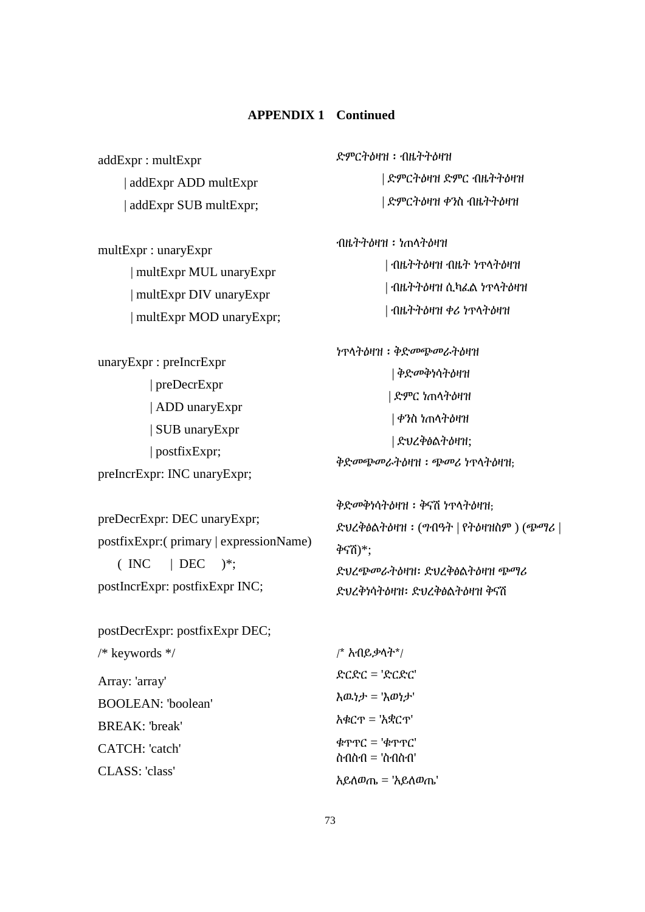**APPENDIX 1 Continued**

```
addExpr : multExpr
      | addExpr ADD multExpr
      | addExpr SUB multExpr;

multExpr : unaryExpr
       | multExpr MUL unaryExpr
       | multExpr DIV unaryExpr
       | multExpr MOD unaryExpr;

unaryExpr : preIncrExpr
          | preDecrExpr
          | ADD unaryExpr
          | SUB unaryExpr
          | postfixExpr;
preIncrExpr: INC unaryExpr;

preDecrExpr: DEC unaryExpr;
postfixExpr:( primary | expressionName)
    ( INC    | DEC    )*;
postIncrExpr: postfixExpr INC;

postDecrExpr: postfixExpr DEC;
/* keywords */
Array: 'array'
BOOLEAN: 'boolean'
BREAK: 'break'
CATCH: 'catch'
CLASS: 'class'
```

```
ድምርትዕዛዝ ፡ ብዜትትዕዛዝ
          | ድምርትዕዛዝ ድምር ብዜትትዕዛዝ
          | ድምርትዕዛዝ ቀንስ ብዜትትዕዛዝ

ብዜትትዕዛዝ ፡ ነጠላትዕዛዝ
          | ብዜትትዕዛዝ ብዜት ነጥላትዕዛዝ
          | ብዜትትዕዛዝ ሲካፈል ነጥላትዕዛዝ
          | ብዜትትዕዛዝ ቀሪ ነጥላትዕዛዝ

ነጥላትዕዛዝ ፡ ቅድመጭመራትዕዛዝ
          | ቅድመቅነሳትዕዛዝ
          | ድምር ነጠላትዕዛዝ
          | ቀንስ ነጠላትዕዛዝ
          | ድህረቅፅልትዕዛዝ;
ቅድመጭመራትዕዛዝ ፡ ጭመሪ ነጥላትዕዛዝ;

ቅድመቅነሳትዕዛዝ ፡ ቅናሽ ነጥላትዕዛዝ;
ድህረቅፅልትዕዛዝ ፡ (ግብዓት | የትዕዛዝስም ) (ጭማሪ |
ቅናሽ)*;
ድህረጭመራትዕዛዝ፡ ድህረቅፅልትዕዛዝ ጭማሪ
ድህረቅነሳትዕዛዝ፡ ድህረቅፅልትዕዛዝ ቅናሽ

/* አብይቃላት*/
ድርድር = 'ድርድር'
እዉነታ = 'እወነታ'
አቁርጥ = 'አቋርጥ'
ቁጥጥር = 'ቁጥጥር'
ስብስብ = 'ስብስብ'
አይለወጤ = 'አይለወጤ'
```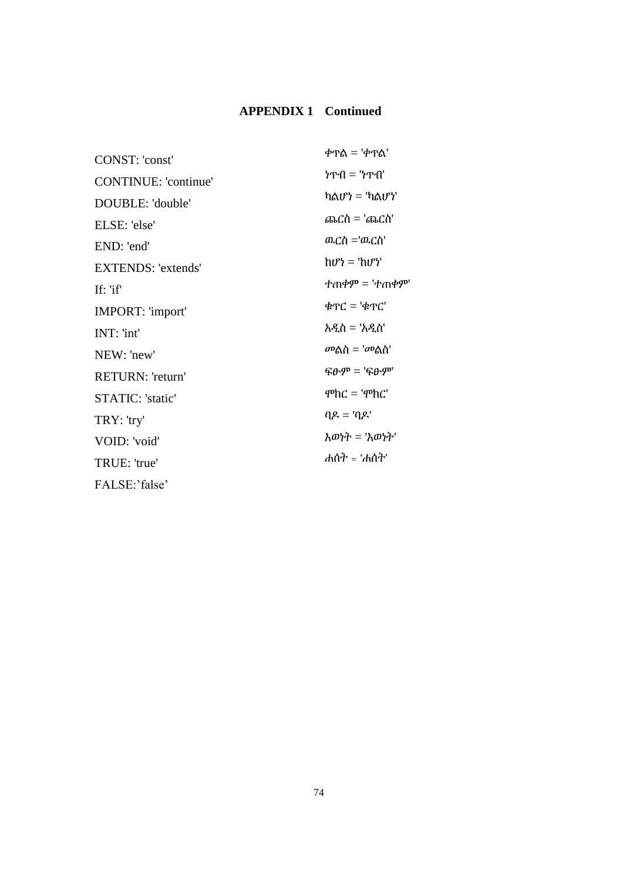**APPENDIX 1 Continued**

CONST: 'const'
CONTINUE: 'continue'
DOUBLE: 'double'
ELSE: 'else'
END: 'end'
EXTENDS: 'extends'
If: 'if'
IMPORT: 'import'
INT: 'int'
NEW: 'new'
RETURN: 'return'
STATIC: 'static'
TRY: 'try'
VOID: 'void'
TRUE: 'true'
FALSE:'false'

ቀጥል = 'ቀጥል'
ነጥብ = 'ነጥብ'
ካልሆነ = 'ካልሆነ'
ጨርስ = 'ጨርስ'
ዉርስ ='ዉርስ'
ከሆነ = 'ከሆነ'
ተጠቀም = 'ተጠቀም'
ቁጥር = 'ቁጥር'
አዲስ = 'አዲስ'
መልስ = 'መልስ'
ፍፁም = 'ፍፁም'
ሞክር = 'ሞክር'
ባዶ = 'ባዶ'
እወነት = 'እወነት'
ሐሰት = 'ሐሰት'